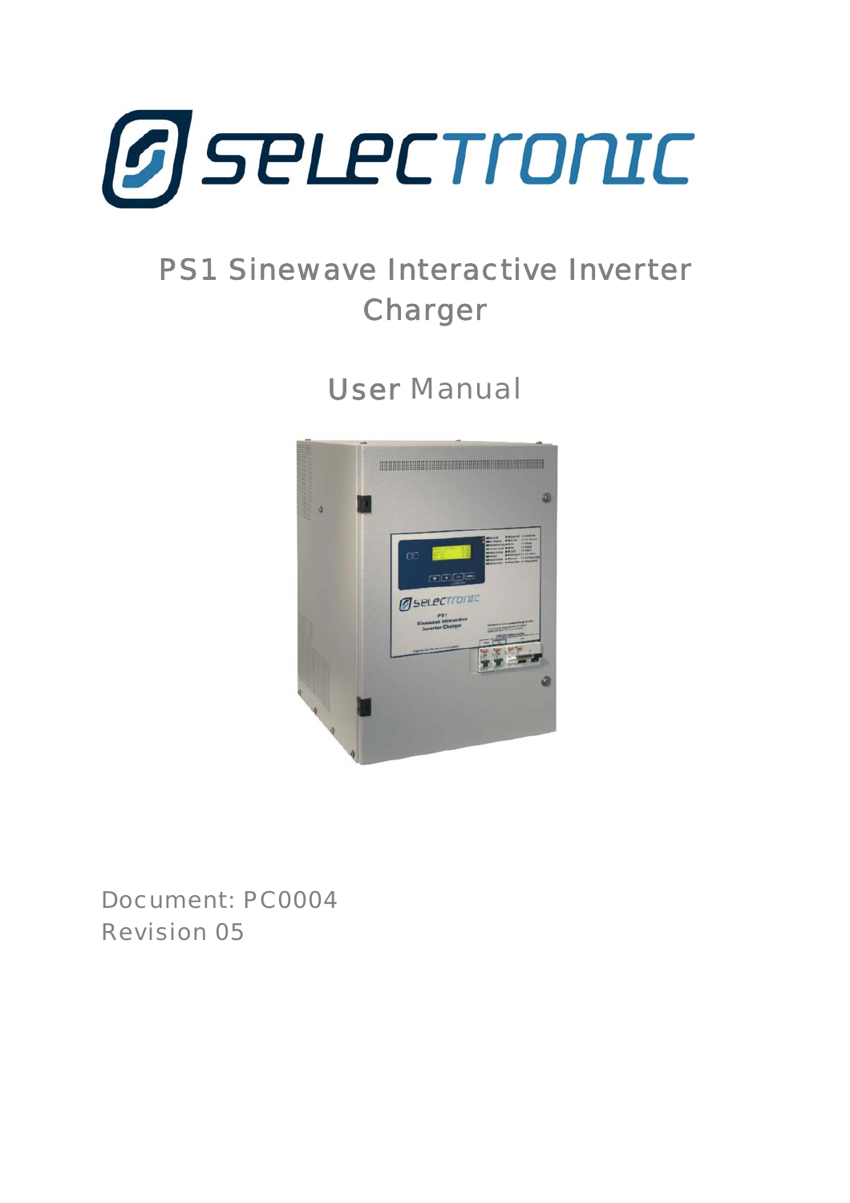# PS1 Sinewave Interactive Inverter Charger

## User Manual

Document: PC0004

Revision 05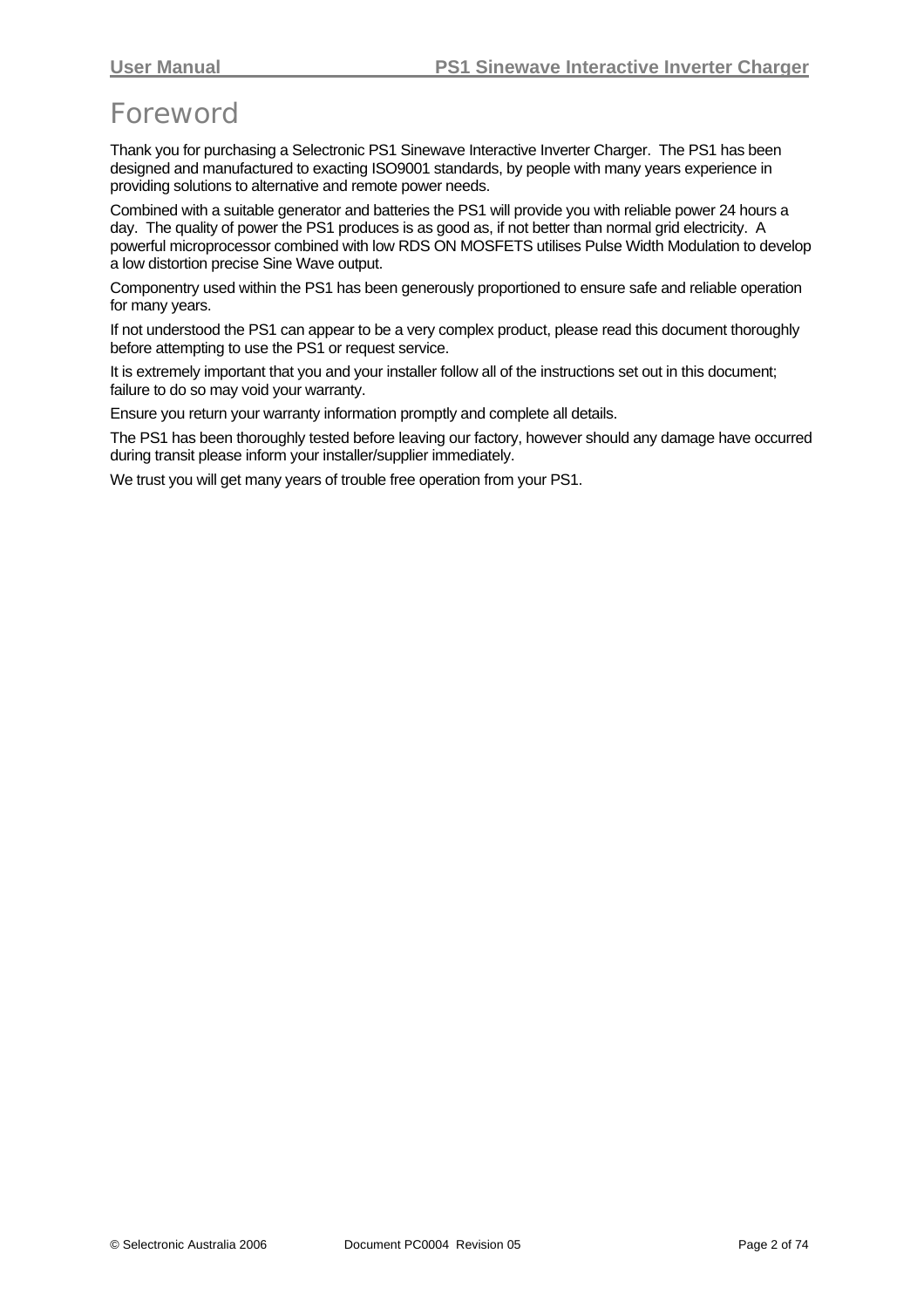# Foreword

Thank you for purchasing a Selectronic PS1 Sinewave Interactive Inverter Charger. The PS1 has been designed and manufactured to exacting ISO9001 standards, by people with many years experience in providing solutions to alternative and remote power needs.

Combined with a suitable generator and batteries the PS1 will provide you with reliable power 24 hours a day. The quality of power the PS1 produces is as good as, if not better than normal grid electricity. A powerful microprocessor combined with low RDS ON MOSFETS utilises Pulse Width Modulation to develop a low distortion precise Sine Wave output.

Componentry used within the PS1 has been generously proportioned to ensure safe and reliable operation for many years.

If not understood the PS1 can appear to be a very complex product, please read this document thoroughly before attempting to use the PS1 or request service.

It is extremely important that you and your installer follow all of the instructions set out in this document; failure to do so may void your warranty.

Ensure you return your warranty information promptly and complete all details.

The PS1 has been thoroughly tested before leaving our factory, however should any damage have occurred during transit please inform your installer/supplier immediately.

We trust you will get many years of trouble free operation from your PS1.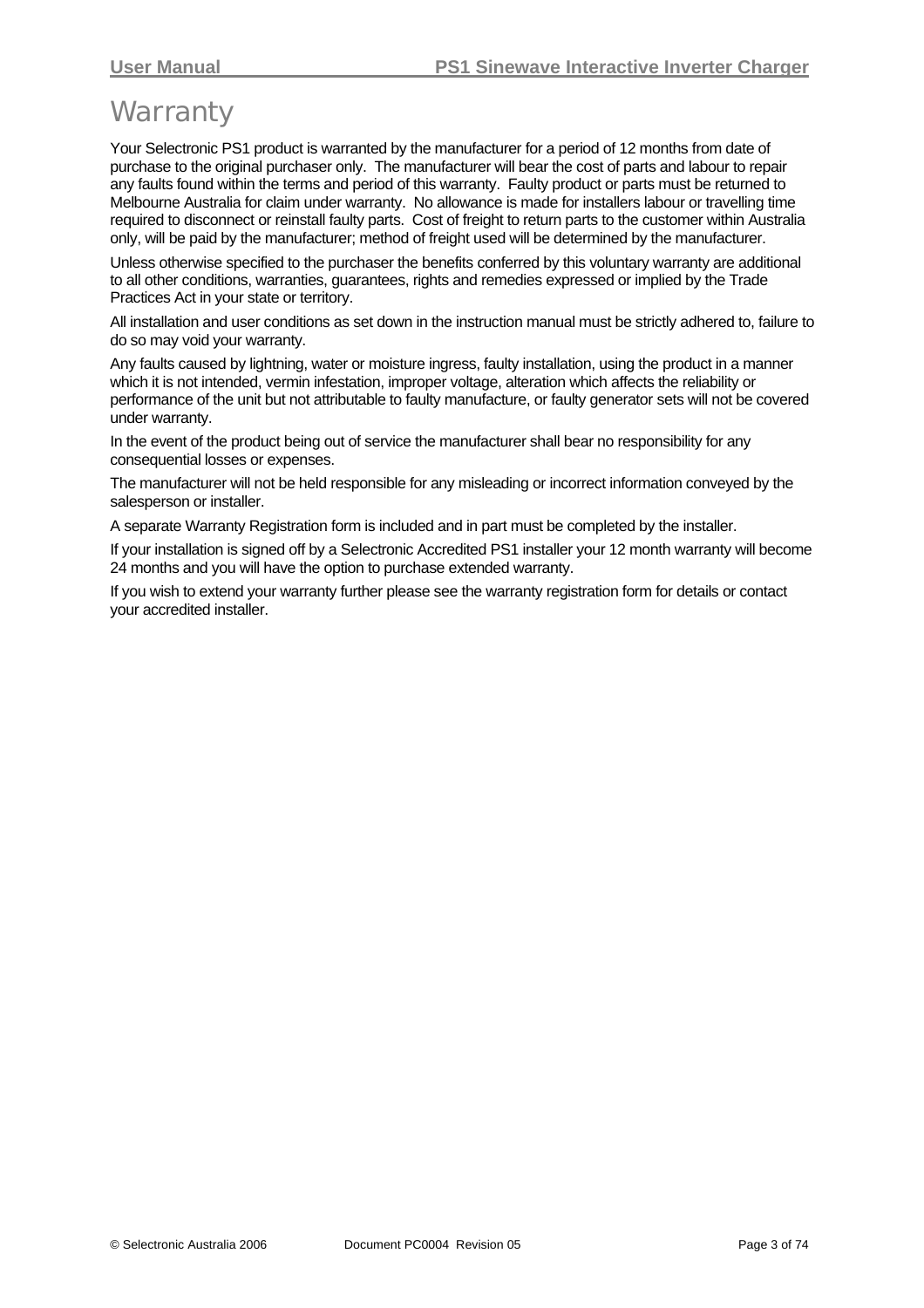# Warranty

Your Selectronic PS1 product is warranted by the manufacturer for a period of 12 months from date of purchase to the original purchaser only. The manufacturer will bear the cost of parts and labour to repair any faults found within the terms and period of this warranty. Faulty product or parts must be returned to Melbourne Australia for claim under warranty. No allowance is made for installers labour or travelling time required to disconnect or reinstall faulty parts. Cost of freight to return parts to the customer within Australia only, will be paid by the manufacturer; method of freight used will be determined by the manufacturer.

Unless otherwise specified to the purchaser the benefits conferred by this voluntary warranty are additional to all other conditions, warranties, guarantees, rights and remedies expressed or implied by the Trade Practices Act in your state or territory.

All installation and user conditions as set down in the instruction manual must be strictly adhered to, failure to do so may void your warranty.

Any faults caused by lightning, water or moisture ingress, faulty installation, using the product in a manner which it is not intended, vermin infestation, improper voltage, alteration which affects the reliability or performance of the unit but not attributable to faulty manufacture, or faulty generator sets will not be covered under warranty.

In the event of the product being out of service the manufacturer shall bear no responsibility for any consequential losses or expenses.

The manufacturer will not be held responsible for any misleading or incorrect information conveyed by the salesperson or installer.

A separate Warranty Registration form is included and in part must be completed by the installer.

If your installation is signed off by a Selectronic Accredited PS1 installer your 12 month warranty will become 24 months and you will have the option to purchase extended warranty.

If you wish to extend your warranty further please see the warranty registration form for details or contact your accredited installer.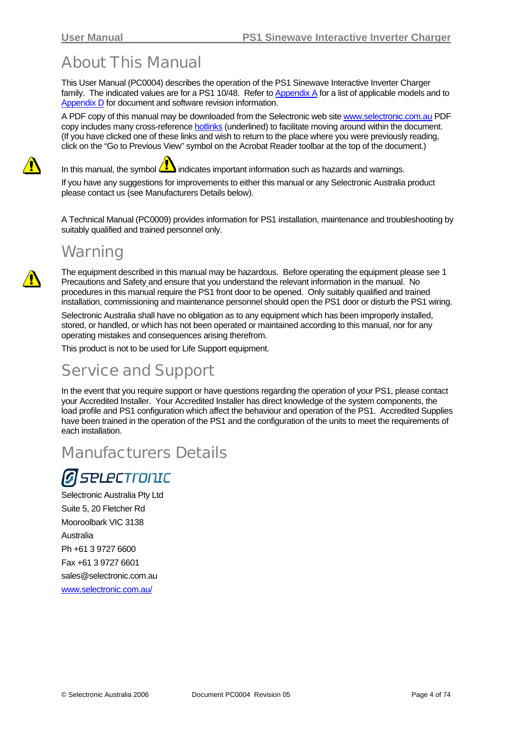# About This Manual

This User Manual (PC0004) describes the operation of the PS1 Sinewave Interactive Inverter Charger family. The indicated values are for a PS1 10/48. Refer to Appendix A for a list of applicable models and to Appendix D for document and software revision information.

A PDF copy of this manual may be downloaded from the Selectronic web site www.selectronic.com.au PDF copy includes many cross-reference hotlinks (underlined) to facilitate moving around within the document. (If you have clicked one of these links and wish to return to the place where you were previously reading, click on the "Go to Previous View" symbol on the Acrobat Reader toolbar at the top of the document.)

In this manual, the symbol ⚠ indicates important information such as hazards and warnings.

If you have any suggestions for improvements to either this manual or any Selectronic Australia product please contact us (see Manufacturers Details below).

A Technical Manual (PC0009) provides information for PS1 installation, maintenance and troubleshooting by suitably qualified and trained personnel only.

# Warning

The equipment described in this manual may be hazardous. Before operating the equipment please see 1 Precautions and Safety and ensure that you understand the relevant information in the manual. No procedures in this manual require the PS1 front door to be opened. Only suitably qualified and trained installation, commissioning and maintenance personnel should open the PS1 door or disturb the PS1 wiring.

Selectronic Australia shall have no obligation as to any equipment which has been improperly installed, stored, or handled, or which has not been operated or maintained according to this manual, nor for any operating mistakes and consequences arising therefrom.

This product is not to be used for Life Support equipment.

# Service and Support

In the event that you require support or have questions regarding the operation of your PS1, please contact your Accredited Installer. Your Accredited Installer has direct knowledge of the system components, the load profile and PS1 configuration which affect the behaviour and operation of the PS1. Accredited Supplies have been trained in the operation of the PS1 and the configuration of the units to meet the requirements of each installation.

# Manufacturers Details

SELECTRONIC

Selectronic Australia Pty Ltd

Suite 5, 20 Fletcher Rd

Mooroolbark VIC 3138

Australia

Ph +61 3 9727 6600

Fax +61 3 9727 6601

sales@selectronic.com.au

www.selectronic.com.au/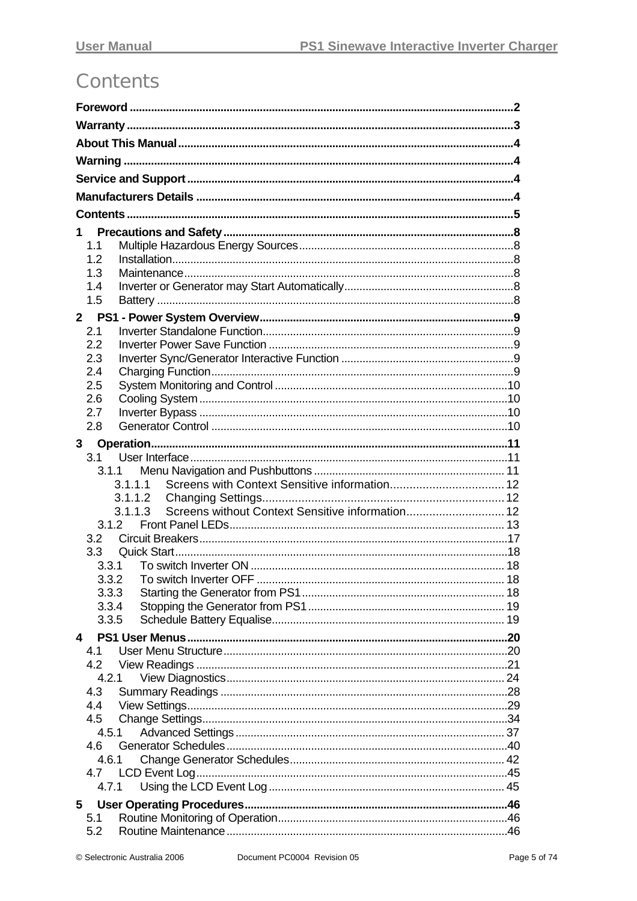# Contents

Foreword ....................................................................................................................2

Warranty ....................................................................................................................3

About This Manual ....................................................................................................4

Warning ......................................................................................................................4

Service and Support ..................................................................................................4

Manufacturers Details ...............................................................................................4

Contents .....................................................................................................................5

1 Precautions and Safety ..........................................................................................8
- 1.1 Multiple Hazardous Energy Sources ...............................................................8
- 1.2 Installation.......................................................................................................8
- 1.3 Maintenance....................................................................................................8
- 1.4 Inverter or Generator may Start Automatically.................................................8
- 1.5 Battery .............................................................................................................8

2 PS1 - Power System Overview ...............................................................................9
- 2.1 Inverter Standalone Function...........................................................................9
- 2.2 Inverter Power Save Function .........................................................................9
- 2.3 Inverter Sync/Generator Interactive Function .................................................9
- 2.4 Charging Function............................................................................................9
- 2.5 System Monitoring and Control .....................................................................10
- 2.6 Cooling System ..............................................................................................10
- 2.7 Inverter Bypass ..............................................................................................10
- 2.8 Generator Control ..........................................................................................10

3 Operation ..............................................................................................................11
- 3.1 User Interface.................................................................................................11
  - 3.1.1 Menu Navigation and Pushbuttons ......................................................... 11
    - 3.1.1.1 Screens with Context Sensitive information.......................................12
    - 3.1.1.2 Changing Settings..............................................................................12
    - 3.1.1.3 Screens without Context Sensitive information..................................12
  - 3.1.2 Front Panel LEDs.................................................................................... 13
- 3.2 Circuit Breakers..............................................................................................17
- 3.3 Quick Start......................................................................................................18
  - 3.3.1 To switch Inverter ON ............................................................................. 18
  - 3.3.2 To switch Inverter OFF ........................................................................... 18
  - 3.3.3 Starting the Generator from PS1 ............................................................ 18
  - 3.3.4 Stopping the Generator from PS1 .......................................................... 19
  - 3.3.5 Schedule Battery Equalise...................................................................... 19

4 PS1 User Menus ...................................................................................................20
- 4.1 User Menu Structure......................................................................................20
- 4.2 View Readings ...............................................................................................21
  - 4.2.1 View Diagnostics..................................................................................... 24
- 4.3 Summary Readings .......................................................................................28
- 4.4 View Settings..................................................................................................29
- 4.5 Change Settings.............................................................................................34
  - 4.5.1 Advanced Settings .................................................................................. 37
- 4.6 Generator Schedules .....................................................................................40
  - 4.6.1 Change Generator Schedules................................................................. 42
- 4.7 LCD Event Log...............................................................................................45
  - 4.7.1 Using the LCD Event Log ....................................................................... 45

5 User Operating Procedures ..................................................................................46
- 5.1 Routine Monitoring of Operation.....................................................................46
- 5.2 Routine Maintenance .....................................................................................46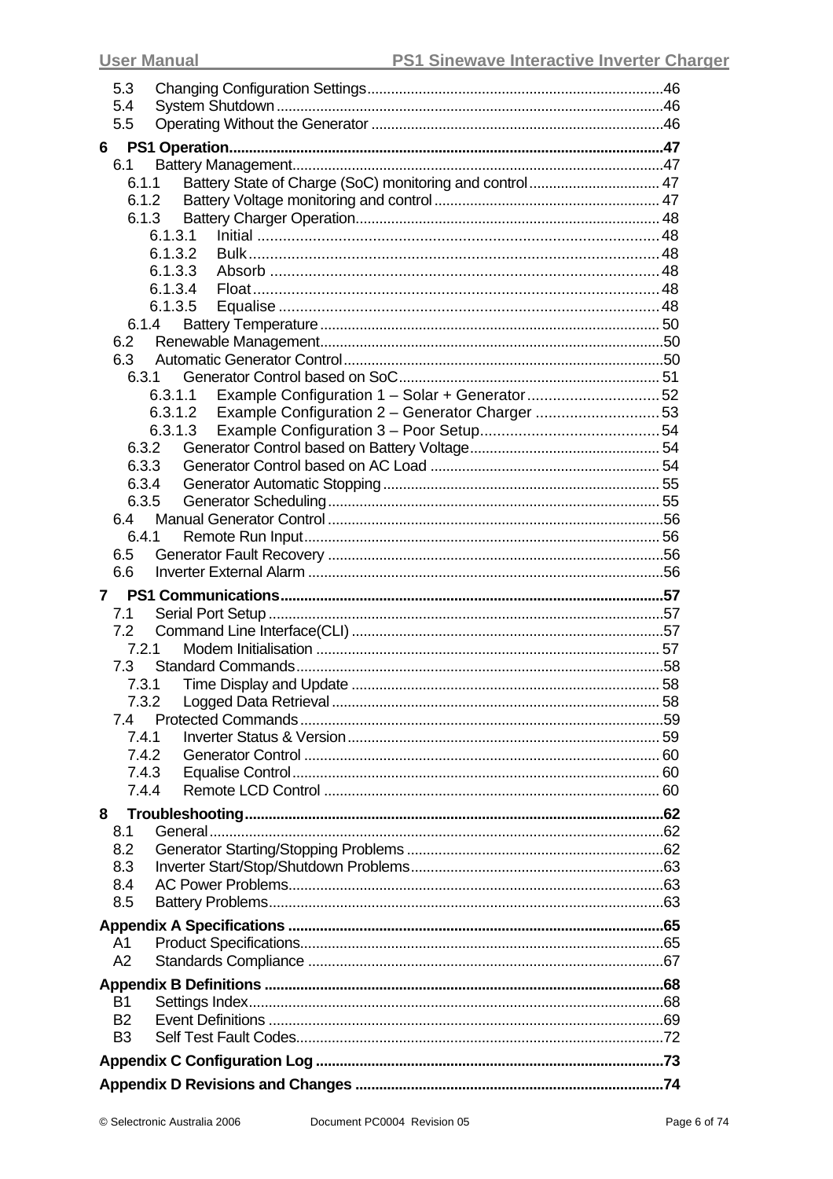5.3 Changing Configuration Settings ..... 46
5.4 System Shutdown ..... 46
5.5 Operating Without the Generator ..... 46

**6 PS1 Operation ..... 47**

6.1 Battery Management ..... 47
6.1.1 Battery State of Charge (SoC) monitoring and control ..... 47
6.1.2 Battery Voltage monitoring and control ..... 47
6.1.3 Battery Charger Operation ..... 48
6.1.3.1 Initial ..... 48
6.1.3.2 Bulk ..... 48
6.1.3.3 Absorb ..... 48
6.1.3.4 Float ..... 48
6.1.3.5 Equalise ..... 48
6.1.4 Battery Temperature ..... 50
6.2 Renewable Management ..... 50
6.3 Automatic Generator Control ..... 50
6.3.1 Generator Control based on SoC ..... 51
6.3.1.1 Example Configuration 1 – Solar + Generator ..... 52
6.3.1.2 Example Configuration 2 – Generator Charger ..... 53
6.3.1.3 Example Configuration 3 – Poor Setup ..... 54
6.3.2 Generator Control based on Battery Voltage ..... 54
6.3.3 Generator Control based on AC Load ..... 54
6.3.4 Generator Automatic Stopping ..... 55
6.3.5 Generator Scheduling ..... 55
6.4 Manual Generator Control ..... 56
6.4.1 Remote Run Input ..... 56
6.5 Generator Fault Recovery ..... 56
6.6 Inverter External Alarm ..... 56

**7 PS1 Communications ..... 57**

7.1 Serial Port Setup ..... 57
7.2 Command Line Interface(CLI) ..... 57
7.2.1 Modem Initialisation ..... 57
7.3 Standard Commands ..... 58
7.3.1 Time Display and Update ..... 58
7.3.2 Logged Data Retrieval ..... 58
7.4 Protected Commands ..... 59
7.4.1 Inverter Status & Version ..... 59
7.4.2 Generator Control ..... 60
7.4.3 Equalise Control ..... 60
7.4.4 Remote LCD Control ..... 60

**8 Troubleshooting ..... 62**

8.1 General ..... 62
8.2 Generator Starting/Stopping Problems ..... 62
8.3 Inverter Start/Stop/Shutdown Problems ..... 63
8.4 AC Power Problems ..... 63
8.5 Battery Problems ..... 63

**Appendix A Specifications ..... 65**

A1 Product Specifications ..... 65
A2 Standards Compliance ..... 67

**Appendix B Definitions ..... 68**

B1 Settings Index ..... 68
B2 Event Definitions ..... 69
B3 Self Test Fault Codes ..... 72

**Appendix C Configuration Log ..... 73**

**Appendix D Revisions and Changes ..... 74**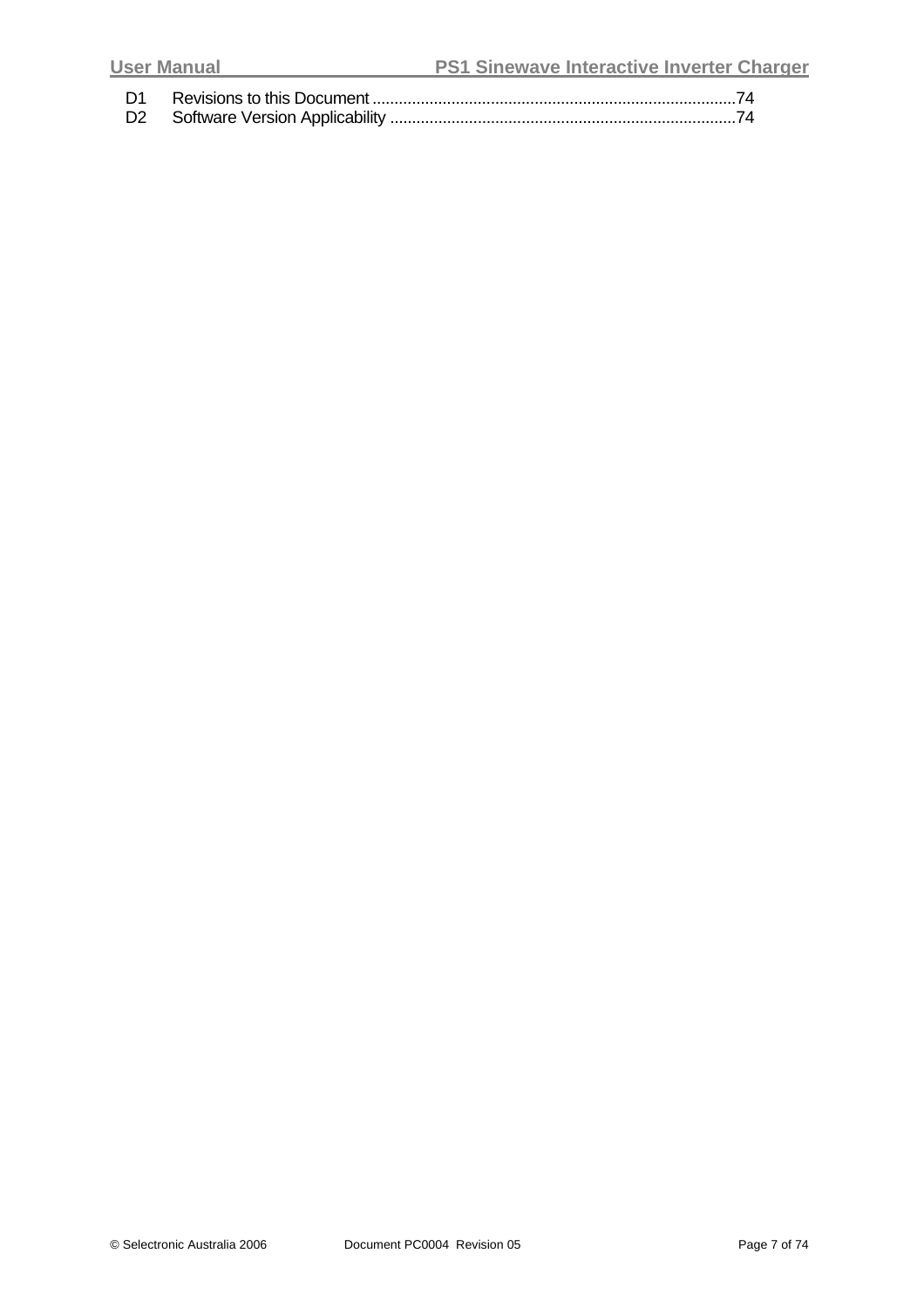D1 Revisions to this Document ..................................................................................74
D2 Software Version Applicability ..............................................................................74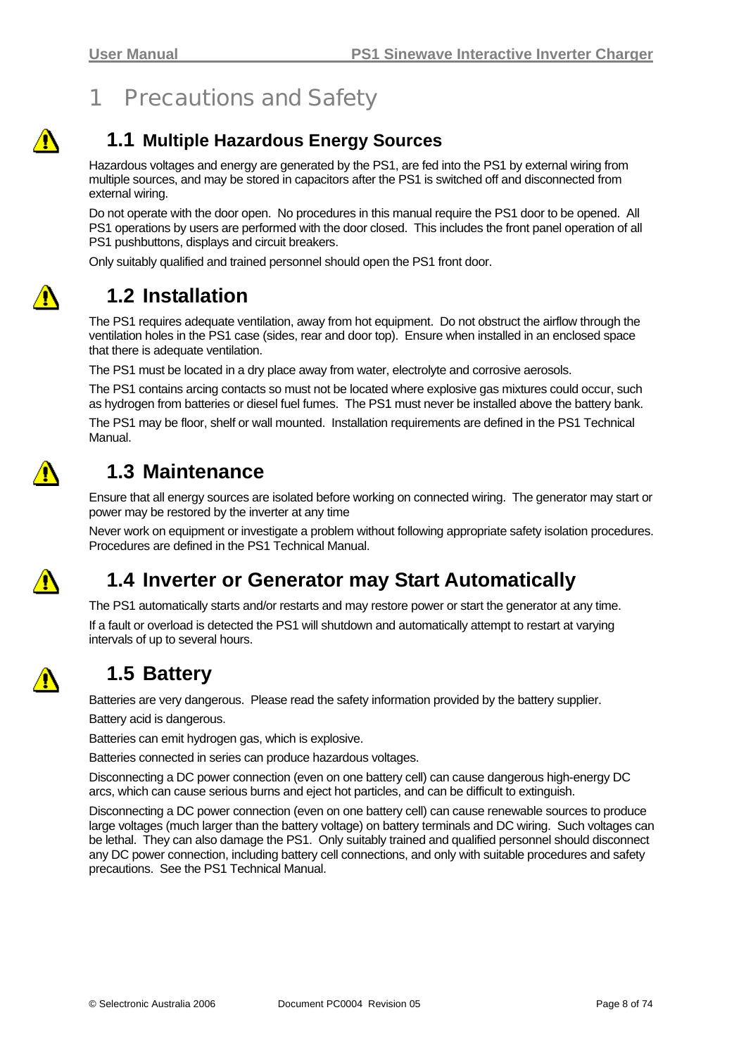# 1 Precautions and Safety

## 1.1 Multiple Hazardous Energy Sources

Hazardous voltages and energy are generated by the PS1, are fed into the PS1 by external wiring from multiple sources, and may be stored in capacitors after the PS1 is switched off and disconnected from external wiring.

Do not operate with the door open. No procedures in this manual require the PS1 door to be opened. All PS1 operations by users are performed with the door closed. This includes the front panel operation of all PS1 pushbuttons, displays and circuit breakers.

Only suitably qualified and trained personnel should open the PS1 front door.

## 1.2 Installation

The PS1 requires adequate ventilation, away from hot equipment. Do not obstruct the airflow through the ventilation holes in the PS1 case (sides, rear and door top). Ensure when installed in an enclosed space that there is adequate ventilation.

The PS1 must be located in a dry place away from water, electrolyte and corrosive aerosols.

The PS1 contains arcing contacts so must not be located where explosive gas mixtures could occur, such as hydrogen from batteries or diesel fuel fumes. The PS1 must never be installed above the battery bank.

The PS1 may be floor, shelf or wall mounted. Installation requirements are defined in the PS1 Technical Manual.

## 1.3 Maintenance

Ensure that all energy sources are isolated before working on connected wiring. The generator may start or power may be restored by the inverter at any time

Never work on equipment or investigate a problem without following appropriate safety isolation procedures. Procedures are defined in the PS1 Technical Manual.

## 1.4 Inverter or Generator may Start Automatically

The PS1 automatically starts and/or restarts and may restore power or start the generator at any time.

If a fault or overload is detected the PS1 will shutdown and automatically attempt to restart at varying intervals of up to several hours.

## 1.5 Battery

Batteries are very dangerous. Please read the safety information provided by the battery supplier.

Battery acid is dangerous.

Batteries can emit hydrogen gas, which is explosive.

Batteries connected in series can produce hazardous voltages.

Disconnecting a DC power connection (even on one battery cell) can cause dangerous high-energy DC arcs, which can cause serious burns and eject hot particles, and can be difficult to extinguish.

Disconnecting a DC power connection (even on one battery cell) can cause renewable sources to produce large voltages (much larger than the battery voltage) on battery terminals and DC wiring. Such voltages can be lethal. They can also damage the PS1. Only suitably trained and qualified personnel should disconnect any DC power connection, including battery cell connections, and only with suitable procedures and safety precautions. See the PS1 Technical Manual.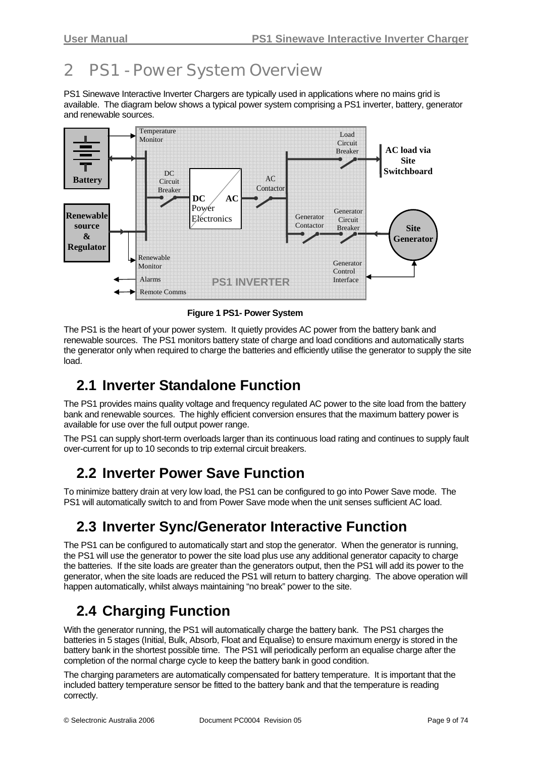# 2 PS1 - Power System Overview

PS1 Sinewave Interactive Inverter Chargers are typically used in applications where no mains grid is available. The diagram below shows a typical power system comprising a PS1 inverter, battery, generator and renewable sources.

**Figure 1 PS1- Power System**

The PS1 is the heart of your power system. It quietly provides AC power from the battery bank and renewable sources. The PS1 monitors battery state of charge and load conditions and automatically starts the generator only when required to charge the batteries and efficiently utilise the generator to supply the site load.

## 2.1 Inverter Standalone Function

The PS1 provides mains quality voltage and frequency regulated AC power to the site load from the battery bank and renewable sources. The highly efficient conversion ensures that the maximum battery power is available for use over the full output power range.

The PS1 can supply short-term overloads larger than its continuous load rating and continues to supply fault over-current for up to 10 seconds to trip external circuit breakers.

## 2.2 Inverter Power Save Function

To minimize battery drain at very low load, the PS1 can be configured to go into Power Save mode. The PS1 will automatically switch to and from Power Save mode when the unit senses sufficient AC load.

## 2.3 Inverter Sync/Generator Interactive Function

The PS1 can be configured to automatically start and stop the generator. When the generator is running, the PS1 will use the generator to power the site load plus use any additional generator capacity to charge the batteries. If the site loads are greater than the generators output, then the PS1 will add its power to the generator, when the site loads are reduced the PS1 will return to battery charging. The above operation will happen automatically, whilst always maintaining "no break" power to the site.

## 2.4 Charging Function

With the generator running, the PS1 will automatically charge the battery bank. The PS1 charges the batteries in 5 stages (Initial, Bulk, Absorb, Float and Equalise) to ensure maximum energy is stored in the battery bank in the shortest possible time. The PS1 will periodically perform an equalise charge after the completion of the normal charge cycle to keep the battery bank in good condition.

The charging parameters are automatically compensated for battery temperature. It is important that the included battery temperature sensor be fitted to the battery bank and that the temperature is reading correctly.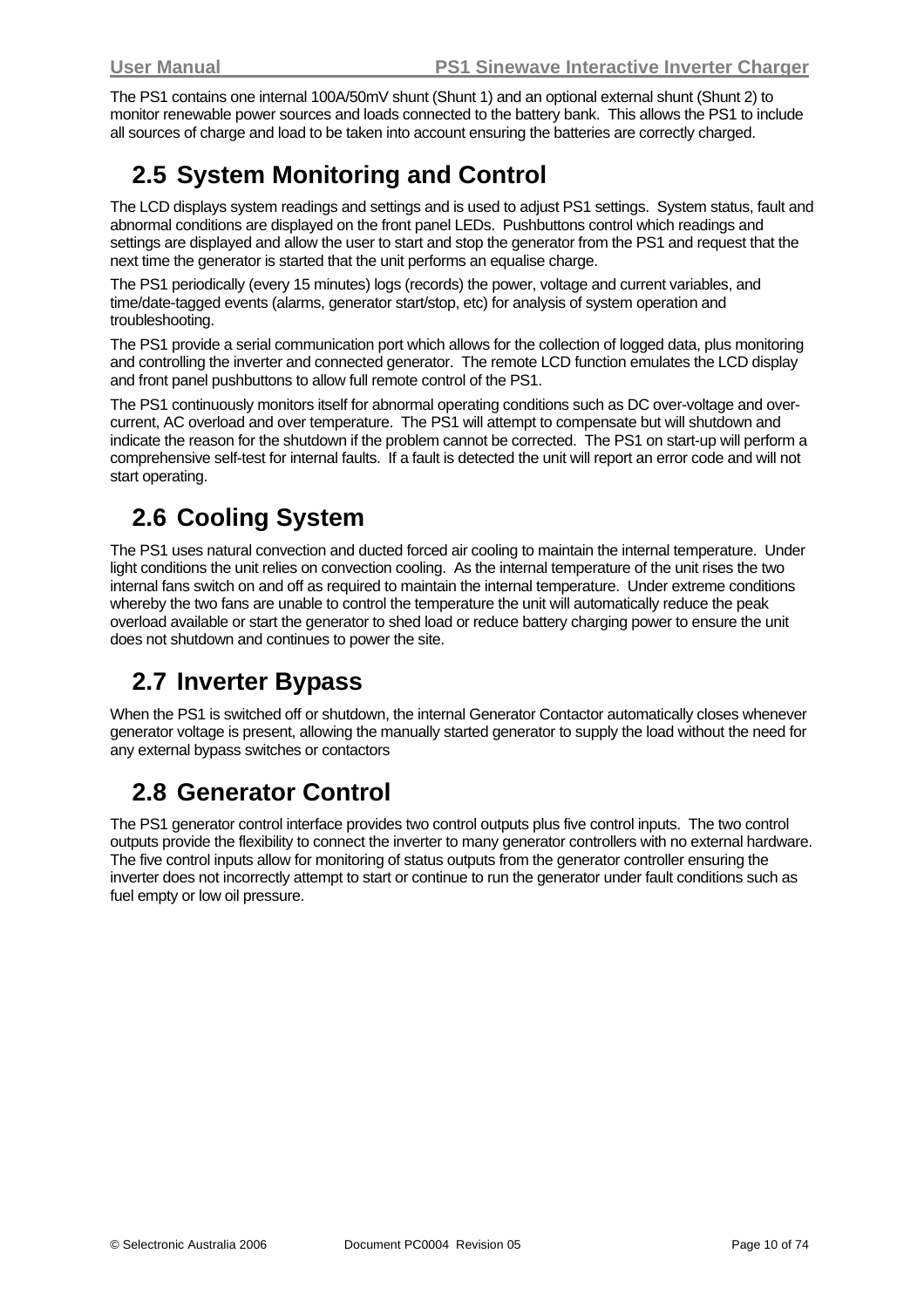The PS1 contains one internal 100A/50mV shunt (Shunt 1) and an optional external shunt (Shunt 2) to monitor renewable power sources and loads connected to the battery bank. This allows the PS1 to include all sources of charge and load to be taken into account ensuring the batteries are correctly charged.

## 2.5 System Monitoring and Control

The LCD displays system readings and settings and is used to adjust PS1 settings. System status, fault and abnormal conditions are displayed on the front panel LEDs. Pushbuttons control which readings and settings are displayed and allow the user to start and stop the generator from the PS1 and request that the next time the generator is started that the unit performs an equalise charge.

The PS1 periodically (every 15 minutes) logs (records) the power, voltage and current variables, and time/date-tagged events (alarms, generator start/stop, etc) for analysis of system operation and troubleshooting.

The PS1 provide a serial communication port which allows for the collection of logged data, plus monitoring and controlling the inverter and connected generator. The remote LCD function emulates the LCD display and front panel pushbuttons to allow full remote control of the PS1.

The PS1 continuously monitors itself for abnormal operating conditions such as DC over-voltage and over-current, AC overload and over temperature. The PS1 will attempt to compensate but will shutdown and indicate the reason for the shutdown if the problem cannot be corrected. The PS1 on start-up will perform a comprehensive self-test for internal faults. If a fault is detected the unit will report an error code and will not start operating.

## 2.6 Cooling System

The PS1 uses natural convection and ducted forced air cooling to maintain the internal temperature. Under light conditions the unit relies on convection cooling. As the internal temperature of the unit rises the two internal fans switch on and off as required to maintain the internal temperature. Under extreme conditions whereby the two fans are unable to control the temperature the unit will automatically reduce the peak overload available or start the generator to shed load or reduce battery charging power to ensure the unit does not shutdown and continues to power the site.

## 2.7 Inverter Bypass

When the PS1 is switched off or shutdown, the internal Generator Contactor automatically closes whenever generator voltage is present, allowing the manually started generator to supply the load without the need for any external bypass switches or contactors

## 2.8 Generator Control

The PS1 generator control interface provides two control outputs plus five control inputs. The two control outputs provide the flexibility to connect the inverter to many generator controllers with no external hardware. The five control inputs allow for monitoring of status outputs from the generator controller ensuring the inverter does not incorrectly attempt to start or continue to run the generator under fault conditions such as fuel empty or low oil pressure.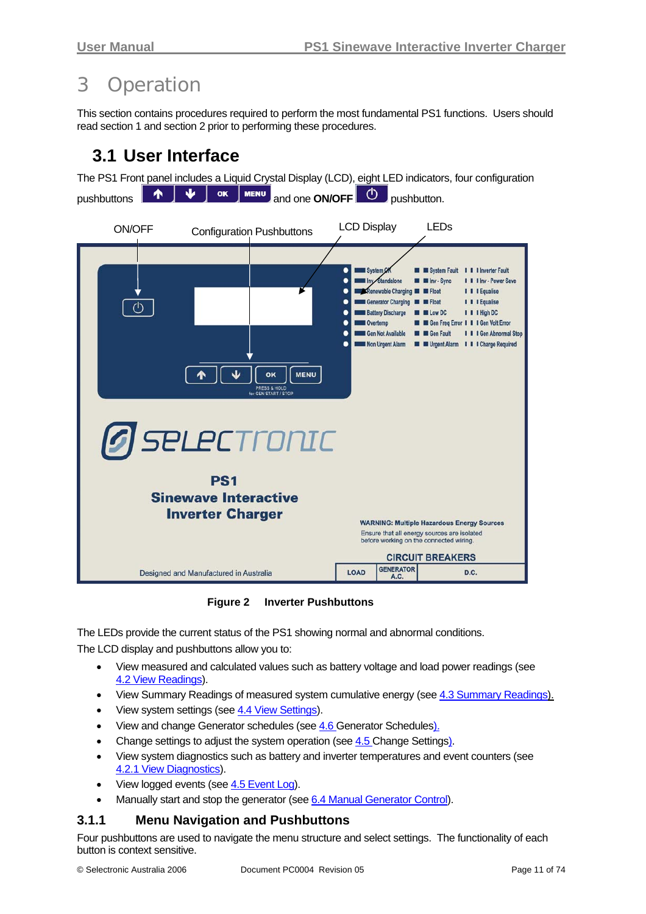# 3 Operation

This section contains procedures required to perform the most fundamental PS1 functions. Users should read section 1 and section 2 prior to performing these procedures.

## 3.1 User Interface

The PS1 Front panel includes a Liquid Crystal Display (LCD), eight LED indicators, four configuration pushbuttons ↑ ↓ OK MENU and one **ON/OFF** ⏻ pushbutton.

**Figure 2 Inverter Pushbuttons**

The LEDs provide the current status of the PS1 showing normal and abnormal conditions.

The LCD display and pushbuttons allow you to:

- View measured and calculated values such as battery voltage and load power readings (see 4.2 View Readings).
- View Summary Readings of measured system cumulative energy (see 4.3 Summary Readings).
- View system settings (see 4.4 View Settings).
- View and change Generator schedules (see 4.6 Generator Schedules).
- Change settings to adjust the system operation (see 4.5 Change Settings).
- View system diagnostics such as battery and inverter temperatures and event counters (see 4.2.1 View Diagnostics).
- View logged events (see 4.5 Event Log).
- Manually start and stop the generator (see 6.4 Manual Generator Control).

### 3.1.1 Menu Navigation and Pushbuttons

Four pushbuttons are used to navigate the menu structure and select settings. The functionality of each button is context sensitive.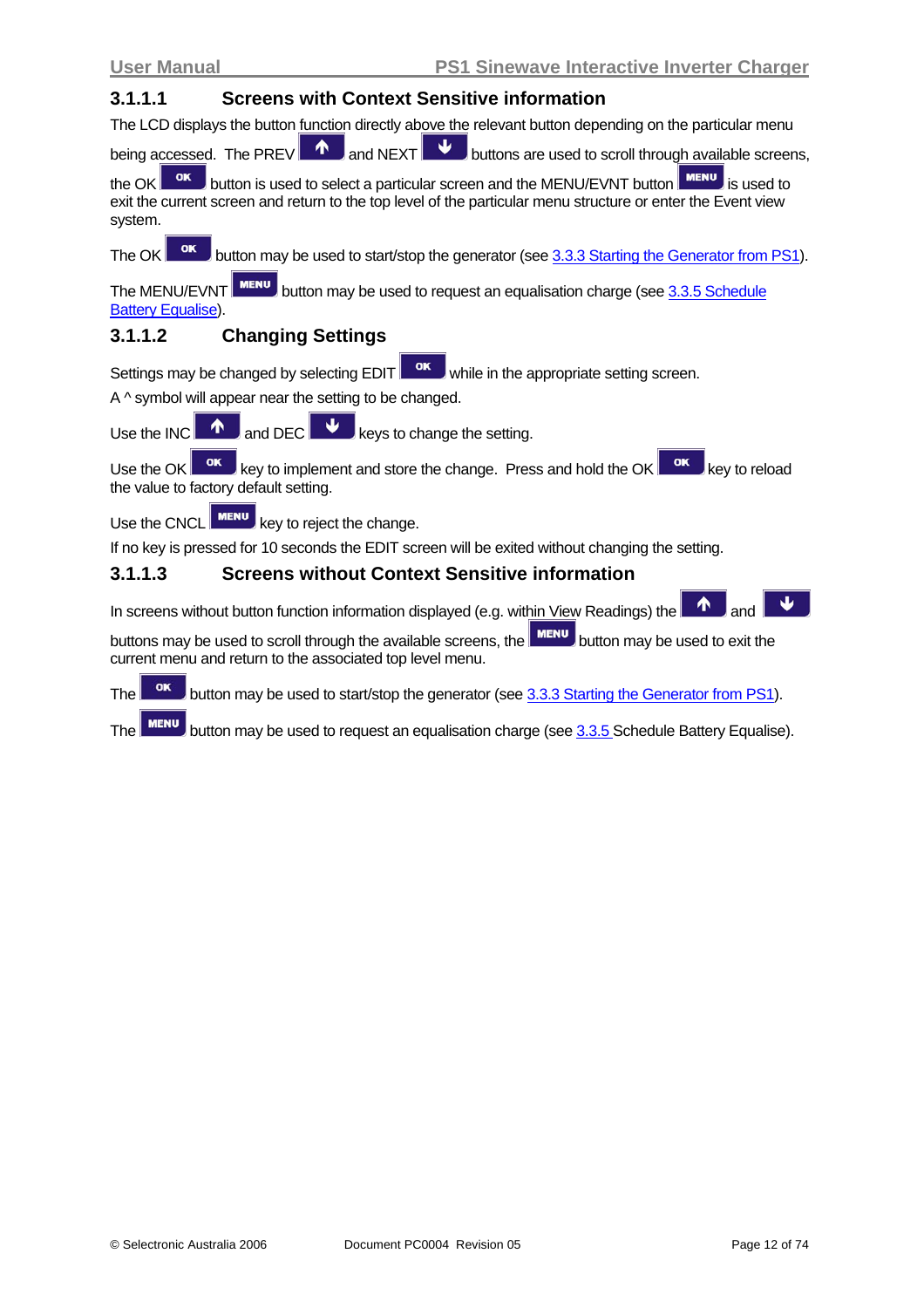### 3.1.1.1 Screens with Context Sensitive information

The LCD displays the button function directly above the relevant button depending on the particular menu being accessed. The PREV ↑ and NEXT ↓ buttons are used to scroll through available screens, the OK button is used to select a particular screen and the MENU/EVNT button MENU is used to exit the current screen and return to the top level of the particular menu structure or enter the Event view system.

The OK button may be used to start/stop the generator (see 3.3.3 Starting the Generator from PS1).

The MENU/EVNT MENU button may be used to request an equalisation charge (see 3.3.5 Schedule Battery Equalise).

### 3.1.1.2 Changing Settings

Settings may be changed by selecting EDIT OK while in the appropriate setting screen.

A ^ symbol will appear near the setting to be changed.

Use the INC ↑ and DEC ↓ keys to change the setting.

Use the OK key to implement and store the change. Press and hold the OK key to reload the value to factory default setting.

Use the CNCL MENU key to reject the change.

If no key is pressed for 10 seconds the EDIT screen will be exited without changing the setting.

### 3.1.1.3 Screens without Context Sensitive information

In screens without button function information displayed (e.g. within View Readings) the ↑ and ↓ buttons may be used to scroll through the available screens, the MENU button may be used to exit the current menu and return to the associated top level menu.

The OK button may be used to start/stop the generator (see 3.3.3 Starting the Generator from PS1).

The MENU button may be used to request an equalisation charge (see 3.3.5 Schedule Battery Equalise).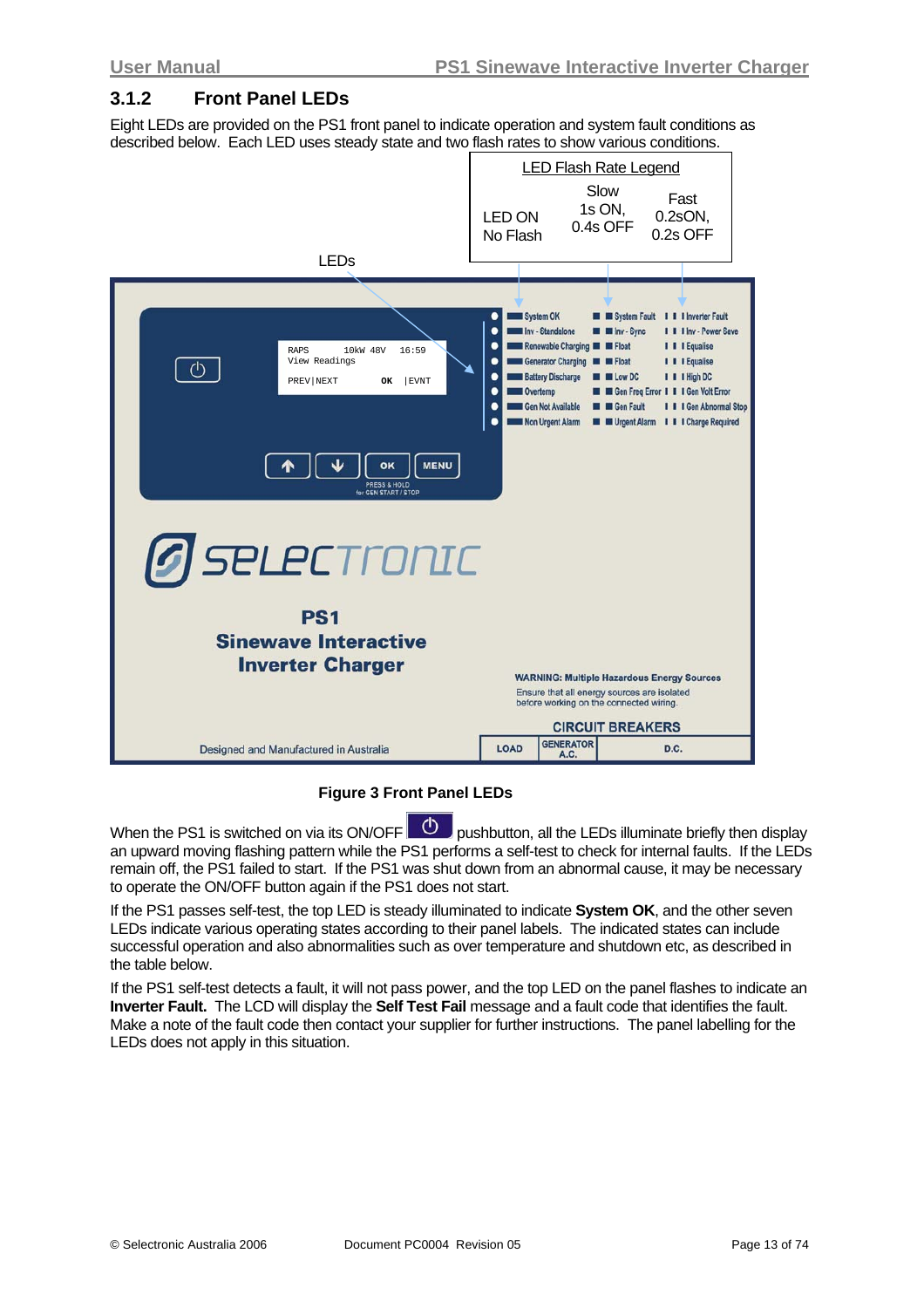### 3.1.2 Front Panel LEDs

Eight LEDs are provided on the PS1 front panel to indicate operation and system fault conditions as described below. Each LED uses steady state and two flash rates to show various conditions.

| LED Flash Rate Legend | | |
|---|---|---|
| LED ON No Flash | Slow 1s ON, 0.4s OFF | Fast 0.2sON, 0.2s OFF |

LEDs

| LED ON | Slow | Fast |
|---|---|---|
| System OK | System Fault | Inverter Fault |
| Inv - Standalone | Inv - Sync | Inv - Power Save |
| Renewable Charging | Float | Equalise |
| Generator Charging | Float | Equalise |
| Battery Discharge | Low DC | High DC |
| Overtemp | Gen Freq Error | Gen Volt Error |
| Gen Not Available | Gen Fault | Gen Abnormal Stop |
| Non Urgent Alarm | Urgent Alarm | Charge Required |

```
RAPS      10kW 48V    16:59
View Readings

PREV|NEXT        OK   |EVNT
```

OK MENU

PRESS & HOLD for GEN START / STOP

SELECTRONIC

**PS1**
**Sinewave Interactive Inverter Charger**

**WARNING: Multiple Hazardous Energy Sources**
Ensure that all energy sources are isolated before working on the connected wiring.

CIRCUIT BREAKERS

LOAD | GENERATOR A.C. | D.C.

Designed and Manufactured in Australia

**Figure 3 Front Panel LEDs**

When the PS1 is switched on via its ON/OFF pushbutton, all the LEDs illuminate briefly then display an upward moving flashing pattern while the PS1 performs a self-test to check for internal faults. If the LEDs remain off, the PS1 failed to start. If the PS1 was shut down from an abnormal cause, it may be necessary to operate the ON/OFF button again if the PS1 does not start.

If the PS1 passes self-test, the top LED is steady illuminated to indicate **System OK**, and the other seven LEDs indicate various operating states according to their panel labels. The indicated states can include successful operation and also abnormalities such as over temperature and shutdown etc, as described in the table below.

If the PS1 self-test detects a fault, it will not pass power, and the top LED on the panel flashes to indicate an **Inverter Fault.** The LCD will display the **Self Test Fail** message and a fault code that identifies the fault. Make a note of the fault code then contact your supplier for further instructions. The panel labelling for the LEDs does not apply in this situation.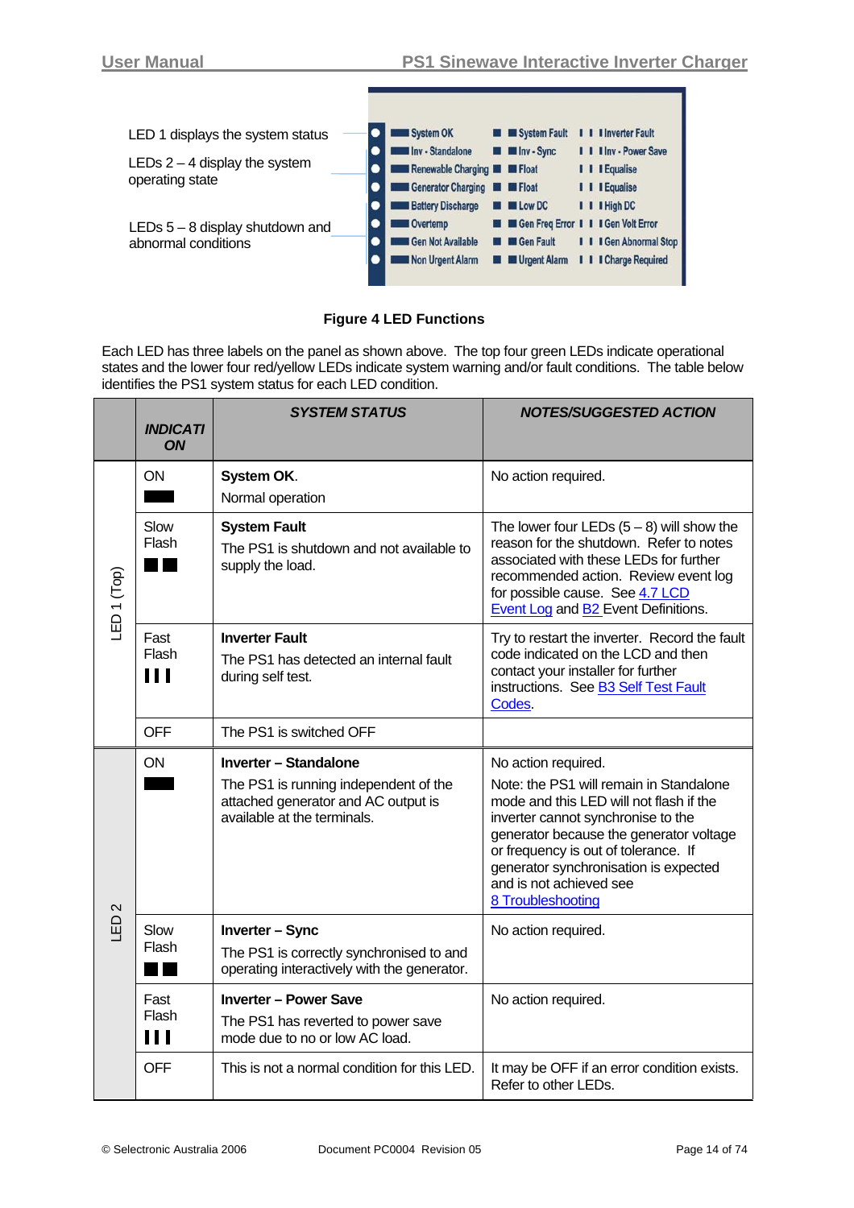LED 1 displays the system status

LEDs 2 – 4 display the system operating state

LEDs 5 – 8 display shutdown and abnormal conditions

| | | |
|---|---|---|
| System OK | System Fault | Inverter Fault |
| Inv - Standalone | Inv - Sync | Inv - Power Save |
| Renewable Charging | Float | Equalise |
| Generator Charging | Float | Equalise |
| Battery Discharge | Low DC | High DC |
| Overtemp | Gen Freq Error | Gen Volt Error |
| Gen Not Available | Gen Fault | Gen Abnormal Stop |
| Non Urgent Alarm | Urgent Alarm | Charge Required |

**Figure 4 LED Functions**

Each LED has three labels on the panel as shown above. The top four green LEDs indicate operational states and the lower four red/yellow LEDs indicate system warning and/or fault conditions. The table below identifies the PS1 system status for each LED condition.

| | *INDICATION* | *SYSTEM STATUS* | *NOTES/SUGGESTED ACTION* |
|---|---|---|---|
| LED 1 (Top) | ON ▬ | **System OK.** Normal operation | No action required. |
| | Slow Flash ■ ■ | **System Fault** The PS1 is shutdown and not available to supply the load. | The lower four LEDs (5 – 8) will show the reason for the shutdown. Refer to notes associated with these LEDs for further recommended action. Review event log for possible cause. See 4.7 LCD Event Log and B2 Event Definitions. |
| | Fast Flash ❙❙❙ | **Inverter Fault** The PS1 has detected an internal fault during self test. | Try to restart the inverter. Record the fault code indicated on the LCD and then contact your installer for further instructions. See B3 Self Test Fault Codes. |
| | OFF | The PS1 is switched OFF | |
| LED 2 | ON ▬ | **Inverter – Standalone** The PS1 is running independent of the attached generator and AC output is available at the terminals. | No action required. Note: the PS1 will remain in Standalone mode and this LED will not flash if the inverter cannot synchronise to the generator because the generator voltage or frequency is out of tolerance. If generator synchronisation is expected and is not achieved see 8 Troubleshooting |
| | Slow Flash ■ ■ | **Inverter – Sync** The PS1 is correctly synchronised to and operating interactively with the generator. | No action required. |
| | Fast Flash ❙❙❙ | **Inverter – Power Save** The PS1 has reverted to power save mode due to no or low AC load. | No action required. |
| | OFF | This is not a normal condition for this LED. | It may be OFF if an error condition exists. Refer to other LEDs. |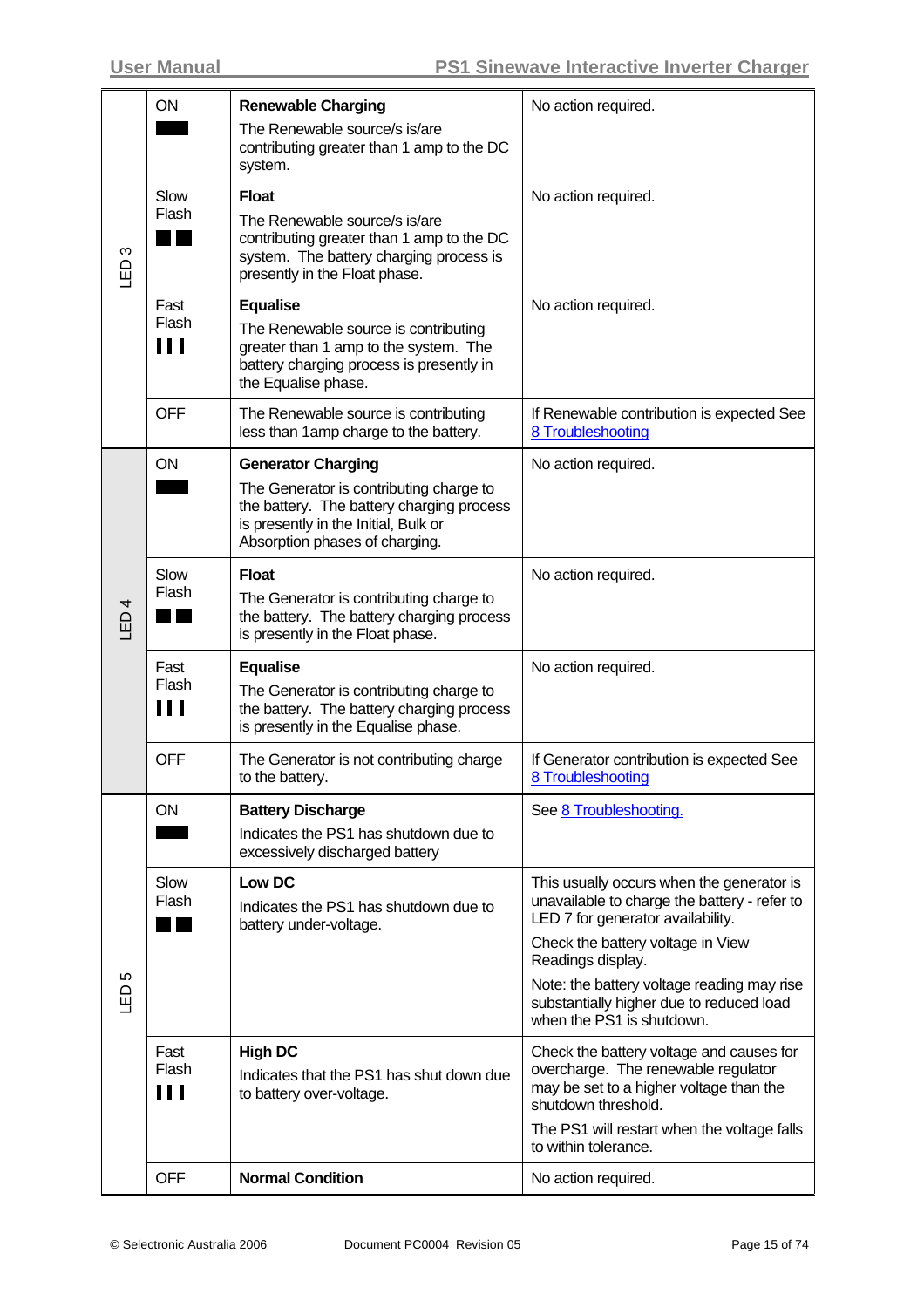| LED | State | Indication | Action |
|---|---|---|---|
| LED 3 | ON | **Renewable Charging**<br>The Renewable source/s is/are contributing greater than 1 amp to the DC system. | No action required. |
| | Slow Flash | **Float**<br>The Renewable source/s is/are contributing greater than 1 amp to the DC system. The battery charging process is presently in the Float phase. | No action required. |
| | Fast Flash | **Equalise**<br>The Renewable source is contributing greater than 1 amp to the system. The battery charging process is presently in the Equalise phase. | No action required. |
| | OFF | The Renewable source is contributing less than 1amp charge to the battery. | If Renewable contribution is expected See 8 Troubleshooting |
| LED 4 | ON | **Generator Charging**<br>The Generator is contributing charge to the battery. The battery charging process is presently in the Initial, Bulk or Absorption phases of charging. | No action required. |
| | Slow Flash | **Float**<br>The Generator is contributing charge to the battery. The battery charging process is presently in the Float phase. | No action required. |
| | Fast Flash | **Equalise**<br>The Generator is contributing charge to the battery. The battery charging process is presently in the Equalise phase. | No action required. |
| | OFF | The Generator is not contributing charge to the battery. | If Generator contribution is expected See 8 Troubleshooting |
| LED 5 | ON | **Battery Discharge**<br>Indicates the PS1 has shutdown due to excessively discharged battery | See 8 Troubleshooting. |
| | Slow Flash | **Low DC**<br>Indicates the PS1 has shutdown due to battery under-voltage. | This usually occurs when the generator is unavailable to charge the battery - refer to LED 7 for generator availability.<br>Check the battery voltage in View Readings display.<br>Note: the battery voltage reading may rise substantially higher due to reduced load when the PS1 is shutdown. |
| | Fast Flash | **High DC**<br>Indicates that the PS1 has shut down due to battery over-voltage. | Check the battery voltage and causes for overcharge. The renewable regulator may be set to a higher voltage than the shutdown threshold.<br>The PS1 will restart when the voltage falls to within tolerance. |
| | OFF | **Normal Condition** | No action required. |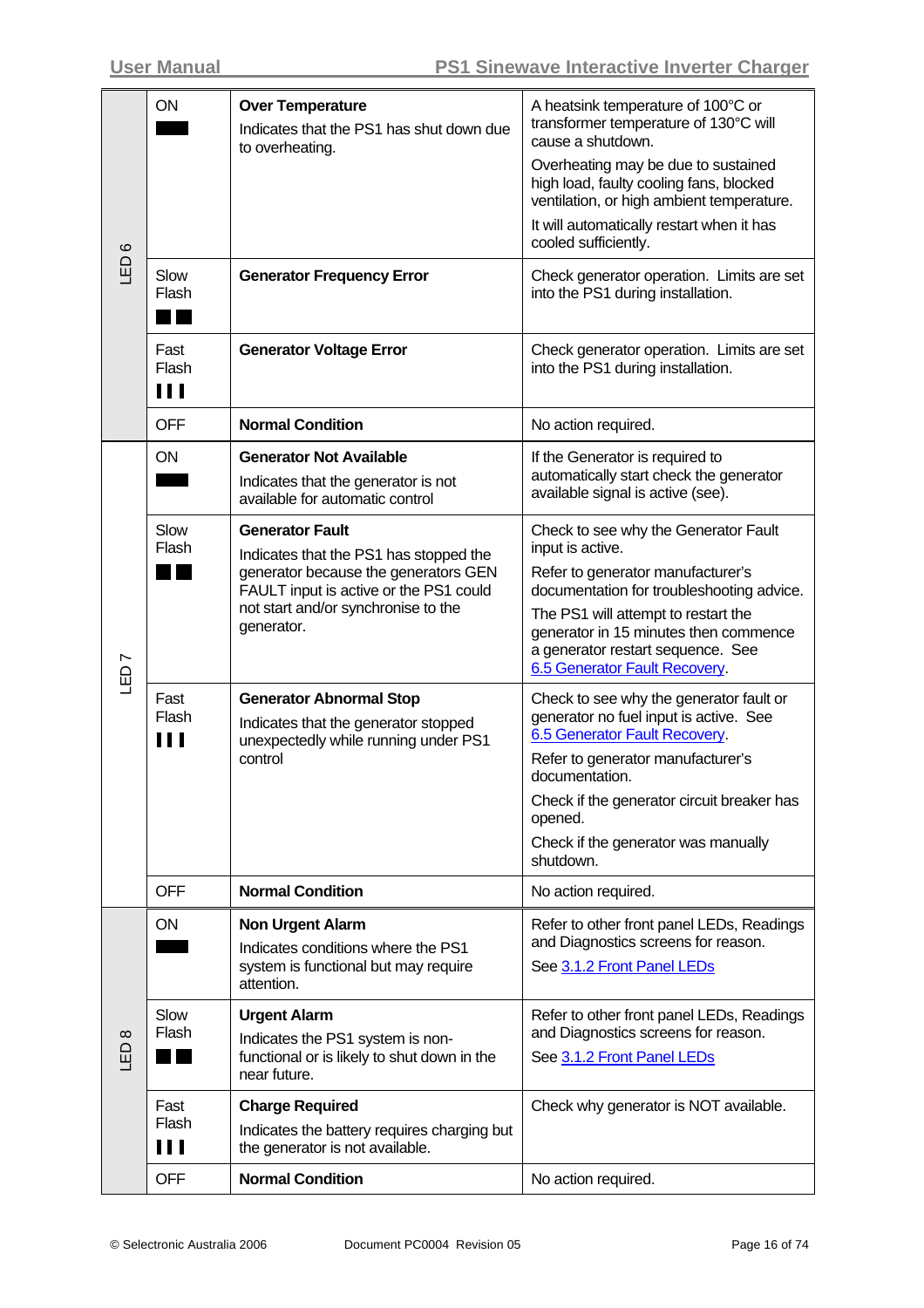| | | | |
|---|---|---|---|
| LED 6 | ON | **Over Temperature**<br>Indicates that the PS1 has shut down due to overheating. | A heatsink temperature of 100°C or transformer temperature of 130°C will cause a shutdown.<br>Overheating may be due to sustained high load, faulty cooling fans, blocked ventilation, or high ambient temperature.<br>It will automatically restart when it has cooled sufficiently. |
| | Slow Flash | **Generator Frequency Error** | Check generator operation. Limits are set into the PS1 during installation. |
| | Fast Flash | **Generator Voltage Error** | Check generator operation. Limits are set into the PS1 during installation. |
| | OFF | **Normal Condition** | No action required. |
| LED 7 | ON | **Generator Not Available**<br>Indicates that the generator is not available for automatic control | If the Generator is required to automatically start check the generator available signal is active (see). |
| | Slow Flash | **Generator Fault**<br>Indicates that the PS1 has stopped the generator because the generators GEN FAULT input is active or the PS1 could not start and/or synchronise to the generator. | Check to see why the Generator Fault input is active.<br>Refer to generator manufacturer's documentation for troubleshooting advice.<br>The PS1 will attempt to restart the generator in 15 minutes then commence a generator restart sequence. See 6.5 Generator Fault Recovery. |
| | Fast Flash | **Generator Abnormal Stop**<br>Indicates that the generator stopped unexpectedly while running under PS1 control | Check to see why the generator fault or generator no fuel input is active. See 6.5 Generator Fault Recovery.<br>Refer to generator manufacturer's documentation.<br>Check if the generator circuit breaker has opened.<br>Check if the generator was manually shutdown. |
| | OFF | **Normal Condition** | No action required. |
| LED 8 | ON | **Non Urgent Alarm**<br>Indicates conditions where the PS1 system is functional but may require attention. | Refer to other front panel LEDs, Readings and Diagnostics screens for reason.<br>See 3.1.2 Front Panel LEDs |
| | Slow Flash | **Urgent Alarm**<br>Indicates the PS1 system is non-functional or is likely to shut down in the near future. | Refer to other front panel LEDs, Readings and Diagnostics screens for reason.<br>See 3.1.2 Front Panel LEDs |
| | Fast Flash | **Charge Required**<br>Indicates the battery requires charging but the generator is not available. | Check why generator is NOT available. |
| | OFF | **Normal Condition** | No action required. |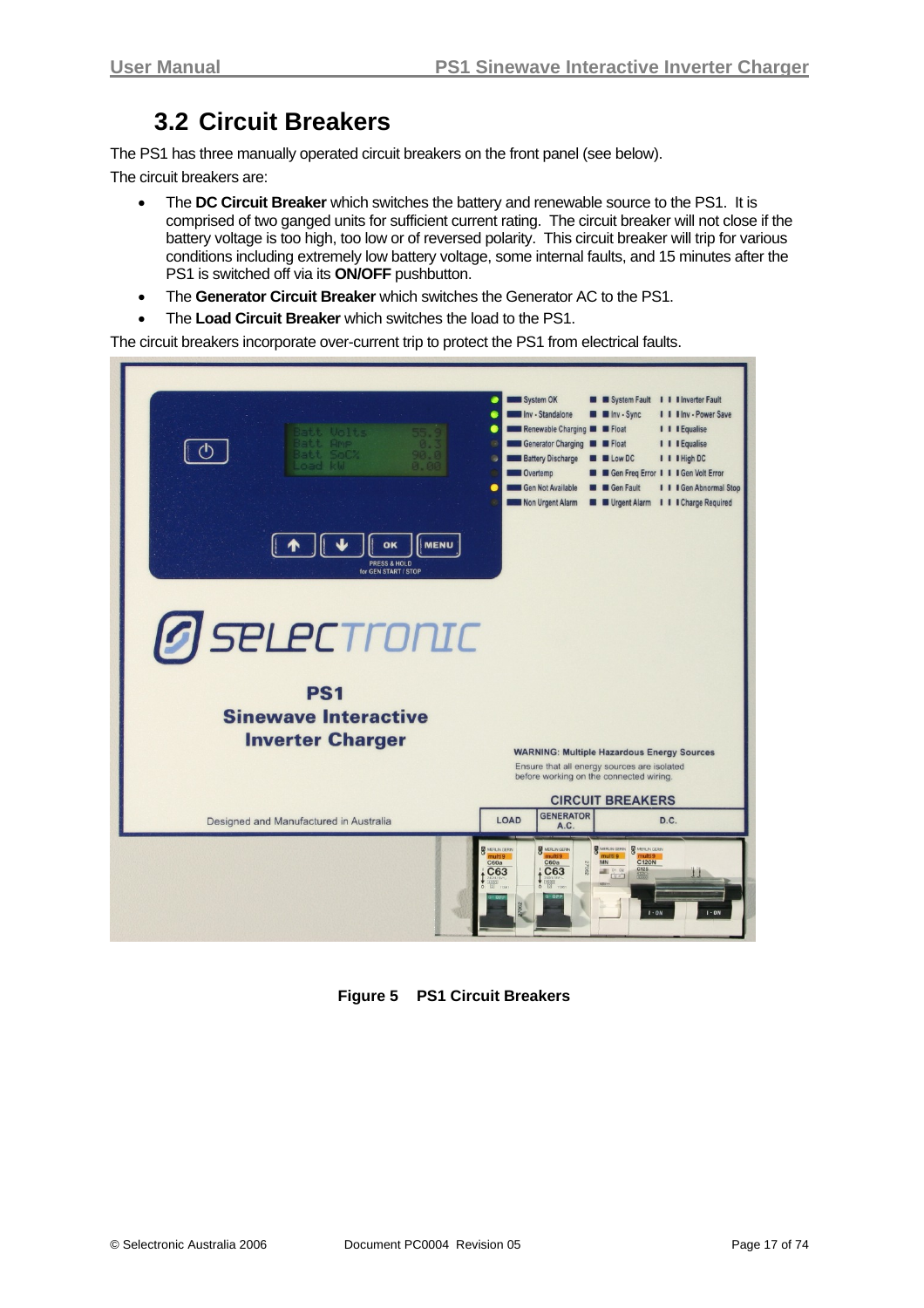## 3.2 Circuit Breakers

The PS1 has three manually operated circuit breakers on the front panel (see below).

The circuit breakers are:

- The **DC Circuit Breaker** which switches the battery and renewable source to the PS1. It is comprised of two ganged units for sufficient current rating. The circuit breaker will not close if the battery voltage is too high, too low or of reversed polarity. This circuit breaker will trip for various conditions including extremely low battery voltage, some internal faults, and 15 minutes after the PS1 is switched off via its **ON/OFF** pushbutton.
- The **Generator Circuit Breaker** which switches the Generator AC to the PS1.
- The **Load Circuit Breaker** which switches the load to the PS1.

The circuit breakers incorporate over-current trip to protect the PS1 from electrical faults.

**Figure 5 PS1 Circuit Breakers**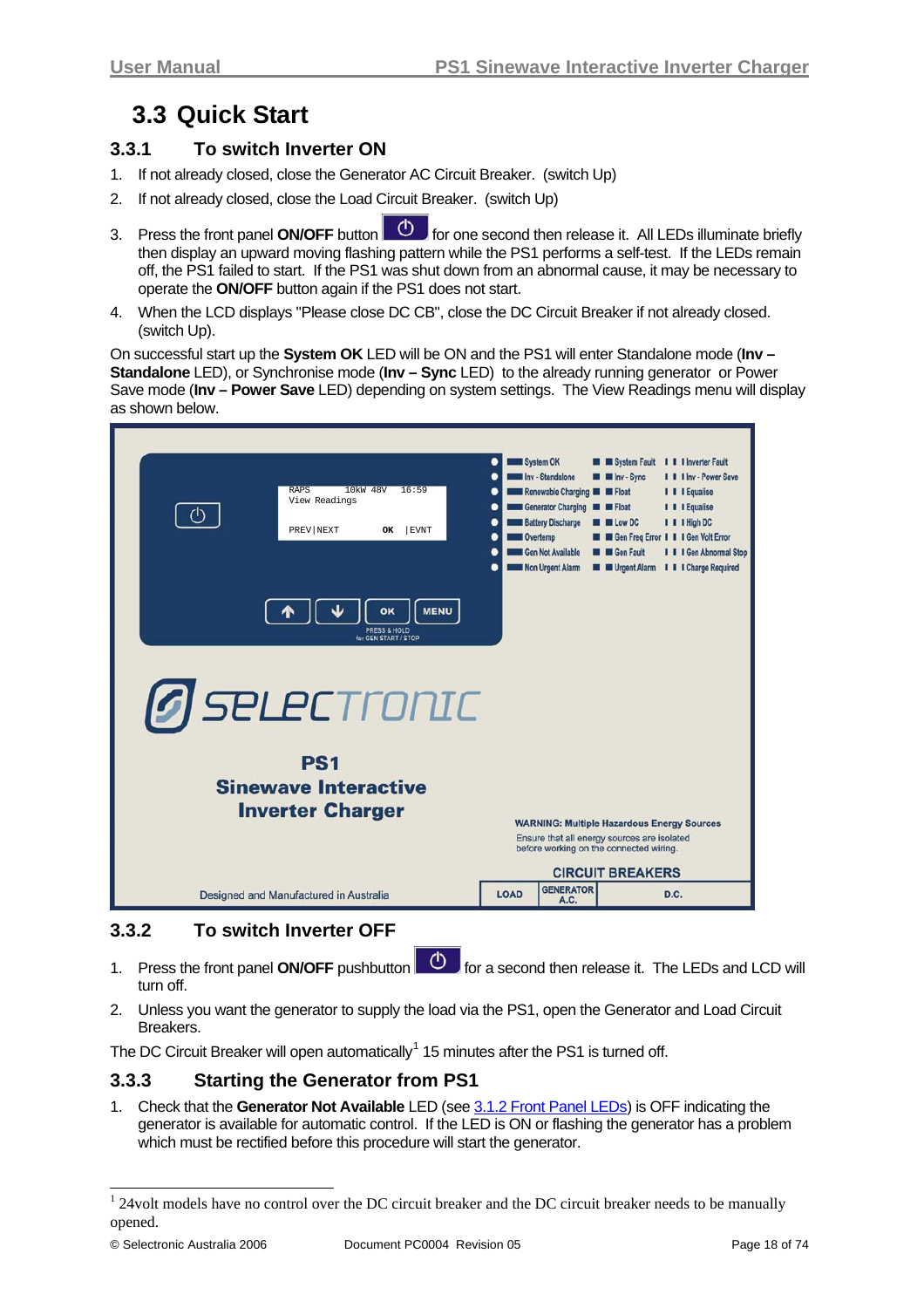## 3.3 Quick Start

### 3.3.1 To switch Inverter ON

1. If not already closed, close the Generator AC Circuit Breaker. (switch Up)
2. If not already closed, close the Load Circuit Breaker. (switch Up)
3. Press the front panel **ON/OFF** button for one second then release it. All LEDs illuminate briefly then display an upward moving flashing pattern while the PS1 performs a self-test. If the LEDs remain off, the PS1 failed to start. If the PS1 was shut down from an abnormal cause, it may be necessary to operate the **ON/OFF** button again if the PS1 does not start.
4. When the LCD displays "Please close DC CB", close the DC Circuit Breaker if not already closed. (switch Up).

On successful start up the **System OK** LED will be ON and the PS1 will enter Standalone mode (**Inv – Standalone** LED), or Synchronise mode (**Inv – Sync** LED) to the already running generator or Power Save mode (**Inv – Power Save** LED) depending on system settings. The View Readings menu will display as shown below.

### 3.3.2 To switch Inverter OFF

1. Press the front panel **ON/OFF** pushbutton for a second then release it. The LEDs and LCD will turn off.
2. Unless you want the generator to supply the load via the PS1, open the Generator and Load Circuit Breakers.

The DC Circuit Breaker will open automatically[1] 15 minutes after the PS1 is turned off.

### 3.3.3 Starting the Generator from PS1

1. Check that the **Generator Not Available** LED (see 3.1.2 Front Panel LEDs) is OFF indicating the generator is available for automatic control. If the LED is ON or flashing the generator has a problem which must be rectified before this procedure will start the generator.

[1] 24volt models have no control over the DC circuit breaker and the DC circuit breaker needs to be manually opened.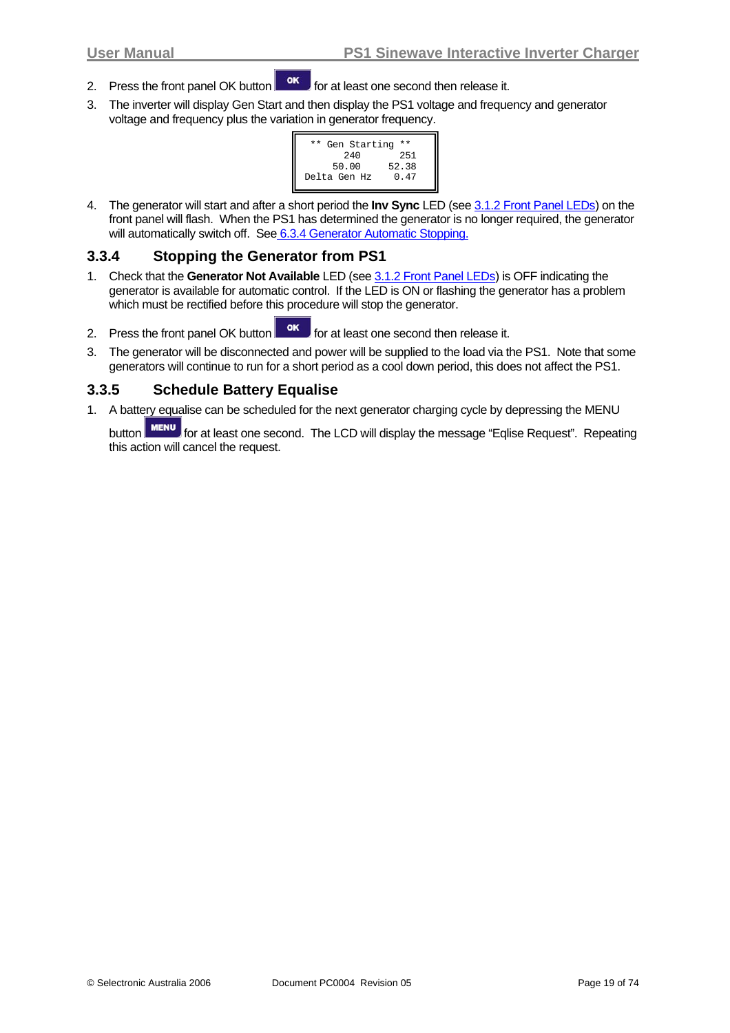2. Press the front panel OK button OK for at least one second then release it.
3. The inverter will display Gen Start and then display the PS1 voltage and frequency and generator voltage and frequency plus the variation in generator frequency.

```
 ** Gen Starting **
     240      251
    50.00    52.38
Delta Gen Hz    0.47
```

4. The generator will start and after a short period the **Inv Sync** LED (see 3.1.2 Front Panel LEDs) on the front panel will flash. When the PS1 has determined the generator is no longer required, the generator will automatically switch off. See 6.3.4 Generator Automatic Stopping.

### 3.3.4 Stopping the Generator from PS1

1. Check that the **Generator Not Available** LED (see 3.1.2 Front Panel LEDs) is OFF indicating the generator is available for automatic control. If the LED is ON or flashing the generator has a problem which must be rectified before this procedure will stop the generator.
2. Press the front panel OK button OK for at least one second then release it.
3. The generator will be disconnected and power will be supplied to the load via the PS1. Note that some generators will continue to run for a short period as a cool down period, this does not affect the PS1.

### 3.3.5 Schedule Battery Equalise

1. A battery equalise can be scheduled for the next generator charging cycle by depressing the MENU button MENU for at least one second. The LCD will display the message "Eqlise Request". Repeating this action will cancel the request.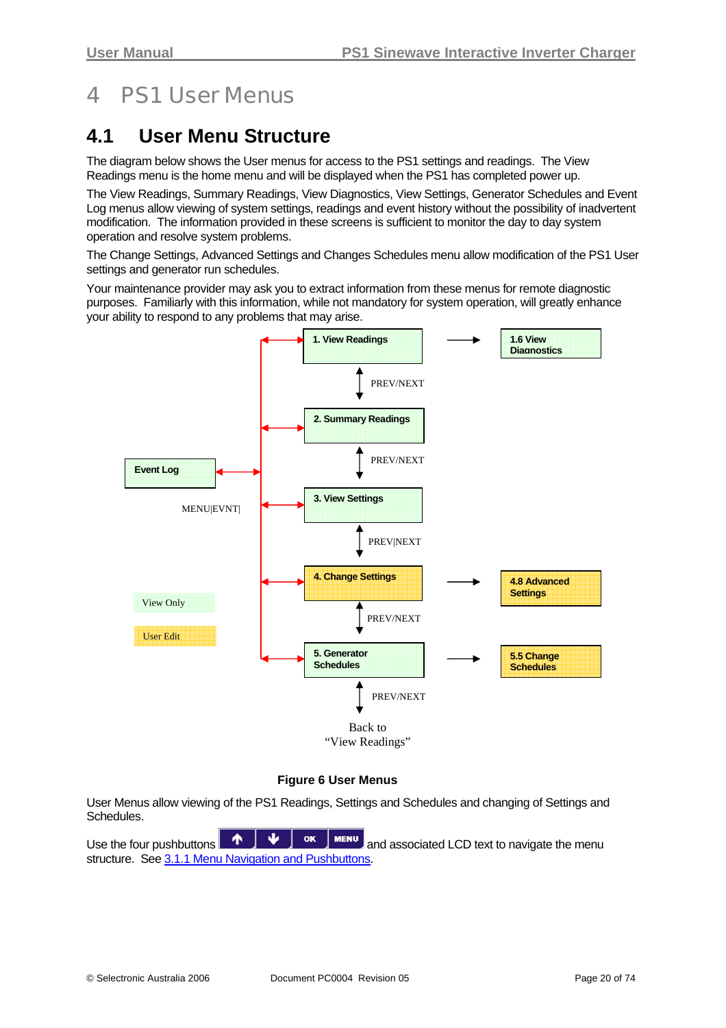# 4 PS1 User Menus

## 4.1 User Menu Structure

The diagram below shows the User menus for access to the PS1 settings and readings. The View Readings menu is the home menu and will be displayed when the PS1 has completed power up.

The View Readings, Summary Readings, View Diagnostics, View Settings, Generator Schedules and Event Log menus allow viewing of system settings, readings and event history without the possibility of inadvertent modification. The information provided in these screens is sufficient to monitor the day to day system operation and resolve system problems.

The Change Settings, Advanced Settings and Changes Schedules menu allow modification of the PS1 User settings and generator run schedules.

Your maintenance provider may ask you to extract information from these menus for remote diagnostic purposes. Familiarly with this information, while not mandatory for system operation, will greatly enhance your ability to respond to any problems that may arise.

1. View Readings → 1.6 View Diagnostics

PREV/NEXT

2. Summary Readings

PREV/NEXT

Event Log ↔ MENU|EVNT|

3. View Settings

PREV|NEXT

4. Change Settings → 4.8 Advanced Settings

PREV/NEXT

5. Generator Schedules → 5.5 Change Schedules

PREV/NEXT

Back to "View Readings"

View Only

User Edit

**Figure 6 User Menus**

User Menus allow viewing of the PS1 Readings, Settings and Schedules and changing of Settings and Schedules.

Use the four pushbuttons ↑ ↓ OK MENU and associated LCD text to navigate the menu structure. See 3.1.1 Menu Navigation and Pushbuttons.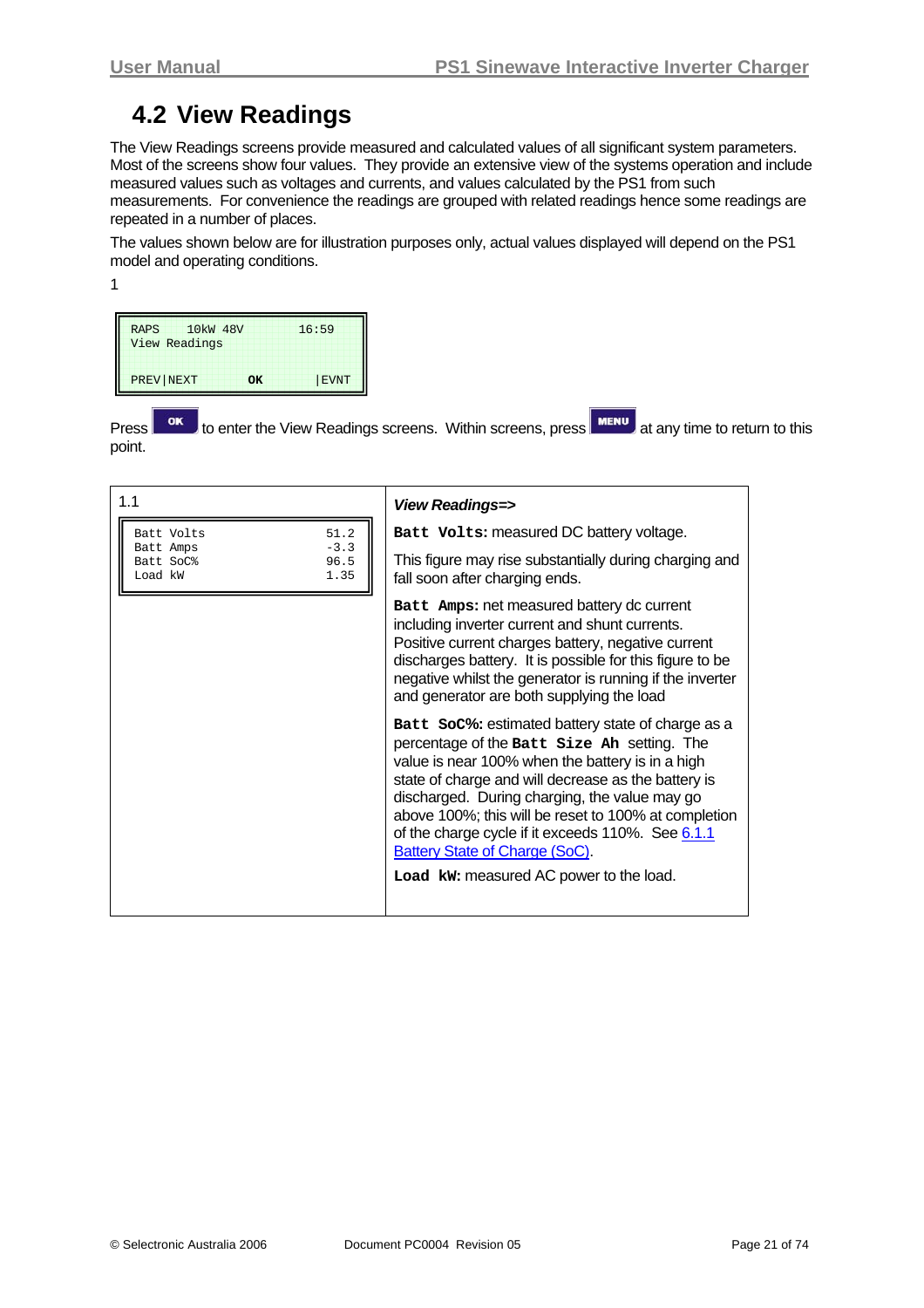## 4.2 View Readings

The View Readings screens provide measured and calculated values of all significant system parameters. Most of the screens show four values. They provide an extensive view of the systems operation and include measured values such as voltages and currents, and values calculated by the PS1 from such measurements. For convenience the readings are grouped with related readings hence some readings are repeated in a number of places.

The values shown below are for illustration purposes only, actual values displayed will depend on the PS1 model and operating conditions.

1

```
RAPS    10kW 48V        16:59
View Readings

PREV|NEXT       OK       |EVNT
```

Press **OK** to enter the View Readings screens. Within screens, press **MENU** at any time to return to this point.

| 1.1 | ***View Readings=>*** |
|---|---|
| `Batt Volts 51.2`<br>`Batt Amps -3.3`<br>`Batt SoC% 96.5`<br>`Load kW 1.35` | **`Batt Volts:`** measured DC battery voltage.<br><br>This figure may rise substantially during charging and fall soon after charging ends.<br><br>**`Batt Amps:`** net measured battery dc current including inverter current and shunt currents. Positive current charges battery, negative current discharges battery. It is possible for this figure to be negative whilst the generator is running if the inverter and generator are both supplying the load<br><br>**`Batt SoC%:`** estimated battery state of charge as a percentage of the **`Batt Size Ah`** setting. The value is near 100% when the battery is in a high state of charge and will decrease as the battery is discharged. During charging, the value may go above 100%; this will be reset to 100% at completion of the charge cycle if it exceeds 110%. See 6.1.1 Battery State of Charge (SoC).<br><br>**`Load kW:`** measured AC power to the load. |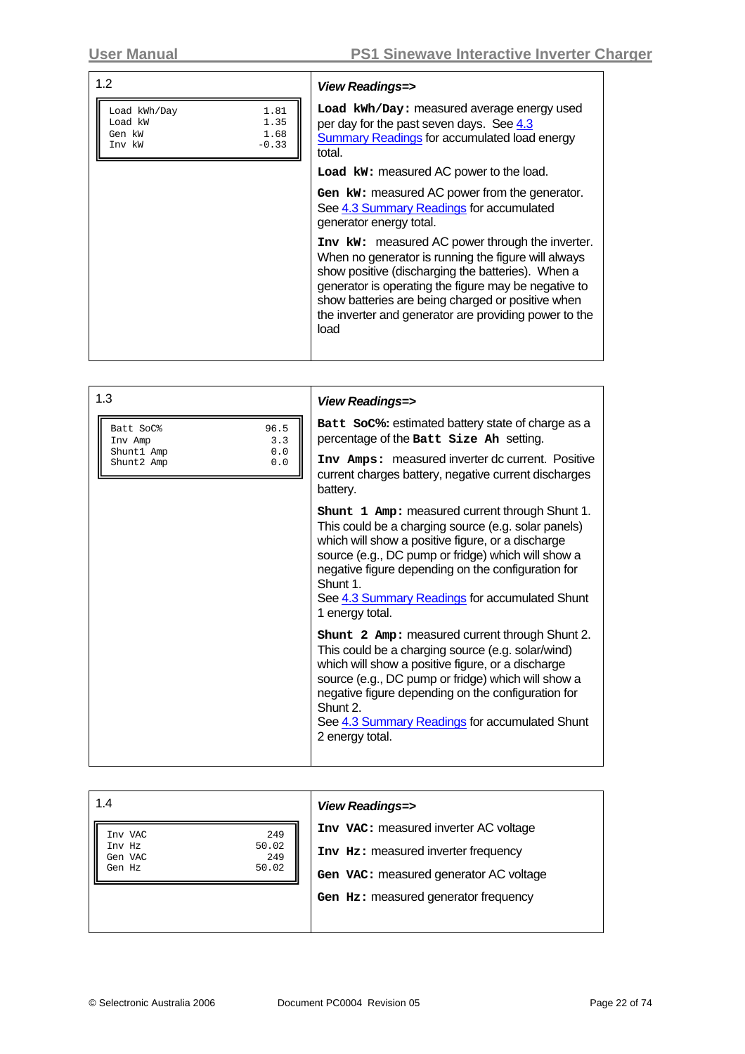| 1.2 | *View Readings=>* |
|---|---|
| `Load kWh/Day 1.81`<br>`Load kW 1.35`<br>`Gen kW 1.68`<br>`Inv kW -0.33` | **`Load kWh/Day:`** measured average energy used per day for the past seven days. See 4.3 Summary Readings for accumulated load energy total.<br><br>**`Load kW:`** measured AC power to the load.<br><br>**`Gen kW:`** measured AC power from the generator. See 4.3 Summary Readings for accumulated generator energy total.<br><br>**`Inv kW:`** measured AC power through the inverter. When no generator is running the figure will always show positive (discharging the batteries). When a generator is operating the figure may be negative to show batteries are being charged or positive when the inverter and generator are providing power to the load |

| 1.3 | *View Readings=>* |
|---|---|
| `Batt SoC% 96.5`<br>`Inv Amp 3.3`<br>`Shunt1 Amp 0.0`<br>`Shunt2 Amp 0.0` | **`Batt SoC%:`** estimated battery state of charge as a percentage of the **`Batt Size Ah`** setting.<br><br>**`Inv Amps:`** measured inverter dc current. Positive current charges battery, negative current discharges battery.<br><br>**`Shunt 1 Amp:`** measured current through Shunt 1. This could be a charging source (e.g. solar panels) which will show a positive figure, or a discharge source (e.g., DC pump or fridge) which will show a negative figure depending on the configuration for Shunt 1.<br>See 4.3 Summary Readings for accumulated Shunt 1 energy total.<br><br>**`Shunt 2 Amp:`** measured current through Shunt 2. This could be a charging source (e.g. solar/wind) which will show a positive figure, or a discharge source (e.g., DC pump or fridge) which will show a negative figure depending on the configuration for Shunt 2.<br>See 4.3 Summary Readings for accumulated Shunt 2 energy total. |

| 1.4 | *View Readings=>* |
|---|---|
| `Inv VAC 249`<br>`Inv Hz 50.02`<br>`Gen VAC 249`<br>`Gen Hz 50.02` | **`Inv VAC:`** measured inverter AC voltage<br><br>**`Inv Hz:`** measured inverter frequency<br><br>**`Gen VAC:`** measured generator AC voltage<br><br>**`Gen Hz:`** measured generator frequency |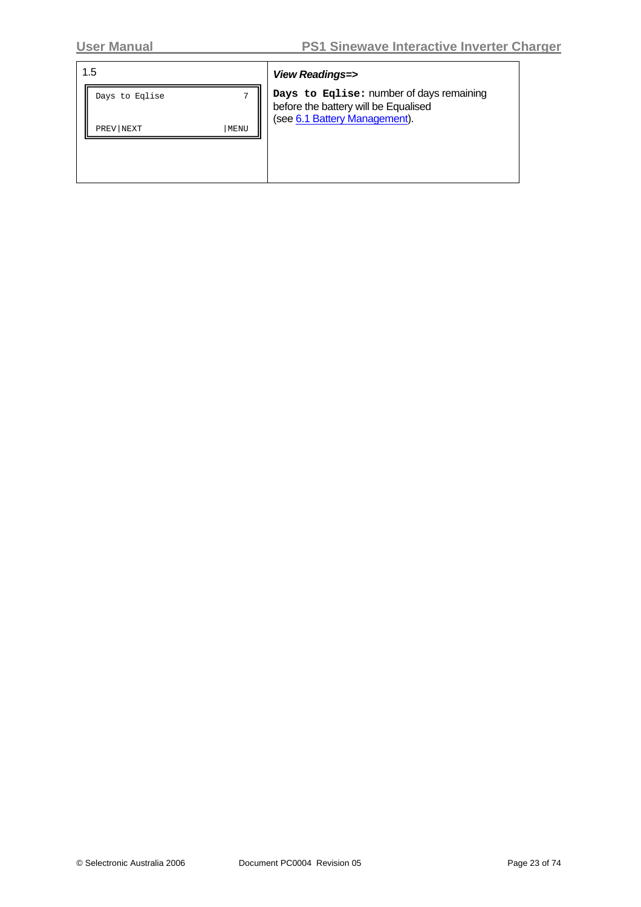| 1.5 | *View Readings=>* |
|---|---|
| `Days to Eqlise 7`<br>`PREV\|NEXT \|MENU` | **`Days to Eqlise:`** number of days remaining before the battery will be Equalised (see 6.1 Battery Management). |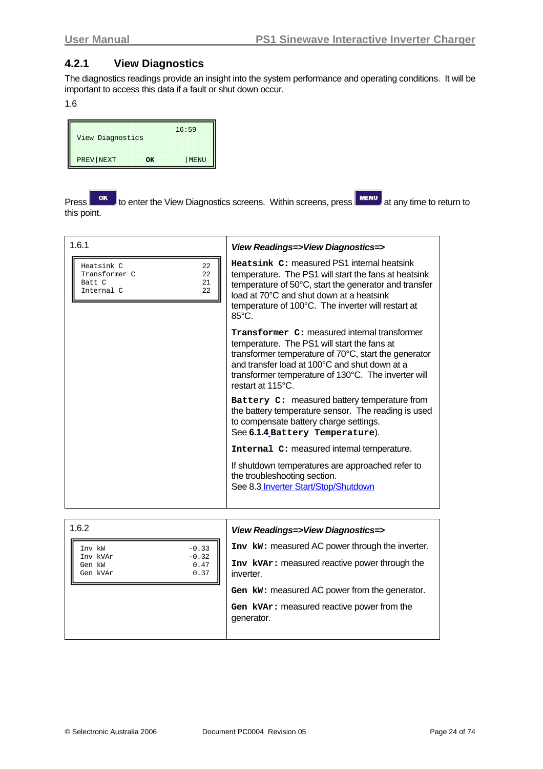### 4.2.1 View Diagnostics

The diagnostics readings provide an insight into the system performance and operating conditions. It will be important to access this data if a fault or shut down occur.

1.6

```
                    16:59
View Diagnostics

PREV|NEXT      OK      |MENU
```

Press **OK** to enter the View Diagnostics screens. Within screens, press **MENU** at any time to return to this point.

| 1.6.1 | *View Readings=>View Diagnostics=>* |
|---|---|
| `Heatsink C 22`<br>`Transformer C 22`<br>`Batt C 21`<br>`Internal C 22` | **Heatsink C:** measured PS1 internal heatsink temperature. The PS1 will start the fans at heatsink temperature of 50°C, start the generator and transfer load at 70°C and shut down at a heatsink temperature of 100°C. The inverter will restart at 85°C.<br><br>**Transformer C:** measured internal transformer temperature. The PS1 will start the fans at transformer temperature of 70°C, start the generator and transfer load at 100°C and shut down at a transformer temperature of 130°C. The inverter will restart at 115°C.<br><br>**Battery C:** measured battery temperature from the battery temperature sensor. The reading is used to compensate battery charge settings. See **6.1.4 Battery Temperature**).<br><br>**Internal C:** measured internal temperature.<br><br>If shutdown temperatures are approached refer to the troubleshooting section. See 8.3 Inverter Start/Stop/Shutdown |

| 1.6.2 | *View Readings=>View Diagnostics=>* |
|---|---|
| `Inv kW -0.33`<br>`Inv kVAr -0.32`<br>`Gen kW 0.47`<br>`Gen kVAr 0.37` | **Inv kW:** measured AC power through the inverter.<br><br>**Inv kVAr:** measured reactive power through the inverter.<br><br>**Gen kW:** measured AC power from the generator.<br><br>**Gen kVAr:** measured reactive power from the generator. |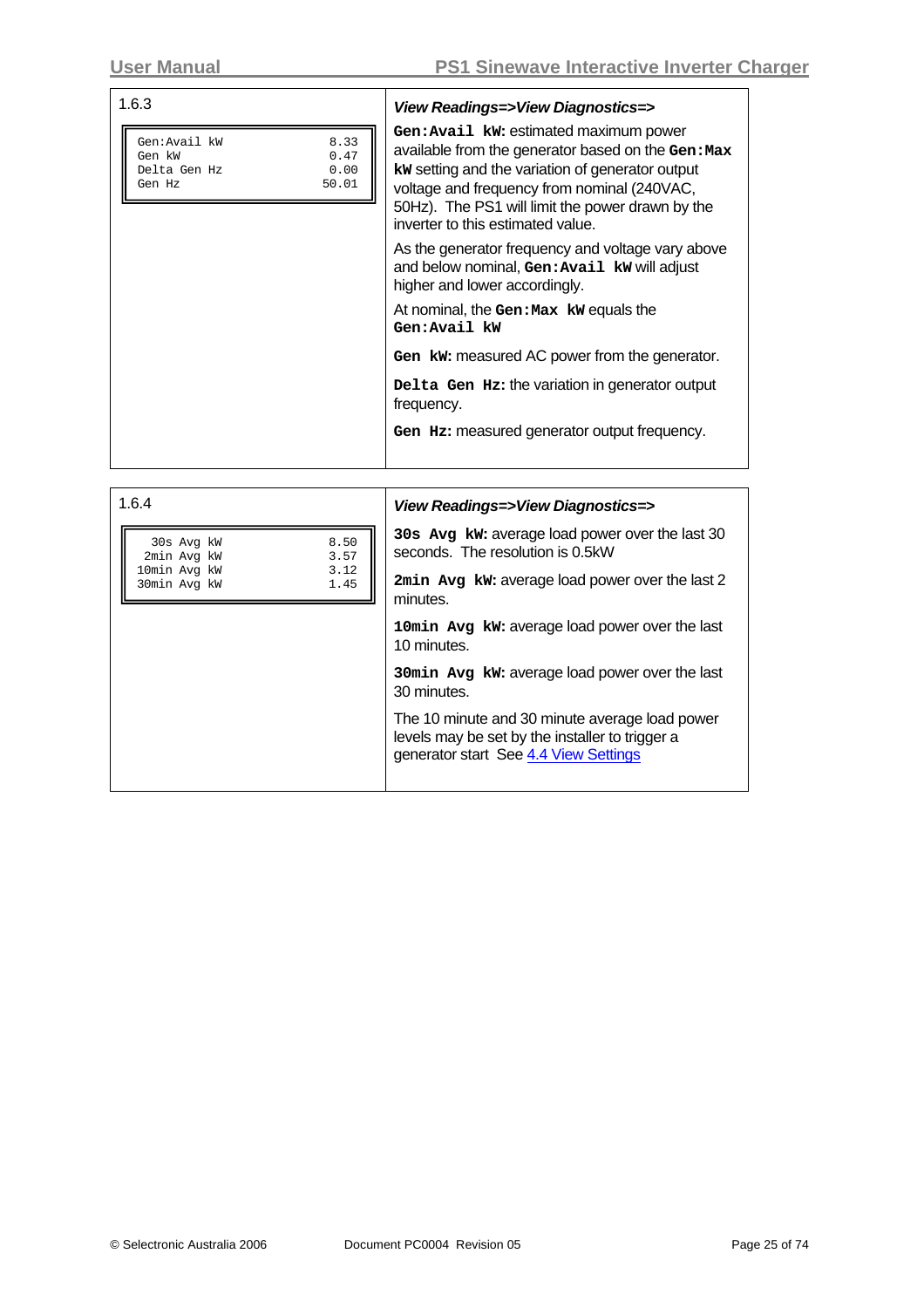| 1.6.3 | *View Readings=>View Diagnostics=>* |
|---|---|
| ```Gen:Avail kW        8.33```<br>```Gen kW              0.47```<br>```Delta Gen Hz        0.00```<br>```Gen Hz             50.01``` | **`Gen:Avail kW`:** estimated maximum power available from the generator based on the **`Gen:Max kW`** setting and the variation of generator output voltage and frequency from nominal (240VAC, 50Hz). The PS1 will limit the power drawn by the inverter to this estimated value.<br><br>As the generator frequency and voltage vary above and below nominal, **`Gen:Avail kW`** will adjust higher and lower accordingly.<br><br>At nominal, the **`Gen:Max kW`** equals the **`Gen:Avail kW`**<br><br>**`Gen kW`:** measured AC power from the generator.<br><br>**`Delta Gen Hz`:** the variation in generator output frequency.<br><br>**`Gen Hz`:** measured generator output frequency. |

| 1.6.4 | *View Readings=>View Diagnostics=>* |
|---|---|
| ```30s Avg kW          8.50```<br>```2min Avg kW         3.57```<br>```10min Avg kW        3.12```<br>```30min Avg kW        1.45``` | **`30s Avg kW`:** average load power over the last 30 seconds. The resolution is 0.5kW<br><br>**`2min Avg kW`:** average load power over the last 2 minutes.<br><br>**`10min Avg kW`:** average load power over the last 10 minutes.<br><br>**`30min Avg kW`:** average load power over the last 30 minutes.<br><br>The 10 minute and 30 minute average load power levels may be set by the installer to trigger a generator start See 4.4 View Settings |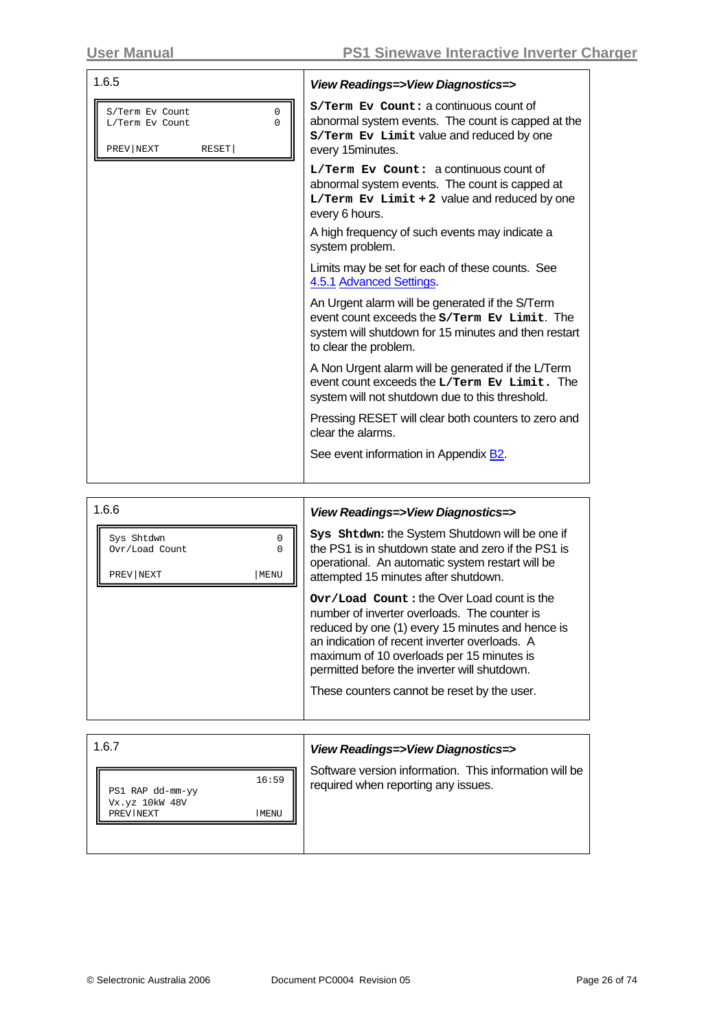| 1.6.5 | ***View Readings=>View Diagnostics=>*** |
|---|---|
| ``S/Term Ev Count 0`` <br> ``L/Term Ev Count 0`` <br> ``PREV\|NEXT RESET\|`` | **`S/Term Ev Count:`** a continuous count of abnormal system events. The count is capped at the **`S/Term Ev Limit`** value and reduced by one every 15minutes. <br><br> **`L/Term Ev Count:`** a continuous count of abnormal system events. The count is capped at **`L/Term Ev Limit + 2`** value and reduced by one every 6 hours. <br><br> A high frequency of such events may indicate a system problem. <br><br> Limits may be set for each of these counts. See 4.5.1 Advanced Settings. <br><br> An Urgent alarm will be generated if the S/Term event count exceeds the **`S/Term Ev Limit`**. The system will shutdown for 15 minutes and then restart to clear the problem. <br><br> A Non Urgent alarm will be generated if the L/Term event count exceeds the **`L/Term Ev Limit.`** The system will not shutdown due to this threshold. <br><br> Pressing RESET will clear both counters to zero and clear the alarms. <br><br> See event information in Appendix B2. |

| 1.6.6 | ***View Readings=>View Diagnostics=>*** |
|---|---|
| ``Sys Shtdwn 0`` <br> ``Ovr/Load Count 0`` <br> ``PREV\|NEXT \|MENU`` | **`Sys Shtdwn:`** the System Shutdown will be one if the PS1 is in shutdown state and zero if the PS1 is operational. An automatic system restart will be attempted 15 minutes after shutdown. <br><br> **`Ovr/Load Count :`** the Over Load count is the number of inverter overloads. The counter is reduced by one (1) every 15 minutes and hence is an indication of recent inverter overloads. A maximum of 10 overloads per 15 minutes is permitted before the inverter will shutdown. <br><br> These counters cannot be reset by the user. |

| 1.6.7 | ***View Readings=>View Diagnostics=>*** |
|---|---|
| ``16:59`` <br> ``PS1 RAP dd-mm-yy`` <br> ``Vx.yz 10kW 48V`` <br> ``PREV\|NEXT \|MENU`` | Software version information. This information will be required when reporting any issues. |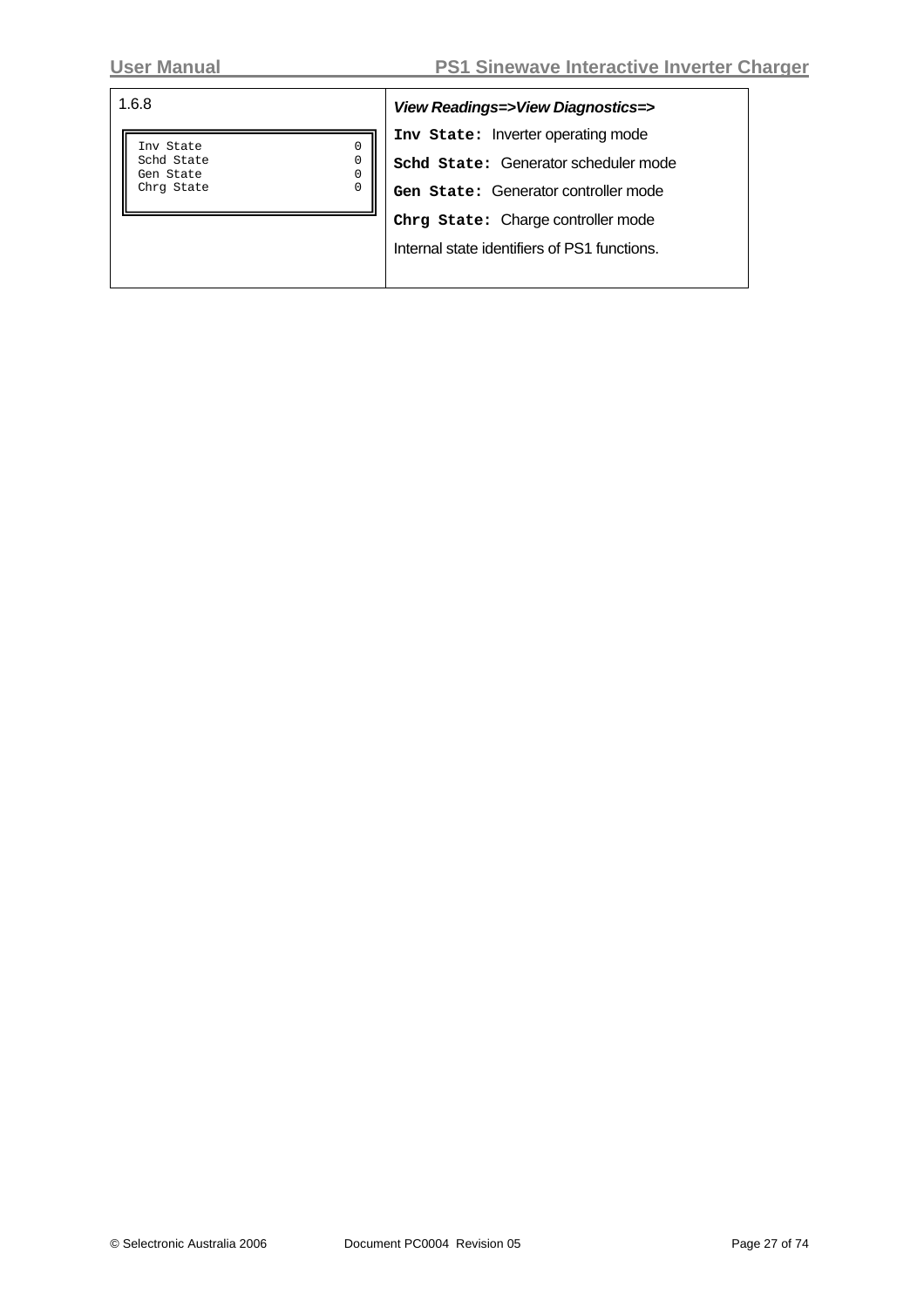| 1.6.8 | *View Readings=>View Diagnostics=>* |
| --- | --- |
| <pre>Inv State    0<br>Schd State   0<br>Gen State    0<br>Chrg State   0</pre> | **`Inv State:`** Inverter operating mode<br>**`Schd State:`** Generator scheduler mode<br>**`Gen State:`** Generator controller mode<br>**`Chrg State:`** Charge controller mode<br>Internal state identifiers of PS1 functions. |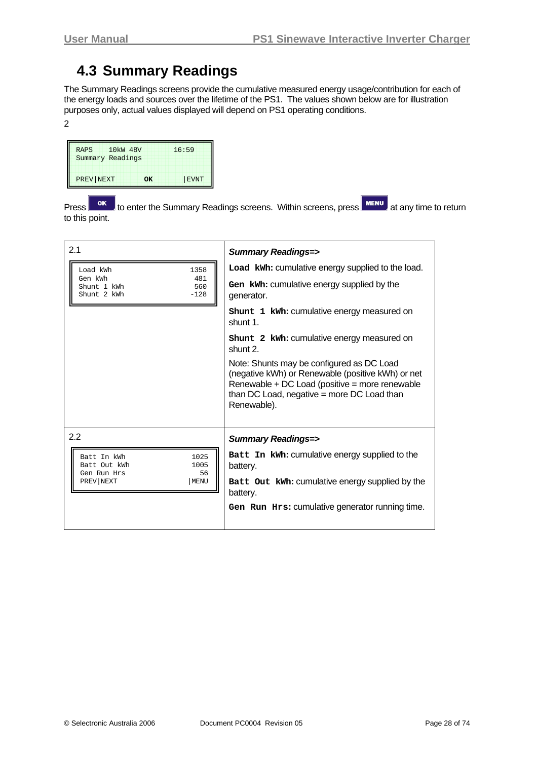## 4.3 Summary Readings

The Summary Readings screens provide the cumulative measured energy usage/contribution for each of the energy loads and sources over the lifetime of the PS1. The values shown below are for illustration purposes only, actual values displayed will depend on PS1 operating conditions.

2

```
RAPS    10kW 48V        16:59
Summary Readings

PREV|NEXT       OK        |EVNT
```

Press **OK** to enter the Summary Readings screens. Within screens, press **MENU** at any time to return to this point.

| | |
|---|---|
| 2.1<br>`Load kWh                1358`<br>`Gen kWh                  481`<br>`Shunt 1 kWh              560`<br>`Shunt 2 kWh             -128` | ***Summary Readings=>***<br>**`Load kWh:`** cumulative energy supplied to the load.<br>**`Gen kWh:`** cumulative energy supplied by the generator.<br>**`Shunt 1 kWh:`** cumulative energy measured on shunt 1.<br>**`Shunt 2 kWh:`** cumulative energy measured on shunt 2.<br>Note: Shunts may be configured as DC Load (negative kWh) or Renewable (positive kWh) or net Renewable + DC Load (positive = more renewable than DC Load, negative = more DC Load than Renewable). |
| 2.2<br>`Batt In kWh             1025`<br>`Batt Out kWh            1005`<br>`Gen Run Hrs               56`<br>`PREV|NEXT              |MENU` | ***Summary Readings=>***<br>**`Batt In kWh:`** cumulative energy supplied to the battery.<br>**`Batt Out kWh:`** cumulative energy supplied by the battery.<br>**`Gen Run Hrs:`** cumulative generator running time. |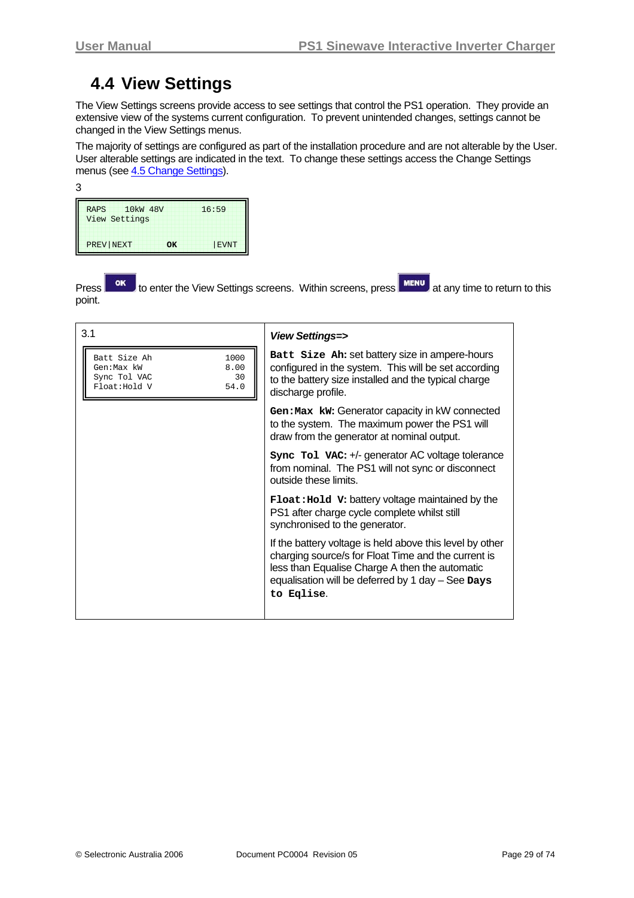## 4.4 View Settings

The View Settings screens provide access to see settings that control the PS1 operation. They provide an extensive view of the systems current configuration. To prevent unintended changes, settings cannot be changed in the View Settings menus.

The majority of settings are configured as part of the installation procedure and are not alterable by the User. User alterable settings are indicated in the text. To change these settings access the Change Settings menus (see 4.5 Change Settings).

3

```
RAPS    10kW 48V        16:59
View Settings

PREV|NEXT       OK        |EVNT
```

Press **OK** to enter the View Settings screens. Within screens, press **MENU** at any time to return to this point.

| 3.1 | *View Settings=>* |
|---|---|
| `Batt Size Ah 1000`<br>`Gen:Max kW 8.00`<br>`Sync Tol VAC 30`<br>`Float:Hold V 54.0` | **`Batt Size Ah:`** set battery size in ampere-hours configured in the system. This will be set according to the battery size installed and the typical charge discharge profile.<br><br>**`Gen:Max kW:`** Generator capacity in kW connected to the system. The maximum power the PS1 will draw from the generator at nominal output.<br><br>**`Sync Tol VAC:`** +/- generator AC voltage tolerance from nominal. The PS1 will not sync or disconnect outside these limits.<br><br>**`Float:Hold V:`** battery voltage maintained by the PS1 after charge cycle complete whilst still synchronised to the generator.<br><br>If the battery voltage is held above this level by other charging source/s for Float Time and the current is less than Equalise Charge A then the automatic equalisation will be deferred by 1 day – See **`Days to Eqlise`**. |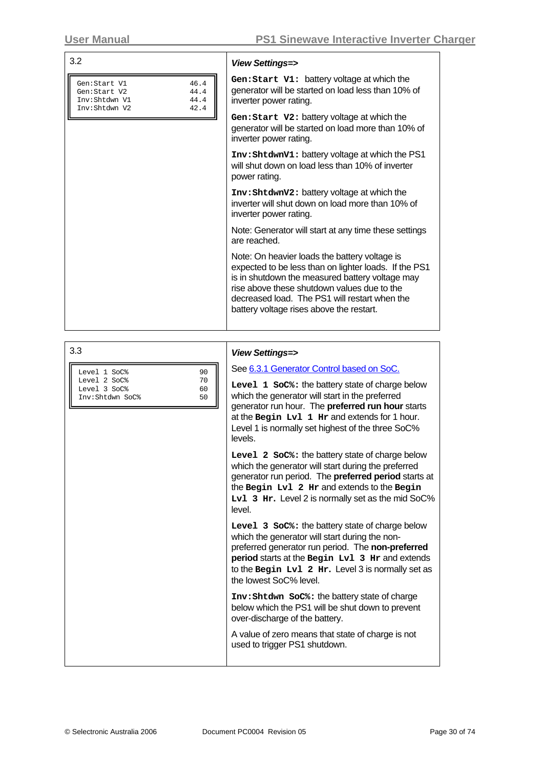| 3.2 | *View Settings=>* |
|---|---|
| ``` Gen:Start V1    46.4 Gen:Start V2    44.4 Inv:Shtdwn V1   44.4 Inv:Shtdwn V2   42.4 ``` | **Gen:Start V1:** battery voltage at which the generator will be started on load less than 10% of inverter power rating.<br><br>**Gen:Start V2:** battery voltage at which the generator will be started on load more than 10% of inverter power rating.<br><br>**Inv:ShtdwnV1:** battery voltage at which the PS1 will shut down on load less than 10% of inverter power rating.<br><br>**Inv:ShtdwnV2:** battery voltage at which the inverter will shut down on load more than 10% of inverter power rating.<br><br>Note: Generator will start at any time these settings are reached.<br><br>Note: On heavier loads the battery voltage is expected to be less than on lighter loads. If the PS1 is in shutdown the measured battery voltage may rise above these shutdown values due to the decreased load. The PS1 will restart when the battery voltage rises above the restart. |

| 3.3 | *View Settings=>* |
|---|---|
| ``` Level 1 SoC%     90 Level 2 SoC%     70 Level 3 SoC%     60 Inv:Shtdwn SoC%  50 ``` | See 6.3.1 Generator Control based on SoC.<br><br>**Level 1 SoC%:** the battery state of charge below which the generator will start in the preferred generator run hour. The **preferred run hour** starts at the **Begin Lvl 1 Hr** and extends for 1 hour. Level 1 is normally set highest of the three SoC% levels.<br><br>**Level 2 SoC%:** the battery state of charge below which the generator will start during the preferred generator run period. The **preferred period** starts at the **Begin Lvl 2 Hr** and extends to the **Begin Lvl 3 Hr.** Level 2 is normally set as the mid SoC% level.<br><br>**Level 3 SoC%:** the battery state of charge below which the generator will start during the non-preferred generator run period. The **non-preferred period** starts at the **Begin Lvl 3 Hr** and extends to the **Begin Lvl 2 Hr.** Level 3 is normally set as the lowest SoC% level.<br><br>**Inv:Shtdwn SoC%:** the battery state of charge below which the PS1 will be shut down to prevent over-discharge of the battery.<br><br>A value of zero means that state of charge is not used to trigger PS1 shutdown. |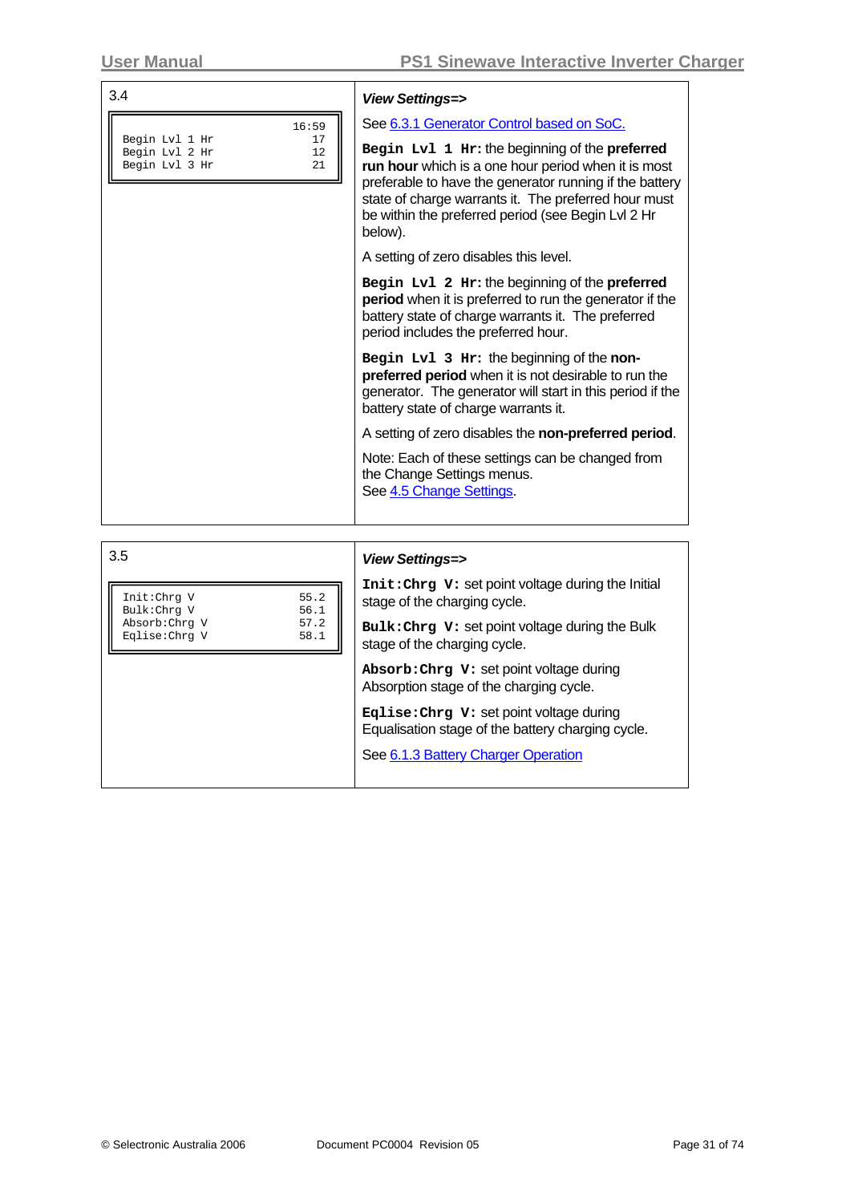| 3.4 | ***View Settings=>*** |
|---|---|
| ```<br>                              16:59<br>Begin Lvl 1 Hr                   17<br>Begin Lvl 2 Hr                   12<br>Begin Lvl 3 Hr                   21<br>``` | See 6.3.1 Generator Control based on SoC.<br><br>**`Begin Lvl 1 Hr:`** the beginning of the **preferred run hour** which is a one hour period when it is most preferable to have the generator running if the battery state of charge warrants it. The preferred hour must be within the preferred period (see Begin Lvl 2 Hr below).<br><br>A setting of zero disables this level.<br><br>**`Begin Lvl 2 Hr:`** the beginning of the **preferred period** when it is preferred to run the generator if the battery state of charge warrants it. The preferred period includes the preferred hour.<br><br>**`Begin Lvl 3 Hr:`** the beginning of the **non-preferred period** when it is not desirable to run the generator. The generator will start in this period if the battery state of charge warrants it.<br><br>A setting of zero disables the **non-preferred period**.<br><br>Note: Each of these settings can be changed from the Change Settings menus.<br>See 4.5 Change Settings. |

| 3.5 | ***View Settings=>*** |
|---|---|
| ```<br>Init:Chrg V                    55.2<br>Bulk:Chrg V                    56.1<br>Absorb:Chrg V                  57.2<br>Eqlise:Chrg V                  58.1<br>``` | **`Init:Chrg V:`** set point voltage during the Initial stage of the charging cycle.<br><br>**`Bulk:Chrg V:`** set point voltage during the Bulk stage of the charging cycle.<br><br>**`Absorb:Chrg V:`** set point voltage during Absorption stage of the charging cycle.<br><br>**`Eqlise:Chrg V:`** set point voltage during Equalisation stage of the battery charging cycle.<br><br>See 6.1.3 Battery Charger Operation |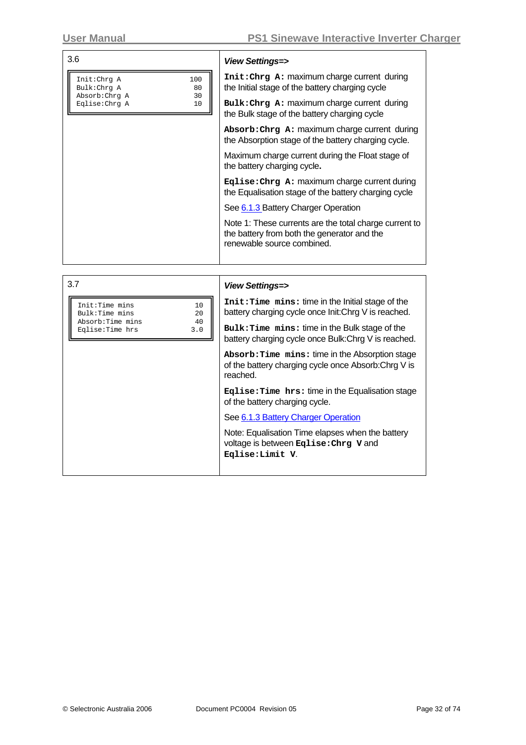| 3.6 | *View Settings=>* |
|---|---|
| <pre>Init:Chrg A        100<br>Bulk:Chrg A         80<br>Absorb:Chrg A       30<br>Eqlise:Chrg A       10</pre> | **`Init:Chrg A:`** maximum charge current during the Initial stage of the battery charging cycle<br><br>**`Bulk:Chrg A:`** maximum charge current during the Bulk stage of the battery charging cycle<br><br>**`Absorb:Chrg A:`** maximum charge current during the Absorption stage of the battery charging cycle.<br><br>Maximum charge current during the Float stage of the battery charging cycle**.**<br><br>**`Eqlise:Chrg A:`** maximum charge current during the Equalisation stage of the battery charging cycle<br><br>See 6.1.3 Battery Charger Operation<br><br>Note 1: These currents are the total charge current to the battery from both the generator and the renewable source combined. |

| 3.7 | *View Settings=>* |
|---|---|
| <pre>Init:Time mins      10<br>Bulk:Time mins      20<br>Absorb:Time mins    40<br>Eqlise:Time hrs    3.0</pre> | **`Init:Time mins:`** time in the Initial stage of the battery charging cycle once Init:Chrg V is reached.<br><br>**`Bulk:Time mins:`** time in the Bulk stage of the battery charging cycle once Bulk:Chrg V is reached.<br><br>**`Absorb:Time mins:`** time in the Absorption stage of the battery charging cycle once Absorb:Chrg V is reached.<br><br>**`Eqlise:Time hrs:`** time in the Equalisation stage of the battery charging cycle.<br><br>See 6.1.3 Battery Charger Operation<br><br>Note: Equalisation Time elapses when the battery voltage is between **`Eqlise:Chrg V`** and **`Eqlise:Limit V`**. |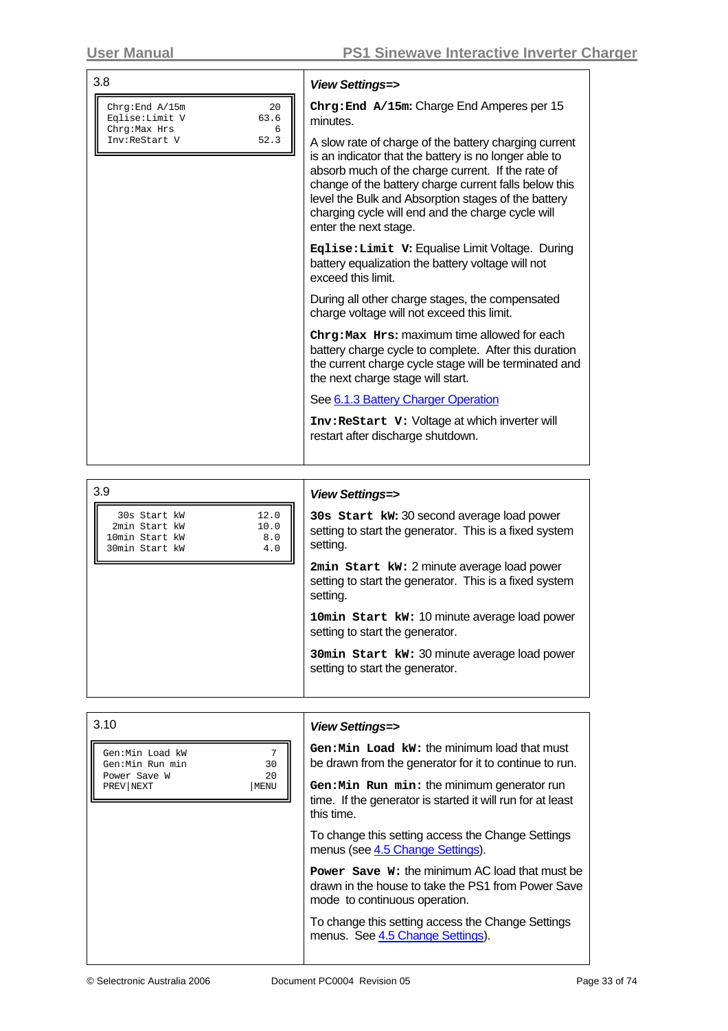| 3.8 | *View Settings=>* |
|---|---|
| `Chrg:End A/15m 20`<br>`Eqlise:Limit V 63.6`<br>`Chrg:Max Hrs 6`<br>`Inv:ReStart V 52.3` | **`Chrg:End A/15m:`** Charge End Amperes per 15 minutes.<br><br>A slow rate of charge of the battery charging current is an indicator that the battery is no longer able to absorb much of the charge current. If the rate of change of the battery charge current falls below this level the Bulk and Absorption stages of the battery charging cycle will end and the charge cycle will enter the next stage.<br><br>**`Eqlise:Limit V:`** Equalise Limit Voltage. During battery equalization the battery voltage will not exceed this limit.<br><br>During all other charge stages, the compensated charge voltage will not exceed this limit.<br><br>**`Chrg:Max Hrs:`** maximum time allowed for each battery charge cycle to complete. After this duration the current charge cycle stage will be terminated and the next charge stage will start.<br><br>See 6.1.3 Battery Charger Operation<br><br>**`Inv:ReStart V:`** Voltage at which inverter will restart after discharge shutdown. |

| 3.9 | *View Settings=>* |
|---|---|
| `30s Start kW 12.0`<br>`2min Start kW 10.0`<br>`10min Start kW 8.0`<br>`30min Start kW 4.0` | **`30s Start kW:`** 30 second average load power setting to start the generator. This is a fixed system setting.<br><br>**`2min Start kW:`** 2 minute average load power setting to start the generator. This is a fixed system setting.<br><br>**`10min Start kW:`** 10 minute average load power setting to start the generator.<br><br>**`30min Start kW:`** 30 minute average load power setting to start the generator. |

| 3.10 | *View Settings=>* |
|---|---|
| `Gen:Min Load kW 7`<br>`Gen:Min Run min 30`<br>`Power Save W 20`<br>`PREV\|NEXT \|MENU` | **`Gen:Min Load kW:`** the minimum load that must be drawn from the generator for it to continue to run.<br><br>**`Gen:Min Run min:`** the minimum generator run time. If the generator is started it will run for at least this time.<br><br>To change this setting access the Change Settings menus (see 4.5 Change Settings).<br><br>**`Power Save W:`** the minimum AC load that must be drawn in the house to take the PS1 from Power Save mode to continuous operation.<br><br>To change this setting access the Change Settings menus. See 4.5 Change Settings). |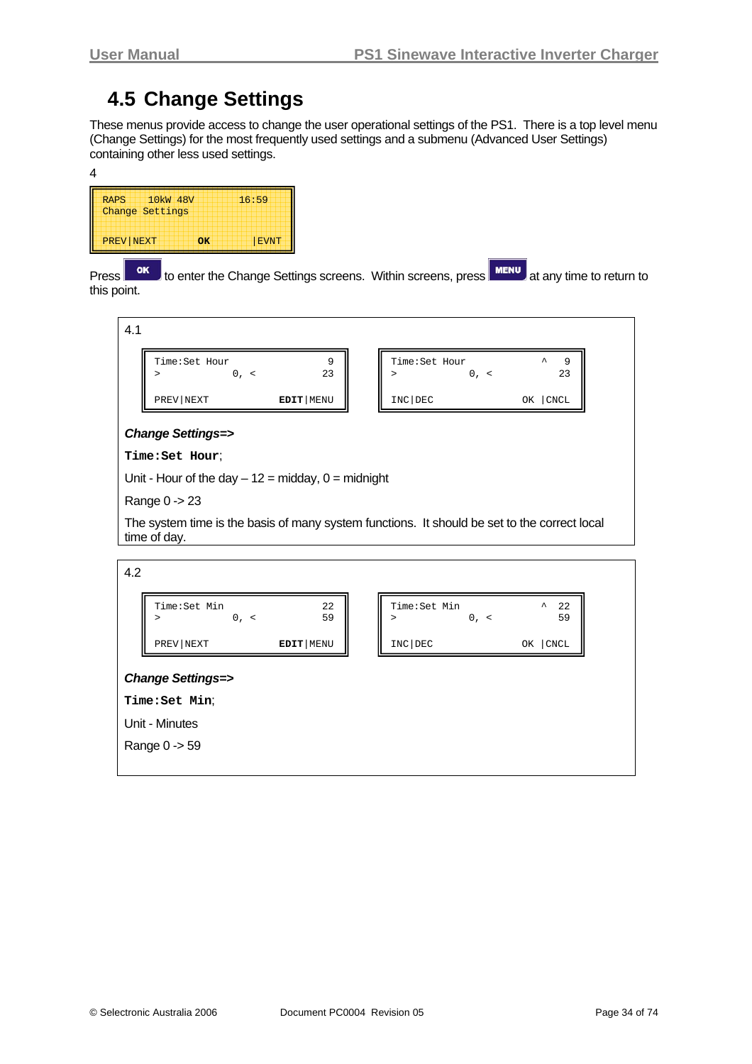## 4.5 Change Settings

These menus provide access to change the user operational settings of the PS1. There is a top level menu (Change Settings) for the most frequently used settings and a submenu (Advanced User Settings) containing other less used settings.

4

```
RAPS    10kW 48V        16:59
Change Settings

PREV|NEXT      OK         |EVNT
```

Press OK to enter the Change Settings screens. Within screens, press MENU at any time to return to this point.

4.1

```
Time:Set Hour               9
>            0, <          23

PREV|NEXT           EDIT|MENU
```

```
Time:Set Hour           ^   9
>            0, <          23

INC|DEC              OK |CNCL
```

***Change Settings=>***

**`Time:Set Hour`**;

Unit - Hour of the day – 12 = midday, 0 = midnight

Range 0 -> 23

The system time is the basis of many system functions. It should be set to the correct local time of day.

4.2

```
Time:Set Min               22
>            0, <          59

PREV|NEXT           EDIT|MENU
```

```
Time:Set Min            ^  22
>            0, <          59

INC|DEC              OK |CNCL
```

***Change Settings=>***

**`Time:Set Min`**;

Unit - Minutes

Range 0 -> 59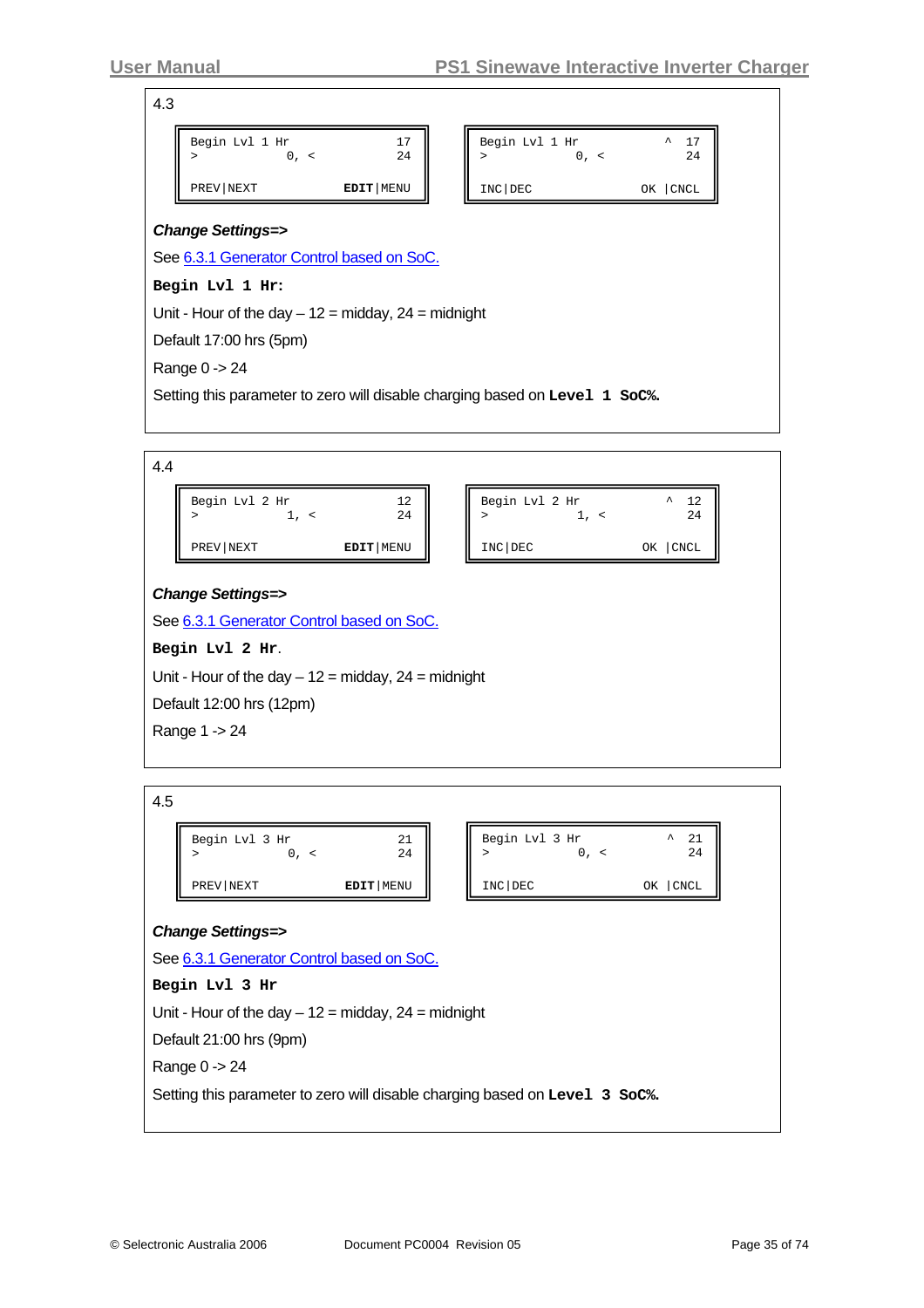4.3

```
Begin Lvl 1 Hr                17
>             0, <            24

PREV|NEXT              EDIT|MENU
```

```
Begin Lvl 1 Hr              ^  17
>             0, <            24

INC|DEC                 OK |CNCL
```

***Change Settings=>***

See 6.3.1 Generator Control based on SoC.

**`Begin Lvl 1 Hr:`**

Unit - Hour of the day – 12 = midday, 24 = midnight

Default 17:00 hrs (5pm)

Range 0 -> 24

Setting this parameter to zero will disable charging based on **`Level 1 SoC%`**.

4.4

```
Begin Lvl 2 Hr                12
>             1, <            24

PREV|NEXT              EDIT|MENU
```

```
Begin Lvl 2 Hr              ^  12
>             1, <            24

INC|DEC                 OK |CNCL
```

***Change Settings=>***

See 6.3.1 Generator Control based on SoC.

**`Begin Lvl 2 Hr`**.

Unit - Hour of the day – 12 = midday, 24 = midnight

Default 12:00 hrs (12pm)

Range 1 -> 24

4.5

```
Begin Lvl 3 Hr                21
>             0, <            24

PREV|NEXT              EDIT|MENU
```

```
Begin Lvl 3 Hr              ^  21
>             0, <            24

INC|DEC                 OK |CNCL
```

***Change Settings=>***

See 6.3.1 Generator Control based on SoC.

**`Begin Lvl 3 Hr`**

Unit - Hour of the day – 12 = midday, 24 = midnight

Default 21:00 hrs (9pm)

Range 0 -> 24

Setting this parameter to zero will disable charging based on **`Level 3 SoC%`**.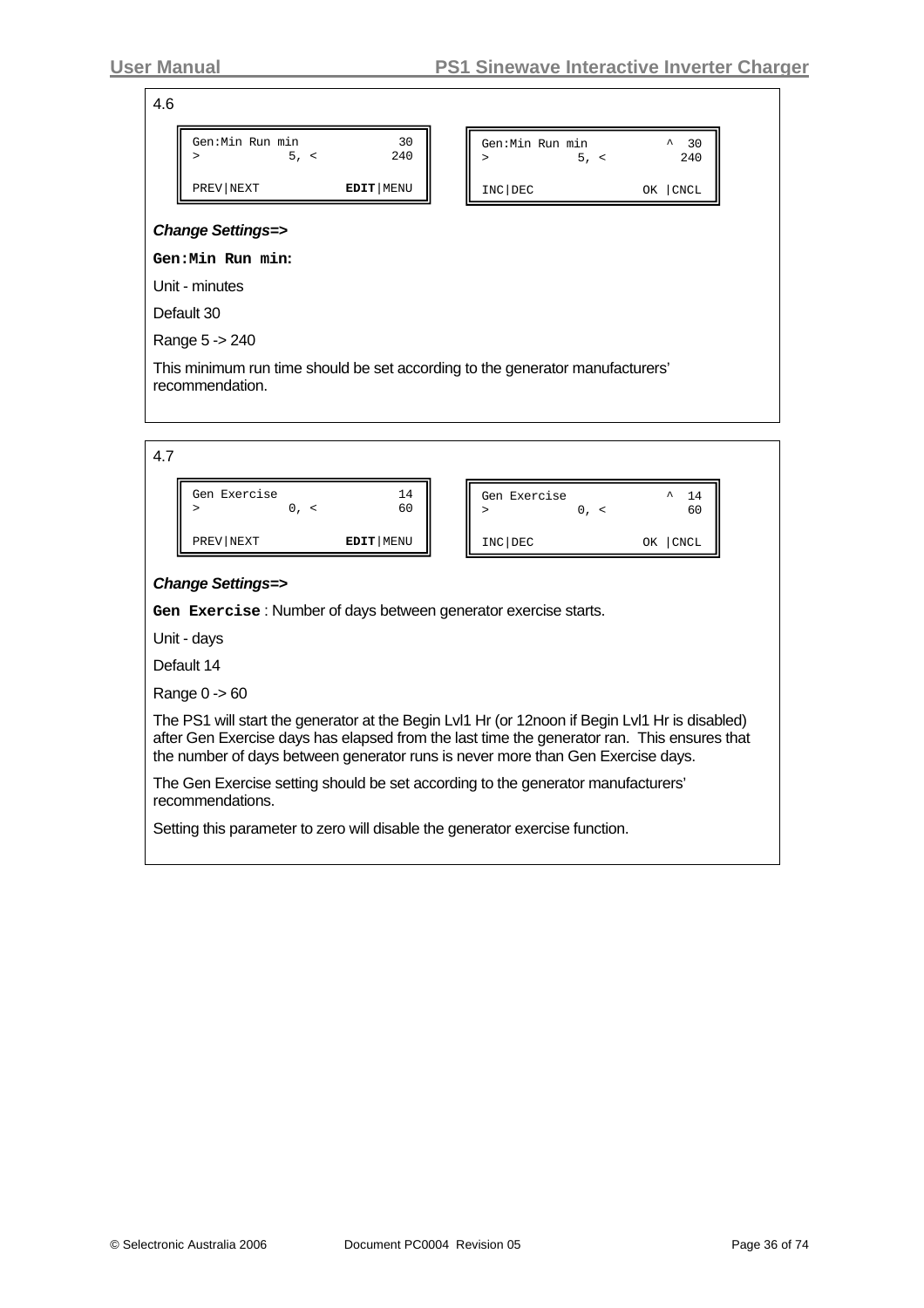4.6

```
Gen:Min Run min          30
>          5, <         240

PREV|NEXT         EDIT|MENU
```

```
Gen:Min Run min        ^  30
>          5, <         240

INC|DEC             OK |CNCL
```

***Change Settings=>***

**`Gen:Min Run min`**:

Unit - minutes

Default 30

Range 5 -> 240

This minimum run time should be set according to the generator manufacturers' recommendation.

4.7

```
Gen Exercise             14
>          0, <          60

PREV|NEXT         EDIT|MENU
```

```
Gen Exercise           ^  14
>          0, <          60

INC|DEC             OK |CNCL
```

***Change Settings=>***

**`Gen Exercise`** : Number of days between generator exercise starts.

Unit - days

Default 14

Range 0 -> 60

The PS1 will start the generator at the Begin Lvl1 Hr (or 12noon if Begin Lvl1 Hr is disabled) after Gen Exercise days has elapsed from the last time the generator ran. This ensures that the number of days between generator runs is never more than Gen Exercise days.

The Gen Exercise setting should be set according to the generator manufacturers' recommendations.

Setting this parameter to zero will disable the generator exercise function.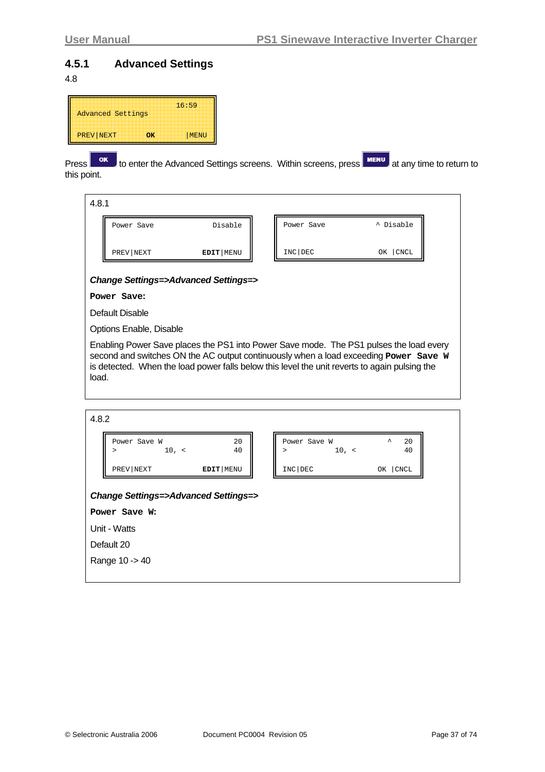### 4.5.1 Advanced Settings

4.8

```
                           16:59
Advanced Settings

PREV|NEXT        OK        |MENU
```

Press **OK** to enter the Advanced Settings screens. Within screens, press **MENU** at any time to return to this point.

4.8.1

```
Power Save               Disable

PREV|NEXT              EDIT|MENU
```

```
Power Save             ^ Disable

INC|DEC                 OK |CNCL
```

***Change Settings=>Advanced Settings=>***

**`Power Save:`**

Default Disable

Options Enable, Disable

Enabling Power Save places the PS1 into Power Save mode. The PS1 pulses the load every second and switches ON the AC output continuously when a load exceeding **`Power Save W`** is detected. When the load power falls below this level the unit reverts to again pulsing the load.

4.8.2

```
Power Save W                  20
>            10, <            40

PREV|NEXT              EDIT|MENU
```

```
Power Save W              ^   20
>            10, <            40

INC|DEC                 OK |CNCL
```

***Change Settings=>Advanced Settings=>***

**`Power Save W:`**

Unit - Watts

Default 20

Range 10 -> 40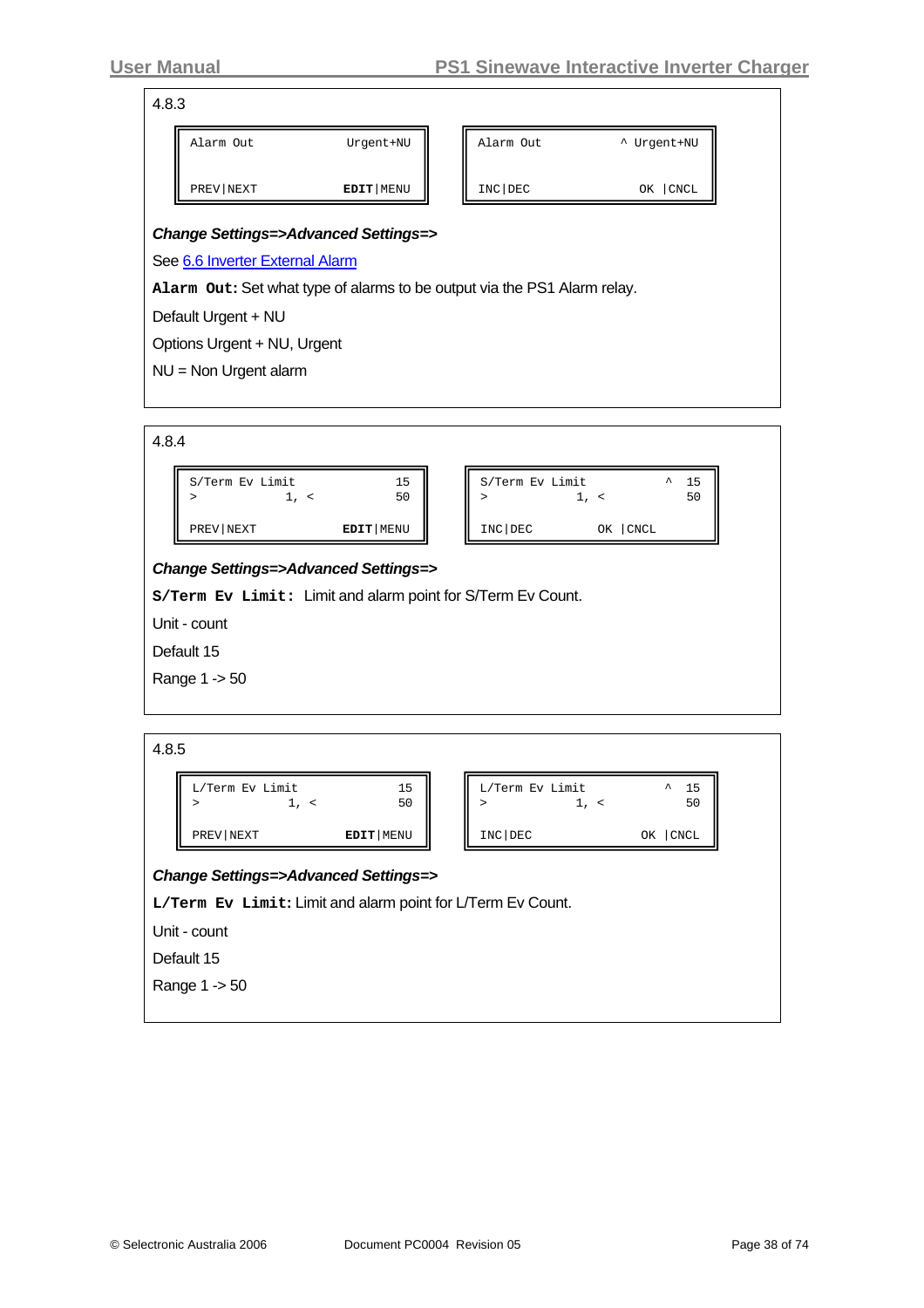### 4.8.3

```
Alarm Out            Urgent+NU

PREV|NEXT            EDIT|MENU
```

```
Alarm Out          ^ Urgent+NU

INC|DEC              OK  |CNCL
```

***Change Settings=>Advanced Settings=>***

See 6.6 Inverter External Alarm

**`Alarm Out:`** Set what type of alarms to be output via the PS1 Alarm relay.

Default Urgent + NU

Options Urgent + NU, Urgent

NU = Non Urgent alarm

### 4.8.4

```
S/Term Ev Limit             15
>              1, <         50

PREV|NEXT            EDIT|MENU
```

```
S/Term Ev Limit           ^  15
>              1, <          50

INC|DEC          OK  |CNCL
```

***Change Settings=>Advanced Settings=>***

**`S/Term Ev Limit:`** Limit and alarm point for S/Term Ev Count.

Unit - count

Default 15

Range 1 -> 50

### 4.8.5

```
L/Term Ev Limit             15
>              1, <         50

PREV|NEXT            EDIT|MENU
```

```
L/Term Ev Limit           ^  15
>              1, <          50

INC|DEC              OK  |CNCL
```

***Change Settings=>Advanced Settings=>***

**`L/Term Ev Limit:`** Limit and alarm point for L/Term Ev Count.

Unit - count

Default 15

Range 1 -> 50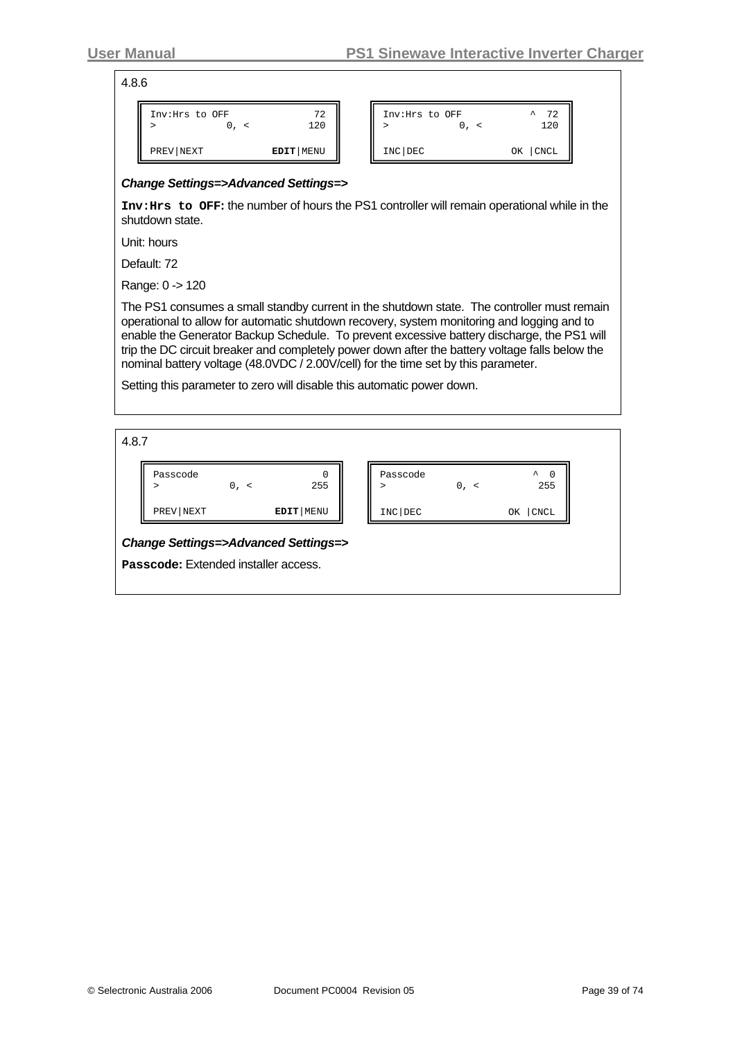4.8.6

```
Inv:Hrs to OFF           72
>          0, <         120

PREV|NEXT         EDIT|MENU
```

```
Inv:Hrs to OFF         ^  72
>          0, <         120

INC|DEC              OK |CNCL
```

***Change Settings=>Advanced Settings=>***

**Inv:Hrs to OFF:** the number of hours the PS1 controller will remain operational while in the shutdown state.

Unit: hours

Default: 72

Range: 0 -> 120

The PS1 consumes a small standby current in the shutdown state. The controller must remain operational to allow for automatic shutdown recovery, system monitoring and logging and to enable the Generator Backup Schedule. To prevent excessive battery discharge, the PS1 will trip the DC circuit breaker and completely power down after the battery voltage falls below the nominal battery voltage (48.0VDC / 2.00V/cell) for the time set by this parameter.

Setting this parameter to zero will disable this automatic power down.

4.8.7

```
Passcode                  0
>          0, <         255

PREV|NEXT         EDIT|MENU
```

```
Passcode               ^  0
>          0, <         255

INC|DEC              OK |CNCL
```

***Change Settings=>Advanced Settings=>***

**Passcode:** Extended installer access.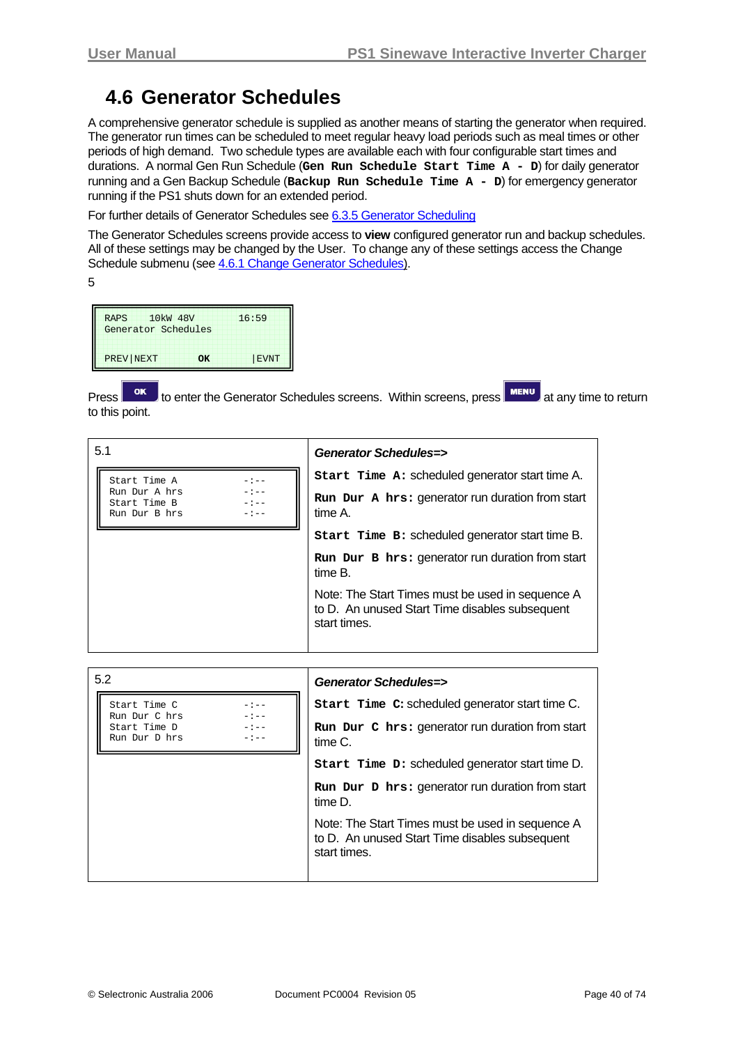# 4.6 Generator Schedules

A comprehensive generator schedule is supplied as another means of starting the generator when required. The generator run times can be scheduled to meet regular heavy load periods such as meal times or other periods of high demand. Two schedule types are available each with four configurable start times and durations. A normal Gen Run Schedule (**`Gen Run Schedule Start Time A - D`**) for daily generator running and a Gen Backup Schedule (**`Backup Run Schedule Time A - D`**) for emergency generator running if the PS1 shuts down for an extended period.

For further details of Generator Schedules see 6.3.5 Generator Scheduling

The Generator Schedules screens provide access to **view** configured generator run and backup schedules. All of these settings may be changed by the User. To change any of these settings access the Change Schedule submenu (see 4.6.1 Change Generator Schedules).

5

```
RAPS    10kW 48V          16:59
Generator Schedules

PREV|NEXT       OK          |EVNT
```

Press **OK** to enter the Generator Schedules screens. Within screens, press **MENU** at any time to return to this point.

| 5.1 | ***Generator Schedules=>*** |
|---|---|
| `Start Time A        -:--`<br>`Run Dur A hrs       -:--`<br>`Start Time B        -:--`<br>`Run Dur B hrs       -:--` | **`Start Time A:`** scheduled generator start time A.<br><br>**`Run Dur A hrs:`** generator run duration from start time A.<br><br>**`Start Time B:`** scheduled generator start time B.<br><br>**`Run Dur B hrs:`** generator run duration from start time B.<br><br>Note: The Start Times must be used in sequence A to D. An unused Start Time disables subsequent start times. |

| 5.2 | ***Generator Schedules=>*** |
|---|---|
| `Start Time C        -:--`<br>`Run Dur C hrs       -:--`<br>`Start Time D        -:--`<br>`Run Dur D hrs       -:--` | **`Start Time C:`** scheduled generator start time C.<br><br>**`Run Dur C hrs:`** generator run duration from start time C.<br><br>**`Start Time D:`** scheduled generator start time D.<br><br>**`Run Dur D hrs:`** generator run duration from start time D.<br><br>Note: The Start Times must be used in sequence A to D. An unused Start Time disables subsequent start times. |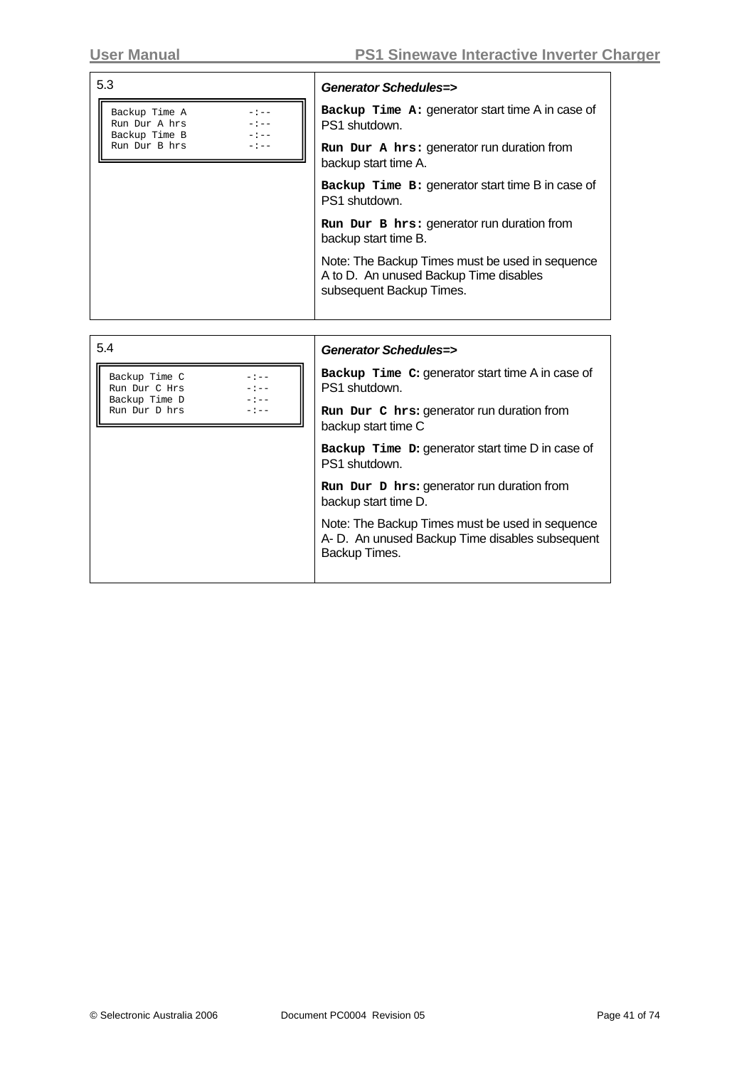| 5.3 | *Generator Schedules=>* |
| --- | --- |
| `Backup Time A -:--`<br>`Run Dur A hrs -:--`<br>`Backup Time B -:--`<br>`Run Dur B hrs -:--` | **`Backup Time A:`** generator start time A in case of PS1 shutdown.<br><br>**`Run Dur A hrs:`** generator run duration from backup start time A.<br><br>**`Backup Time B:`** generator start time B in case of PS1 shutdown.<br><br>**`Run Dur B hrs:`** generator run duration from backup start time B.<br><br>Note: The Backup Times must be used in sequence A to D. An unused Backup Time disables subsequent Backup Times. |

| 5.4 | *Generator Schedules=>* |
| --- | --- |
| `Backup Time C -:--`<br>`Run Dur C Hrs -:--`<br>`Backup Time D -:--`<br>`Run Dur D hrs -:--` | **`Backup Time C:`** generator start time A in case of PS1 shutdown.<br><br>**`Run Dur C hrs:`** generator run duration from backup start time C<br><br>**`Backup Time D:`** generator start time D in case of PS1 shutdown.<br><br>**`Run Dur D hrs:`** generator run duration from backup start time D.<br><br>Note: The Backup Times must be used in sequence A- D. An unused Backup Time disables subsequent Backup Times. |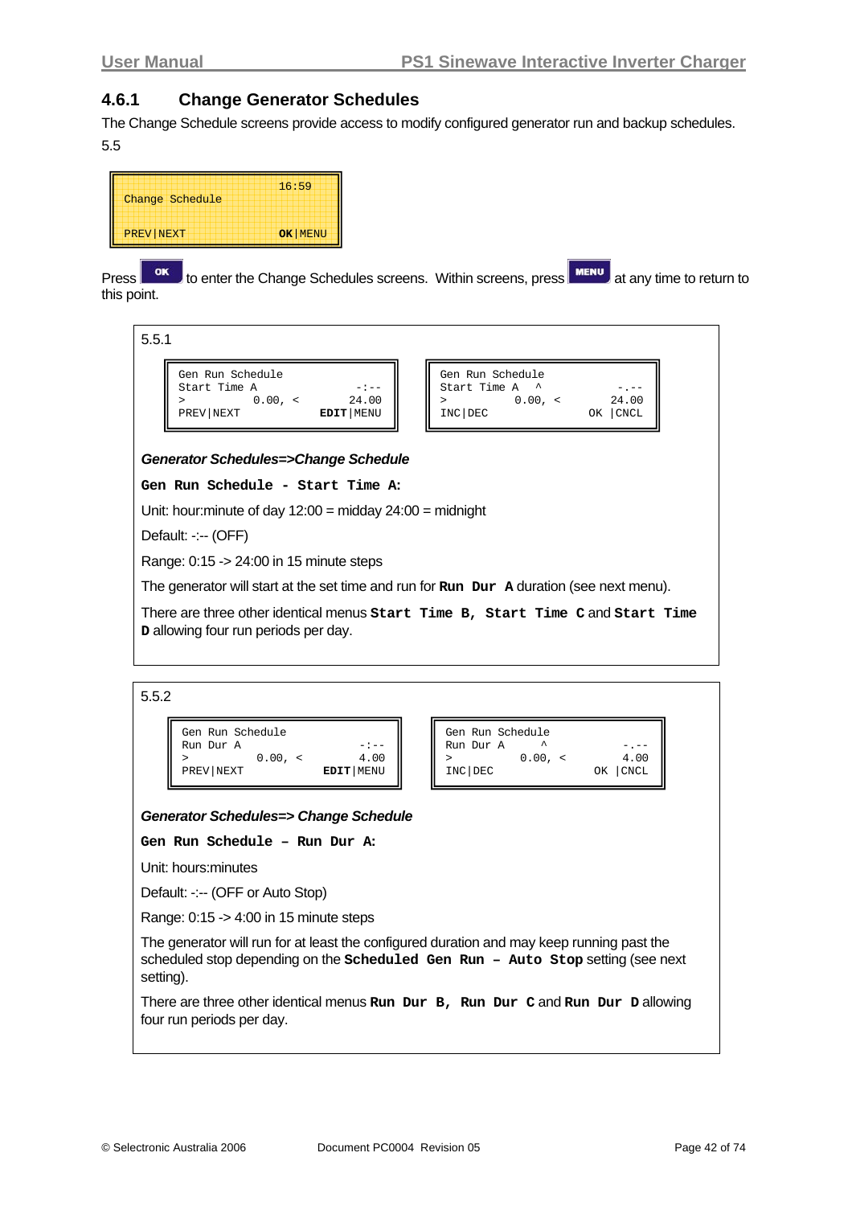### 4.6.1 Change Generator Schedules

The Change Schedule screens provide access to modify configured generator run and backup schedules.

5.5

```
                    16:59
Change Schedule

PREV|NEXT         OK|MENU
```

Press **OK** to enter the Change Schedules screens. Within screens, press **MENU** at any time to return to this point.

5.5.1

```
Gen Run Schedule
Start Time A           -:--
>          0.00, <    24.00
PREV|NEXT         EDIT|MENU
```

```
Gen Run Schedule
Start Time A    ^      -.--
>          0.00, <    24.00
INC|DEC             OK |CNCL
```

***Generator Schedules=>Change Schedule***

**`Gen Run Schedule - Start Time A:`**

Unit: hour:minute of day 12:00 = midday 24:00 = midnight

Default: -:-- (OFF)

Range: 0:15 -> 24:00 in 15 minute steps

The generator will start at the set time and run for **`Run Dur A`** duration (see next menu).

There are three other identical menus **`Start Time B, Start Time C`** and **`Start Time D`** allowing four run periods per day.

5.5.2

```
Gen Run Schedule
Run Dur A              -:--
>          0.00, <     4.00
PREV|NEXT         EDIT|MENU
```

```
Gen Run Schedule
Run Dur A       ^      -.--
>          0.00, <     4.00
INC|DEC             OK |CNCL
```

***Generator Schedules=> Change Schedule***

**`Gen Run Schedule – Run Dur A:`**

Unit: hours:minutes

Default: -:-- (OFF or Auto Stop)

Range: 0:15 -> 4:00 in 15 minute steps

The generator will run for at least the configured duration and may keep running past the scheduled stop depending on the **`Scheduled Gen Run – Auto Stop`** setting (see next setting).

There are three other identical menus **`Run Dur B, Run Dur C`** and **`Run Dur D`** allowing four run periods per day.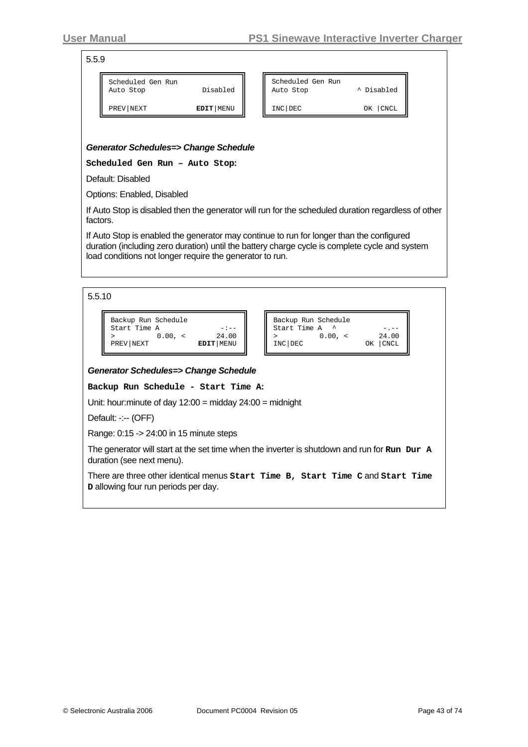5.5.9

```
Scheduled Gen Run
Auto Stop              Disabled

PREV|NEXT             EDIT|MENU
```

```
Scheduled Gen Run
Auto Stop            ^ Disabled

INC|DEC                OK |CNCL
```

***Generator Schedules=> Change Schedule***

**`Scheduled Gen Run – Auto Stop:`**

Default: Disabled

Options: Enabled, Disabled

If Auto Stop is disabled then the generator will run for the scheduled duration regardless of other factors.

If Auto Stop is enabled the generator may continue to run for longer than the configured duration (including zero duration) until the battery charge cycle is complete cycle and system load conditions not longer require the generator to run.

5.5.10

```
Backup Run Schedule
Start Time A              -:--
>         0.00, <        24.00
PREV|NEXT            EDIT|MENU
```

```
Backup Run Schedule
Start Time A   ^          -.--
>         0.00, <        24.00
INC|DEC              OK |CNCL
```

***Generator Schedules=> Change Schedule***

**`Backup Run Schedule - Start Time A:`**

Unit: hour:minute of day 12:00 = midday 24:00 = midnight

Default: -:-- (OFF)

Range: 0:15 -> 24:00 in 15 minute steps

The generator will start at the set time when the inverter is shutdown and run for **`Run Dur A`** duration (see next menu).

There are three other identical menus **`Start Time B`**, **`Start Time C`** and **`Start Time D`** allowing four run periods per day.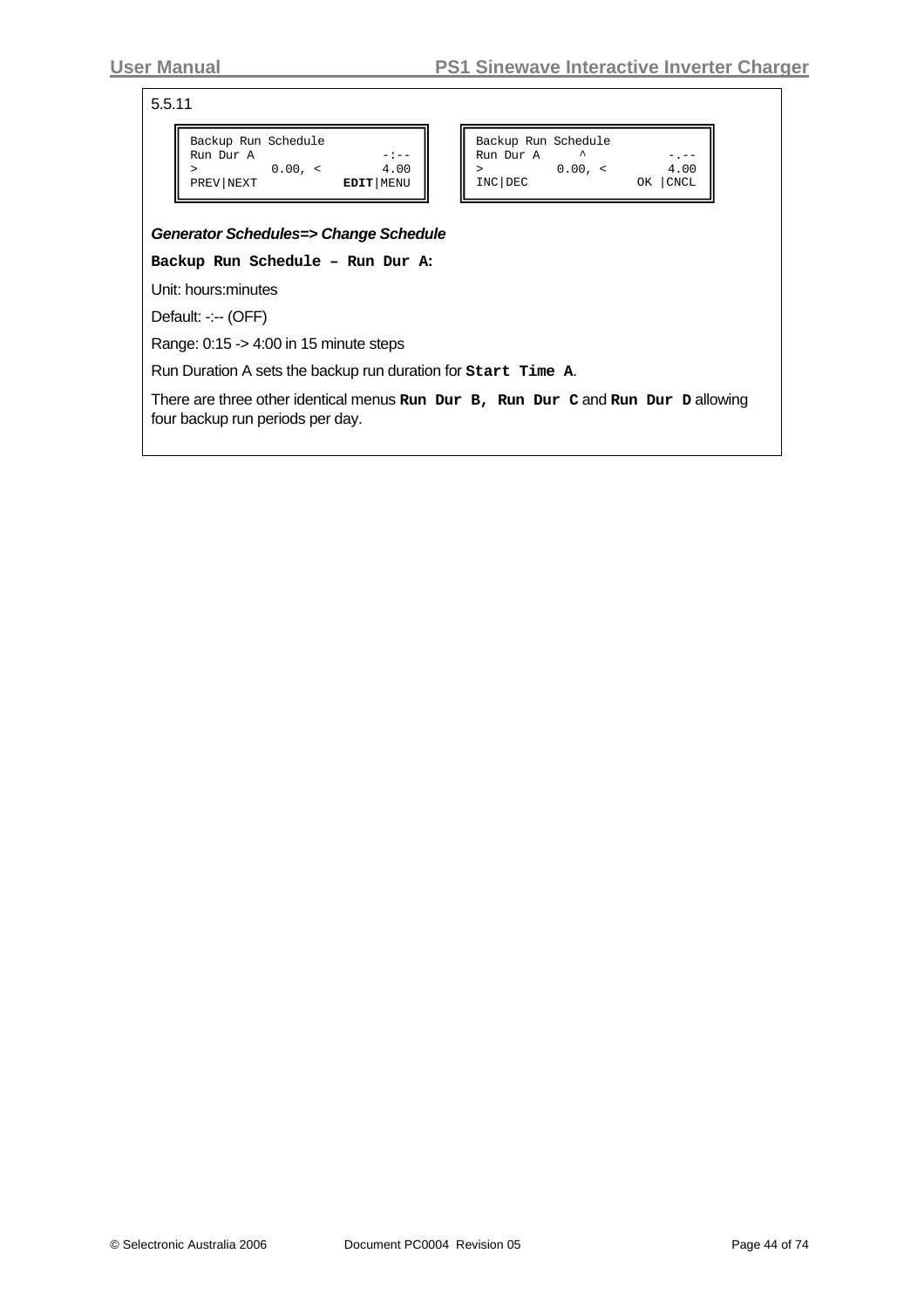5.5.11

```
Backup Run Schedule
Run Dur A              -:--
>        0.00, <       4.00
PREV|NEXT         EDIT|MENU
```

```
Backup Run Schedule
Run Dur A     ^        -.--
>        0.00, <       4.00
INC|DEC             OK |CNCL
```

***Generator Schedules=> Change Schedule***

**`Backup Run Schedule – Run Dur A:`**

Unit: hours:minutes

Default: -:-- (OFF)

Range: 0:15 -> 4:00 in 15 minute steps

Run Duration A sets the backup run duration for **`Start Time A`**.

There are three other identical menus **`Run Dur B, Run Dur C`** and **`Run Dur D`** allowing four backup run periods per day.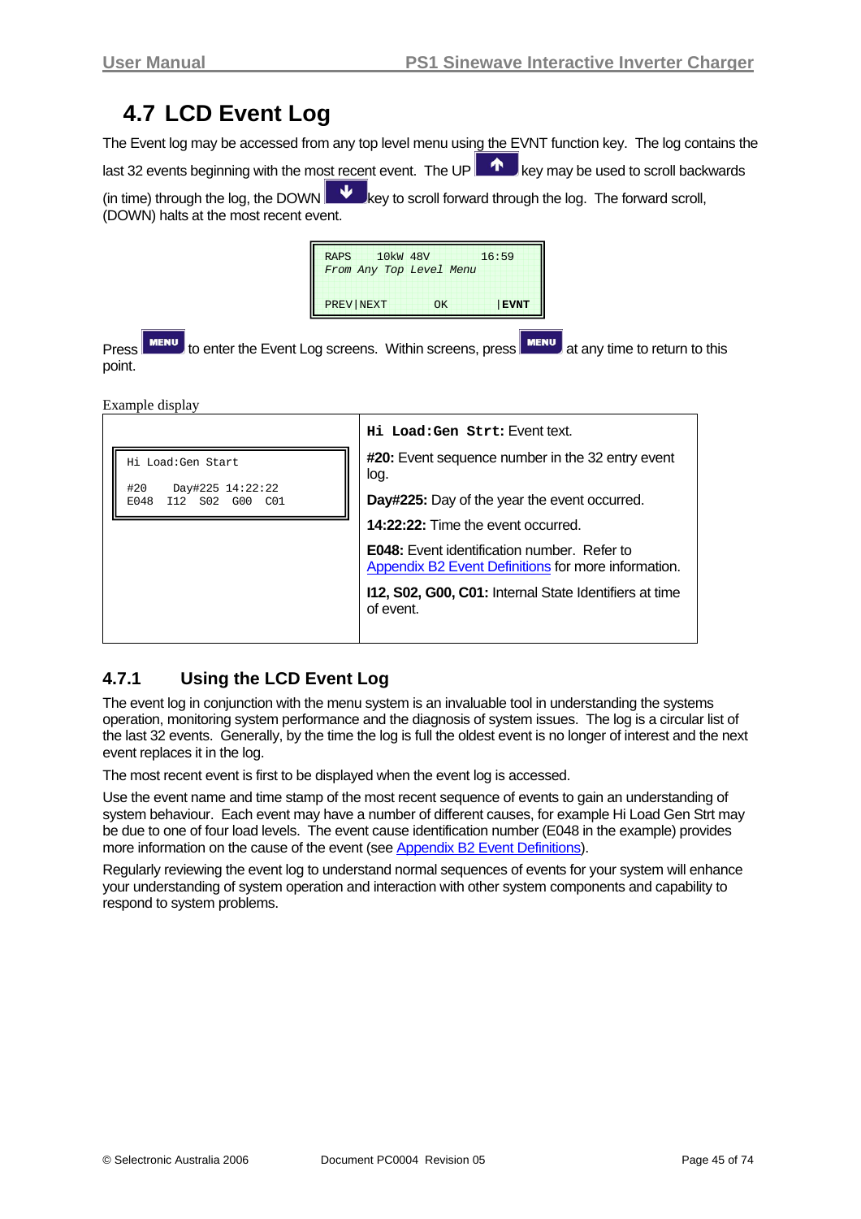## 4.7 LCD Event Log

The Event log may be accessed from any top level menu using the EVNT function key. The log contains the last 32 events beginning with the most recent event. The UP key may be used to scroll backwards (in time) through the log, the DOWN key to scroll forward through the log. The forward scroll, (DOWN) halts at the most recent event.

```
RAPS    10kW 48V        16:59
From Any Top Level Menu

PREV|NEXT       OK       |EVNT
```

Press MENU to enter the Event Log screens. Within screens, press MENU at any time to return to this point.

Example display

| Display | Description |
|---|---|
| `Hi Load:Gen Start`<br>`#20    Day#225 14:22:22`<br>`E048  I12  S02  G00  C01` | **Hi Load:Gen Strt:** Event text.<br>**#20:** Event sequence number in the 32 entry event log.<br>**Day#225:** Day of the year the event occurred.<br>**14:22:22:** Time the event occurred.<br>**E048:** Event identification number. Refer to Appendix B2 Event Definitions for more information.<br>**I12, S02, G00, C01:** Internal State Identifiers at time of event. |

### 4.7.1 Using the LCD Event Log

The event log in conjunction with the menu system is an invaluable tool in understanding the systems operation, monitoring system performance and the diagnosis of system issues. The log is a circular list of the last 32 events. Generally, by the time the log is full the oldest event is no longer of interest and the next event replaces it in the log.

The most recent event is first to be displayed when the event log is accessed.

Use the event name and time stamp of the most recent sequence of events to gain an understanding of system behaviour. Each event may have a number of different causes, for example Hi Load Gen Strt may be due to one of four load levels. The event cause identification number (E048 in the example) provides more information on the cause of the event (see Appendix B2 Event Definitions).

Regularly reviewing the event log to understand normal sequences of events for your system will enhance your understanding of system operation and interaction with other system components and capability to respond to system problems.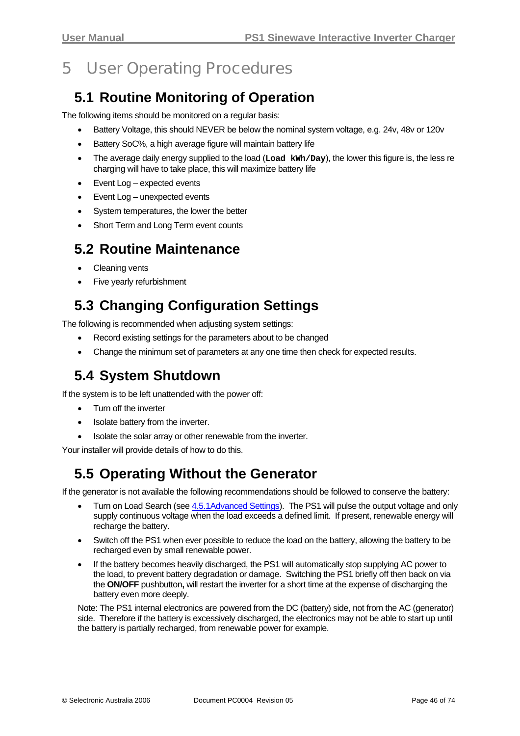# 5 User Operating Procedures

## 5.1 Routine Monitoring of Operation

The following items should be monitored on a regular basis:

- Battery Voltage, this should NEVER be below the nominal system voltage, e.g. 24v, 48v or 120v
- Battery SoC%, a high average figure will maintain battery life
- The average daily energy supplied to the load (**`Load kWh/Day`**), the lower this figure is, the less re charging will have to take place, this will maximize battery life
- Event Log – expected events
- Event Log – unexpected events
- System temperatures, the lower the better
- Short Term and Long Term event counts

## 5.2 Routine Maintenance

- Cleaning vents
- Five yearly refurbishment

## 5.3 Changing Configuration Settings

The following is recommended when adjusting system settings:

- Record existing settings for the parameters about to be changed
- Change the minimum set of parameters at any one time then check for expected results.

## 5.4 System Shutdown

If the system is to be left unattended with the power off:

- Turn off the inverter
- Isolate battery from the inverter.
- Isolate the solar array or other renewable from the inverter.

Your installer will provide details of how to do this.

## 5.5 Operating Without the Generator

If the generator is not available the following recommendations should be followed to conserve the battery:

- Turn on Load Search (see 4.5.1Advanced Settings). The PS1 will pulse the output voltage and only supply continuous voltage when the load exceeds a defined limit. If present, renewable energy will recharge the battery.
- Switch off the PS1 when ever possible to reduce the load on the battery, allowing the battery to be recharged even by small renewable power.
- If the battery becomes heavily discharged, the PS1 will automatically stop supplying AC power to the load, to prevent battery degradation or damage. Switching the PS1 briefly off then back on via the **ON/OFF** pushbutton**,** will restart the inverter for a short time at the expense of discharging the battery even more deeply.

Note: The PS1 internal electronics are powered from the DC (battery) side, not from the AC (generator) side. Therefore if the battery is excessively discharged, the electronics may not be able to start up until the battery is partially recharged, from renewable power for example.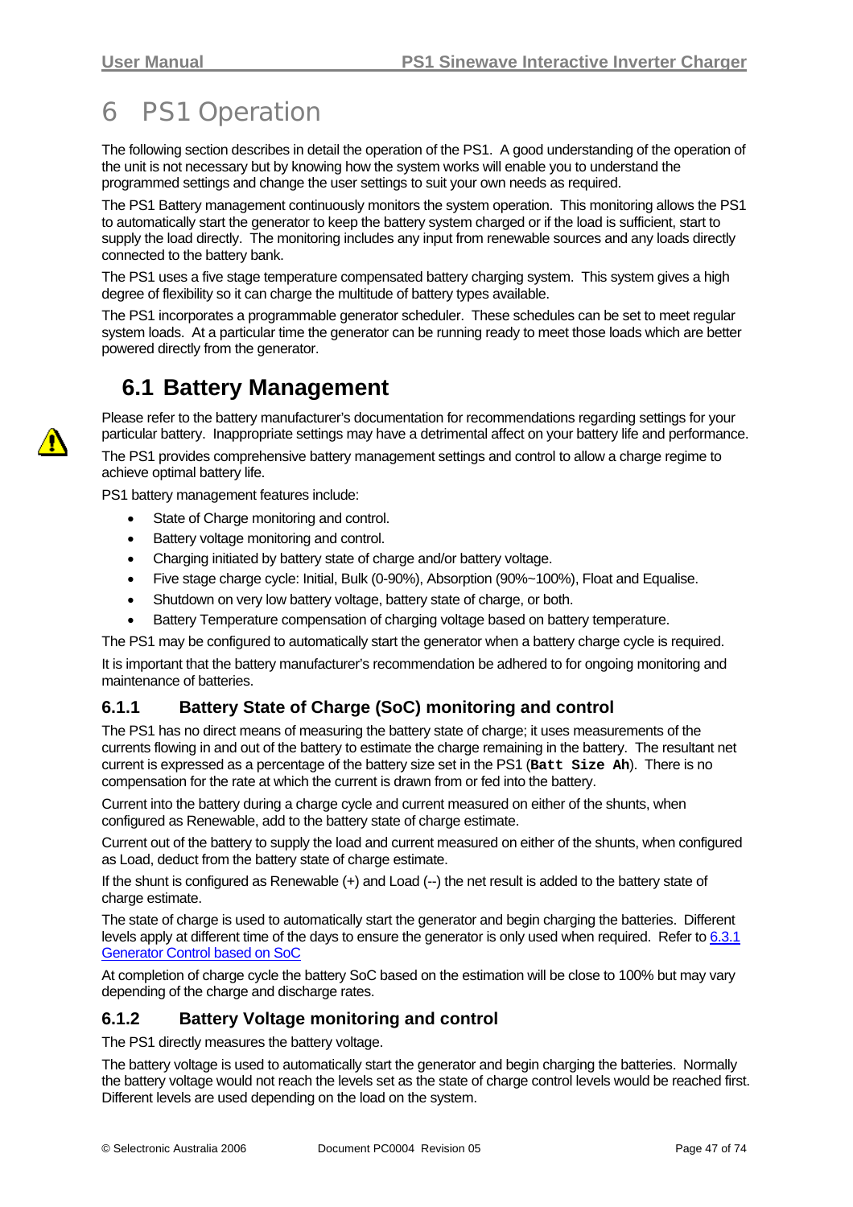// Heading hierarchy: "6 PS1 Operation" is chapter level (#), 6.1 is ## and 6.1.x are ###, matching the manual's numbering.
# 6 PS1 Operation

The following section describes in detail the operation of the PS1. A good understanding of the operation of the unit is not necessary but by knowing how the system works will enable you to understand the programmed settings and change the user settings to suit your own needs as required.

The PS1 Battery management continuously monitors the system operation. This monitoring allows the PS1 to automatically start the generator to keep the battery system charged or if the load is sufficient, start to supply the load directly. The monitoring includes any input from renewable sources and any loads directly connected to the battery bank.

The PS1 uses a five stage temperature compensated battery charging system. This system gives a high degree of flexibility so it can charge the multitude of battery types available.

The PS1 incorporates a programmable generator scheduler. These schedules can be set to meet regular system loads. At a particular time the generator can be running ready to meet those loads which are better powered directly from the generator.

## 6.1 Battery Management

Please refer to the battery manufacturer's documentation for recommendations regarding settings for your particular battery. Inappropriate settings may have a detrimental affect on your battery life and performance.

The PS1 provides comprehensive battery management settings and control to allow a charge regime to achieve optimal battery life.

PS1 battery management features include:

- State of Charge monitoring and control.
- Battery voltage monitoring and control.
- Charging initiated by battery state of charge and/or battery voltage.
- Five stage charge cycle: Initial, Bulk (0-90%), Absorption (90%~100%), Float and Equalise.
- Shutdown on very low battery voltage, battery state of charge, or both.
- Battery Temperature compensation of charging voltage based on battery temperature.

The PS1 may be configured to automatically start the generator when a battery charge cycle is required.

It is important that the battery manufacturer's recommendation be adhered to for ongoing monitoring and maintenance of batteries.

### 6.1.1 Battery State of Charge (SoC) monitoring and control

The PS1 has no direct means of measuring the battery state of charge; it uses measurements of the currents flowing in and out of the battery to estimate the charge remaining in the battery. The resultant net current is expressed as a percentage of the battery size set in the PS1 (**`Batt Size Ah`**). There is no compensation for the rate at which the current is drawn from or fed into the battery.

Current into the battery during a charge cycle and current measured on either of the shunts, when configured as Renewable, add to the battery state of charge estimate.

Current out of the battery to supply the load and current measured on either of the shunts, when configured as Load, deduct from the battery state of charge estimate.

If the shunt is configured as Renewable (+) and Load (--) the net result is added to the battery state of charge estimate.

The state of charge is used to automatically start the generator and begin charging the batteries. Different levels apply at different time of the days to ensure the generator is only used when required. Refer to 6.3.1 Generator Control based on SoC

At completion of charge cycle the battery SoC based on the estimation will be close to 100% but may vary depending of the charge and discharge rates.

### 6.1.2 Battery Voltage monitoring and control

The PS1 directly measures the battery voltage.

The battery voltage is used to automatically start the generator and begin charging the batteries. Normally the battery voltage would not reach the levels set as the state of charge control levels would be reached first. Different levels are used depending on the load on the system.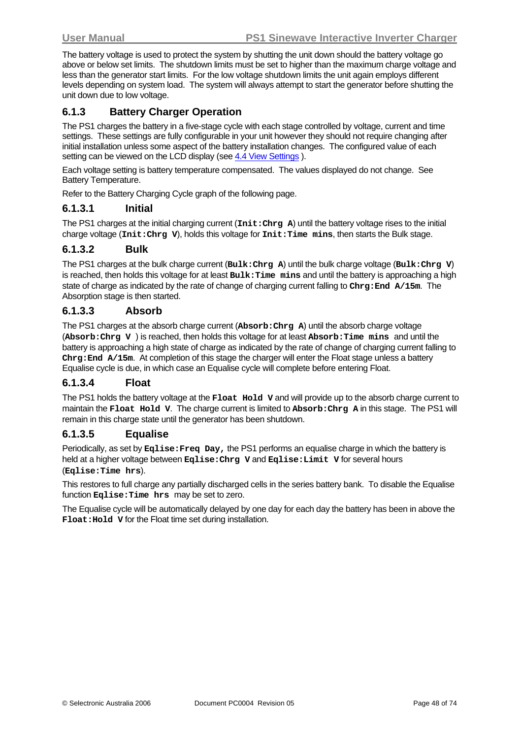The battery voltage is used to protect the system by shutting the unit down should the battery voltage go above or below set limits. The shutdown limits must be set to higher than the maximum charge voltage and less than the generator start limits. For the low voltage shutdown limits the unit again employs different levels depending on system load. The system will always attempt to start the generator before shutting the unit down due to low voltage.

### 6.1.3 Battery Charger Operation

The PS1 charges the battery in a five-stage cycle with each stage controlled by voltage, current and time settings. These settings are fully configurable in your unit however they should not require changing after initial installation unless some aspect of the battery installation changes. The configured value of each setting can be viewed on the LCD display (see 4.4 View Settings ).

Each voltage setting is battery temperature compensated. The values displayed do not change. See Battery Temperature.

Refer to the Battery Charging Cycle graph of the following page.

#### 6.1.3.1 Initial

The PS1 charges at the initial charging current (**`Init:Chrg A`**) until the battery voltage rises to the initial charge voltage (**`Init:Chrg V`**), holds this voltage for **`Init:Time mins`**, then starts the Bulk stage.

#### 6.1.3.2 Bulk

The PS1 charges at the bulk charge current (**`Bulk:Chrg A`**) until the bulk charge voltage (**`Bulk:Chrg V`**) is reached, then holds this voltage for at least **`Bulk:Time mins`** and until the battery is approaching a high state of charge as indicated by the rate of change of charging current falling to **`Chrg:End A/15m`**. The Absorption stage is then started.

#### 6.1.3.3 Absorb

The PS1 charges at the absorb charge current (**`Absorb:Chrg A`**) until the absorb charge voltage (**`Absorb:Chrg V`** ) is reached, then holds this voltage for at least **`Absorb:Time mins`** and until the battery is approaching a high state of charge as indicated by the rate of change of charging current falling to **`Chrg:End A/15m`**. At completion of this stage the charger will enter the Float stage unless a battery Equalise cycle is due, in which case an Equalise cycle will complete before entering Float.

#### 6.1.3.4 Float

The PS1 holds the battery voltage at the **`Float Hold V`** and will provide up to the absorb charge current to maintain the **`Float Hold V`**. The charge current is limited to **`Absorb:Chrg A`** in this stage. The PS1 will remain in this charge state until the generator has been shutdown.

#### 6.1.3.5 Equalise

Periodically, as set by **`Eqlise:Freq Day,`** the PS1 performs an equalise charge in which the battery is held at a higher voltage between **`Eqlise:Chrg V`** and **`Eqlise:Limit V`** for several hours (**`Eqlise:Time hrs`**).

This restores to full charge any partially discharged cells in the series battery bank. To disable the Equalise function **`Eqlise:Time hrs`** may be set to zero.

The Equalise cycle will be automatically delayed by one day for each day the battery has been in above the **`Float:Hold V`** for the Float time set during installation.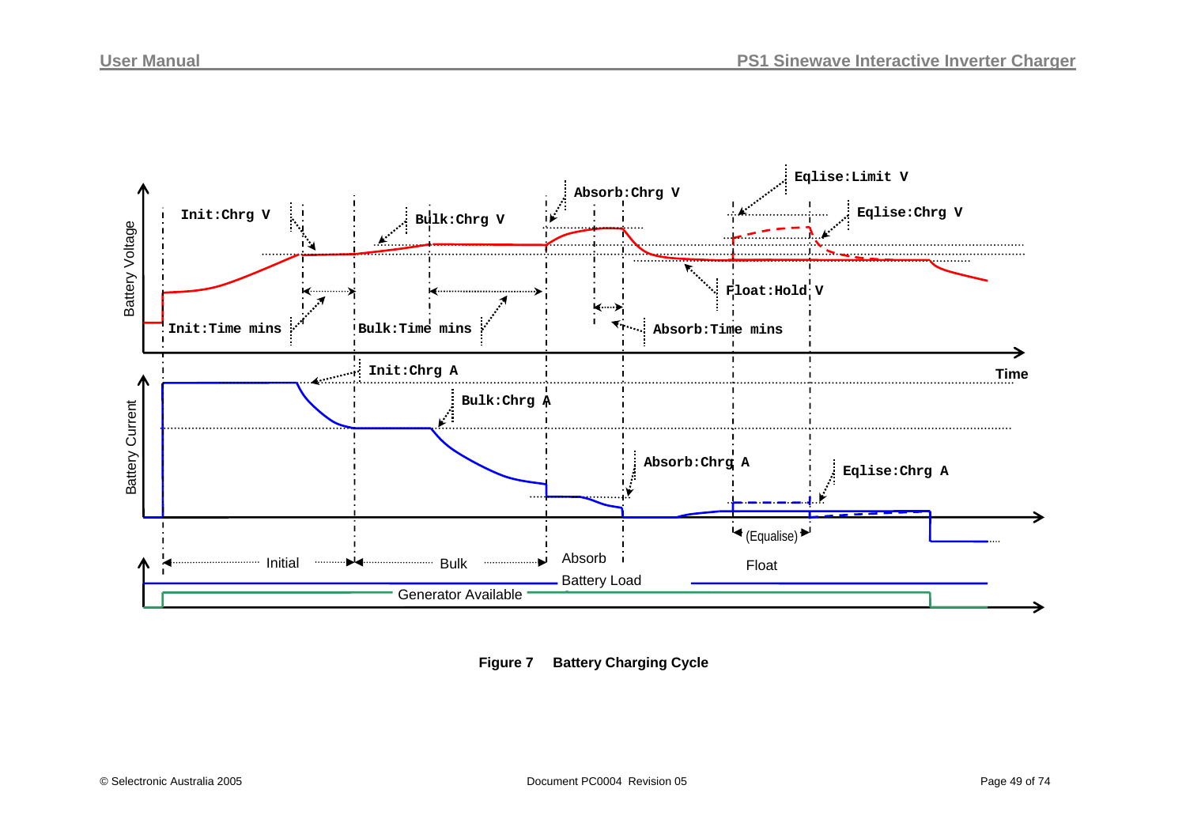Battery Voltage

Init:Chrg V

Bulk:Chrg V

Absorb:Chrg V

Eqlise:Limit V

Eqlise:Chrg V

Float:Hold V

Init:Time mins

Bulk:Time mins

Absorb:Time mins

Time

Battery Current

Init:Chrg A

Bulk:Chrg A

Absorb:Chrg A

Eqlise:Chrg A

(Equalise)

Initial

Bulk

Absorb

Float

Battery Load

Generator Available

**Figure 7 Battery Charging Cycle**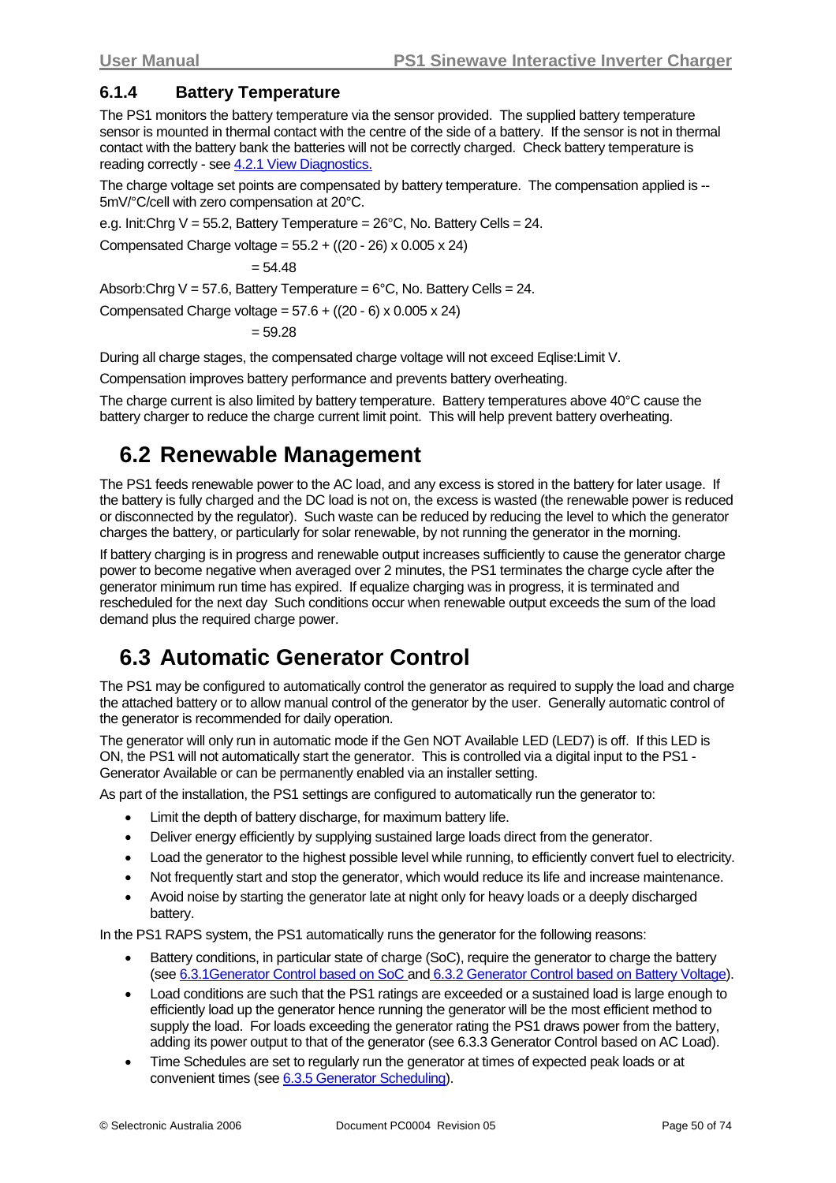### 6.1.4 Battery Temperature

The PS1 monitors the battery temperature via the sensor provided. The supplied battery temperature sensor is mounted in thermal contact with the centre of the side of a battery. If the sensor is not in thermal contact with the battery bank the batteries will not be correctly charged. Check battery temperature is reading correctly - see 4.2.1 View Diagnostics.

The charge voltage set points are compensated by battery temperature. The compensation applied is --5mV/°C/cell with zero compensation at 20°C.

e.g. Init:Chrg V = 55.2, Battery Temperature = 26°C, No. Battery Cells = 24.

Compensated Charge voltage = 55.2 + ((20 - 26) x 0.005 x 24)

= 54.48

Absorb:Chrg V = 57.6, Battery Temperature = 6°C, No. Battery Cells = 24.

Compensated Charge voltage = 57.6 + ((20 - 6) x 0.005 x 24)

= 59.28

During all charge stages, the compensated charge voltage will not exceed Eqlise:Limit V.

Compensation improves battery performance and prevents battery overheating.

The charge current is also limited by battery temperature. Battery temperatures above 40°C cause the battery charger to reduce the charge current limit point. This will help prevent battery overheating.

## 6.2 Renewable Management

The PS1 feeds renewable power to the AC load, and any excess is stored in the battery for later usage. If the battery is fully charged and the DC load is not on, the excess is wasted (the renewable power is reduced or disconnected by the regulator). Such waste can be reduced by reducing the level to which the generator charges the battery, or particularly for solar renewable, by not running the generator in the morning.

If battery charging is in progress and renewable output increases sufficiently to cause the generator charge power to become negative when averaged over 2 minutes, the PS1 terminates the charge cycle after the generator minimum run time has expired. If equalize charging was in progress, it is terminated and rescheduled for the next day Such conditions occur when renewable output exceeds the sum of the load demand plus the required charge power.

## 6.3 Automatic Generator Control

The PS1 may be configured to automatically control the generator as required to supply the load and charge the attached battery or to allow manual control of the generator by the user. Generally automatic control of the generator is recommended for daily operation.

The generator will only run in automatic mode if the Gen NOT Available LED (LED7) is off. If this LED is ON, the PS1 will not automatically start the generator. This is controlled via a digital input to the PS1 - Generator Available or can be permanently enabled via an installer setting.

As part of the installation, the PS1 settings are configured to automatically run the generator to:

- Limit the depth of battery discharge, for maximum battery life.
- Deliver energy efficiently by supplying sustained large loads direct from the generator.
- Load the generator to the highest possible level while running, to efficiently convert fuel to electricity.
- Not frequently start and stop the generator, which would reduce its life and increase maintenance.
- Avoid noise by starting the generator late at night only for heavy loads or a deeply discharged battery.

In the PS1 RAPS system, the PS1 automatically runs the generator for the following reasons:

- Battery conditions, in particular state of charge (SoC), require the generator to charge the battery (see 6.3.1Generator Control based on SoC and 6.3.2 Generator Control based on Battery Voltage).
- Load conditions are such that the PS1 ratings are exceeded or a sustained load is large enough to efficiently load up the generator hence running the generator will be the most efficient method to supply the load. For loads exceeding the generator rating the PS1 draws power from the battery, adding its power output to that of the generator (see 6.3.3 Generator Control based on AC Load).
- Time Schedules are set to regularly run the generator at times of expected peak loads or at convenient times (see 6.3.5 Generator Scheduling).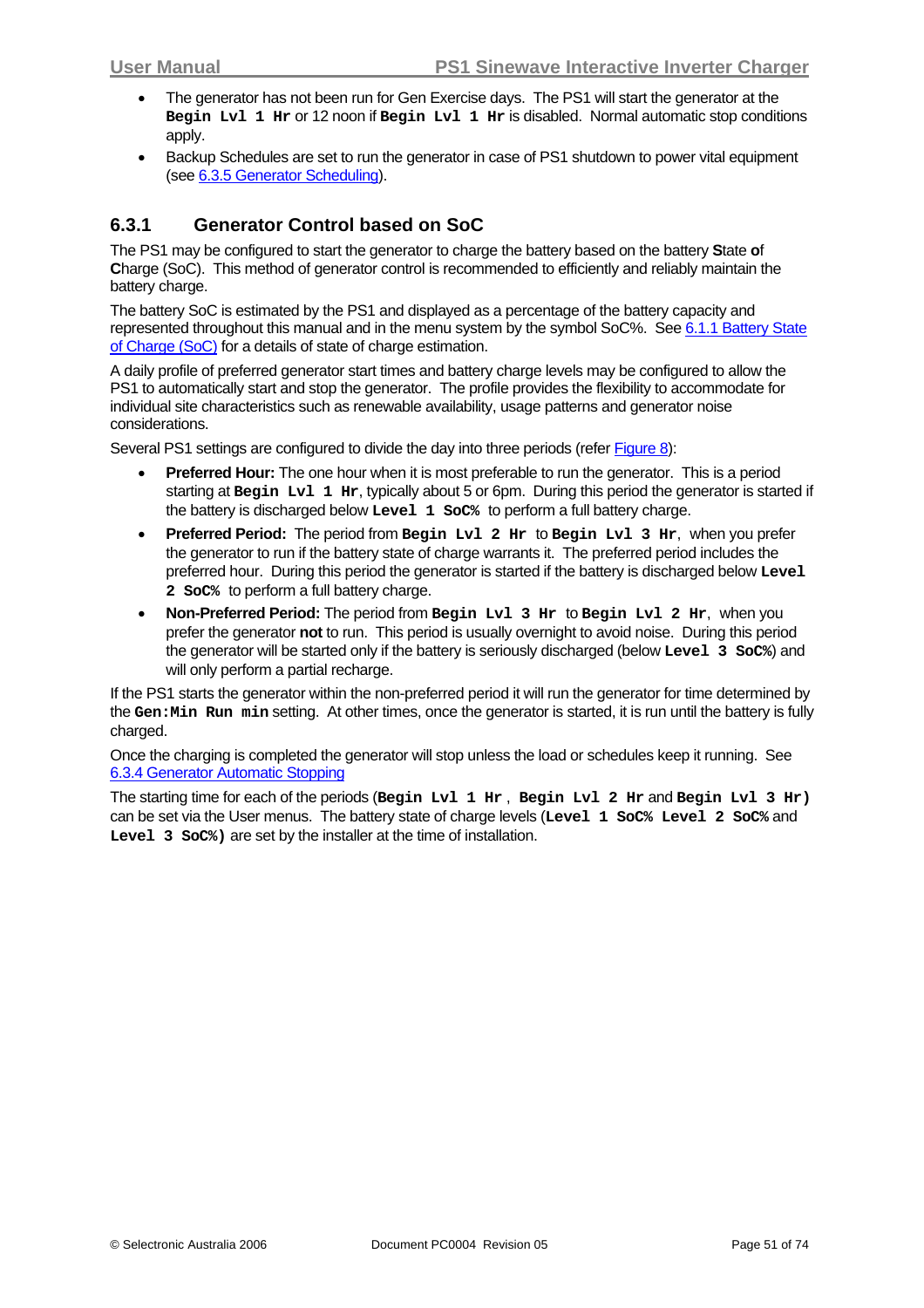- The generator has not been run for Gen Exercise days. The PS1 will start the generator at the **`Begin Lvl 1 Hr`** or 12 noon if **`Begin Lvl 1 Hr`** is disabled. Normal automatic stop conditions apply.
- Backup Schedules are set to run the generator in case of PS1 shutdown to power vital equipment (see 6.3.5 Generator Scheduling).

### 6.3.1 Generator Control based on SoC

The PS1 may be configured to start the generator to charge the battery based on the battery **S**tate **o**f **C**harge (SoC). This method of generator control is recommended to efficiently and reliably maintain the battery charge.

The battery SoC is estimated by the PS1 and displayed as a percentage of the battery capacity and represented throughout this manual and in the menu system by the symbol SoC%. See 6.1.1 Battery State of Charge (SoC) for a details of state of charge estimation.

A daily profile of preferred generator start times and battery charge levels may be configured to allow the PS1 to automatically start and stop the generator. The profile provides the flexibility to accommodate for individual site characteristics such as renewable availability, usage patterns and generator noise considerations.

Several PS1 settings are configured to divide the day into three periods (refer Figure 8):

- **Preferred Hour:** The one hour when it is most preferable to run the generator. This is a period starting at **`Begin Lvl 1 Hr`**, typically about 5 or 6pm. During this period the generator is started if the battery is discharged below **`Level 1 SoC%`** to perform a full battery charge.
- **Preferred Period:** The period from **`Begin Lvl 2 Hr`** to **`Begin Lvl 3 Hr`**, when you prefer the generator to run if the battery state of charge warrants it. The preferred period includes the preferred hour. During this period the generator is started if the battery is discharged below **`Level 2 SoC%`** to perform a full battery charge.
- **Non-Preferred Period:** The period from **`Begin Lvl 3 Hr`** to **`Begin Lvl 2 Hr`**, when you prefer the generator **not** to run. This period is usually overnight to avoid noise. During this period the generator will be started only if the battery is seriously discharged (below **`Level 3 SoC%`**) and will only perform a partial recharge.

If the PS1 starts the generator within the non-preferred period it will run the generator for time determined by the **`Gen:Min Run min`** setting. At other times, once the generator is started, it is run until the battery is fully charged.

Once the charging is completed the generator will stop unless the load or schedules keep it running. See 6.3.4 Generator Automatic Stopping

The starting time for each of the periods (**`Begin Lvl 1 Hr`**, **`Begin Lvl 2 Hr`** and **`Begin Lvl 3 Hr)`** can be set via the User menus. The battery state of charge levels (**`Level 1 SoC% Level 2 SoC%`** and **`Level 3 SoC%)`** are set by the installer at the time of installation.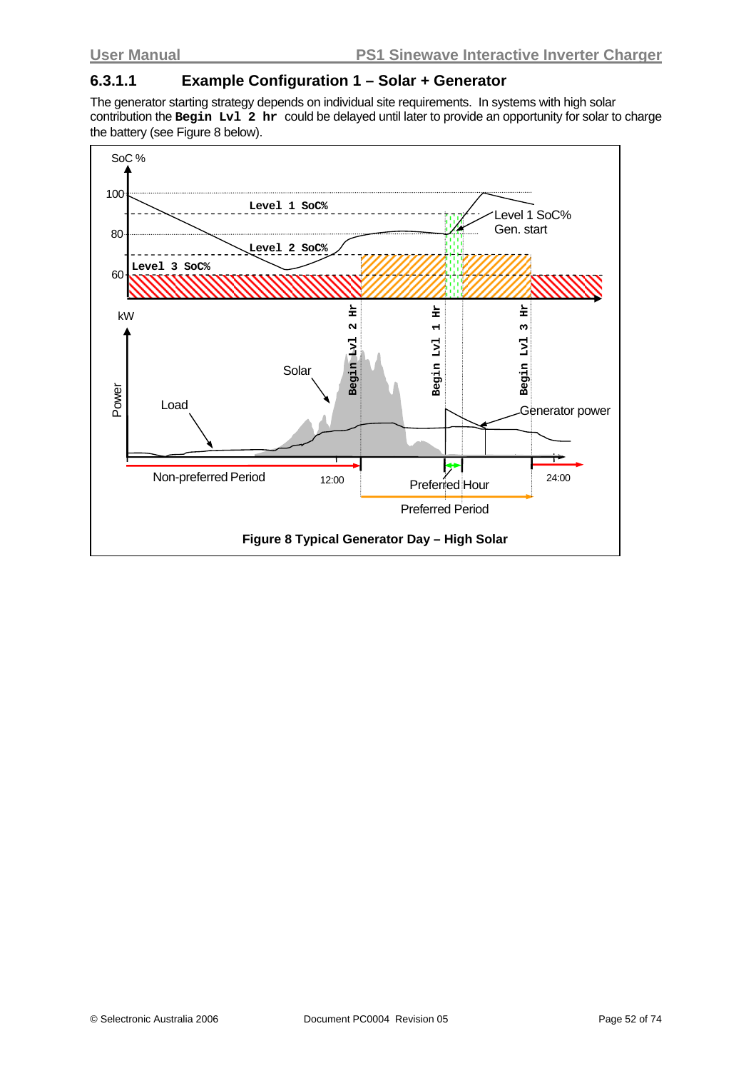### 6.3.1.1 Example Configuration 1 – Solar + Generator

The generator starting strategy depends on individual site requirements. In systems with high solar contribution the **Begin Lvl 2 hr** could be delayed until later to provide an opportunity for solar to charge the battery (see Figure 8 below).

**Figure 8 Typical Generator Day – High Solar**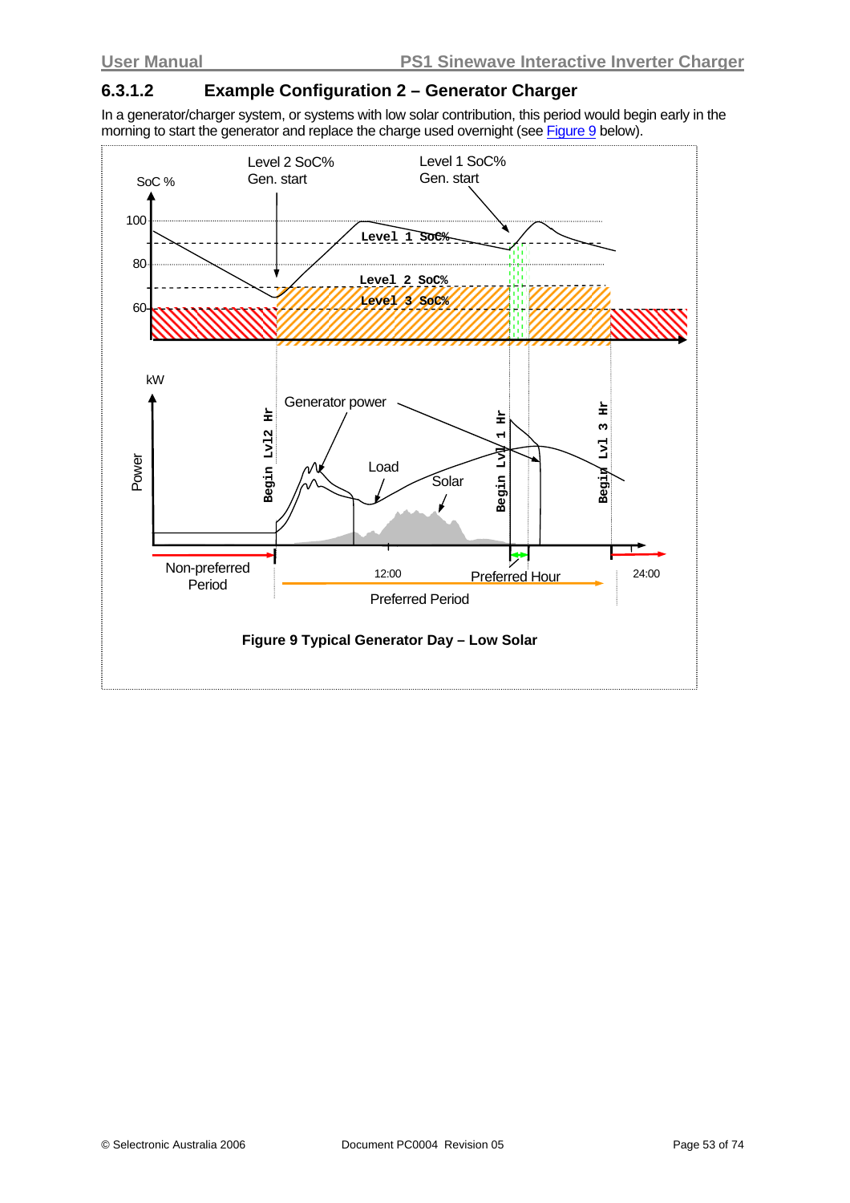### 6.3.1.2 Example Configuration 2 – Generator Charger

In a generator/charger system, or systems with low solar contribution, this period would begin early in the morning to start the generator and replace the charge used overnight (see Figure 9 below).

**Figure 9 Typical Generator Day – Low Solar**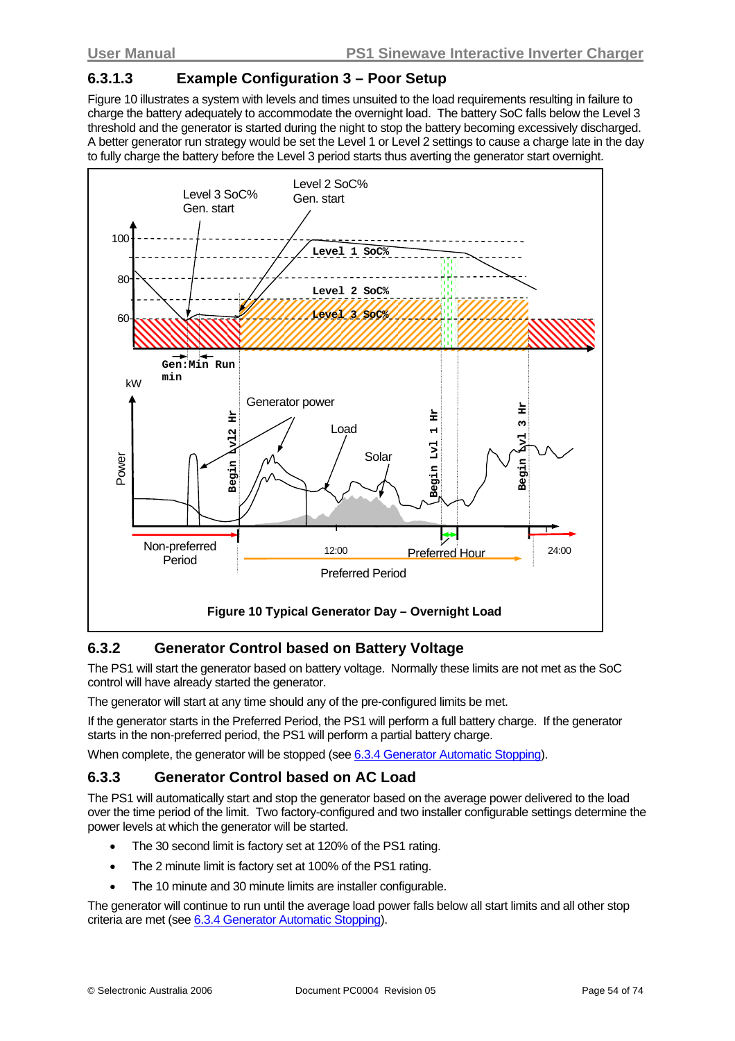### 6.3.1.3 Example Configuration 3 – Poor Setup

Figure 10 illustrates a system with levels and times unsuited to the load requirements resulting in failure to charge the battery adequately to accommodate the overnight load. The battery SoC falls below the Level 3 threshold and the generator is started during the night to stop the battery becoming excessively discharged. A better generator run strategy would be set the Level 1 or Level 2 settings to cause a charge late in the day to fully charge the battery before the Level 3 period starts thus averting the generator start overnight.

**Figure 10 Typical Generator Day – Overnight Load**

## 6.3.2 Generator Control based on Battery Voltage

The PS1 will start the generator based on battery voltage. Normally these limits are not met as the SoC control will have already started the generator.

The generator will start at any time should any of the pre-configured limits be met.

If the generator starts in the Preferred Period, the PS1 will perform a full battery charge. If the generator starts in the non-preferred period, the PS1 will perform a partial battery charge.

When complete, the generator will be stopped (see 6.3.4 Generator Automatic Stopping).

## 6.3.3 Generator Control based on AC Load

The PS1 will automatically start and stop the generator based on the average power delivered to the load over the time period of the limit. Two factory-configured and two installer configurable settings determine the power levels at which the generator will be started.

- The 30 second limit is factory set at 120% of the PS1 rating.
- The 2 minute limit is factory set at 100% of the PS1 rating.
- The 10 minute and 30 minute limits are installer configurable.

The generator will continue to run until the average load power falls below all start limits and all other stop criteria are met (see 6.3.4 Generator Automatic Stopping).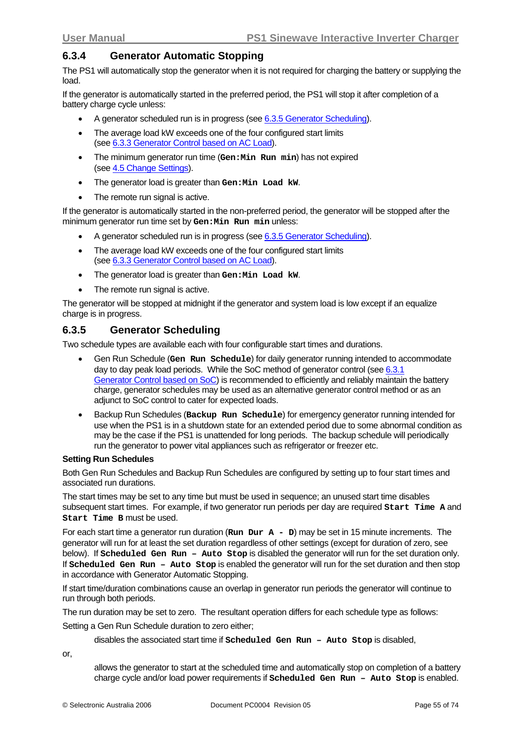### 6.3.4 Generator Automatic Stopping

The PS1 will automatically stop the generator when it is not required for charging the battery or supplying the load.

If the generator is automatically started in the preferred period, the PS1 will stop it after completion of a battery charge cycle unless:

- A generator scheduled run is in progress (see 6.3.5 Generator Scheduling).
- The average load kW exceeds one of the four configured start limits (see 6.3.3 Generator Control based on AC Load).
- The minimum generator run time (**`Gen:Min Run min`**) has not expired (see 4.5 Change Settings).
- The generator load is greater than **`Gen:Min Load kW`**.
- The remote run signal is active.

If the generator is automatically started in the non-preferred period, the generator will be stopped after the minimum generator run time set by **`Gen:Min Run min`** unless:

- A generator scheduled run is in progress (see 6.3.5 Generator Scheduling).
- The average load kW exceeds one of the four configured start limits (see 6.3.3 Generator Control based on AC Load).
- The generator load is greater than **`Gen:Min Load kW`**.
- The remote run signal is active.

The generator will be stopped at midnight if the generator and system load is low except if an equalize charge is in progress.

### 6.3.5 Generator Scheduling

Two schedule types are available each with four configurable start times and durations.

- Gen Run Schedule (**`Gen Run Schedule`**) for daily generator running intended to accommodate day to day peak load periods. While the SoC method of generator control (see 6.3.1 Generator Control based on SoC) is recommended to efficiently and reliably maintain the battery charge, generator schedules may be used as an alternative generator control method or as an adjunct to SoC control to cater for expected loads.
- Backup Run Schedules (**`Backup Run Schedule`**) for emergency generator running intended for use when the PS1 is in a shutdown state for an extended period due to some abnormal condition as may be the case if the PS1 is unattended for long periods. The backup schedule will periodically run the generator to power vital appliances such as refrigerator or freezer etc.

**Setting Run Schedules**

Both Gen Run Schedules and Backup Run Schedules are configured by setting up to four start times and associated run durations.

The start times may be set to any time but must be used in sequence; an unused start time disables subsequent start times. For example, if two generator run periods per day are required **`Start Time A`** and **`Start Time B`** must be used.

For each start time a generator run duration (**`Run Dur A - D`**) may be set in 15 minute increments. The generator will run for at least the set duration regardless of other settings (except for duration of zero, see below). If **`Scheduled Gen Run – Auto Stop`** is disabled the generator will run for the set duration only. If **`Scheduled Gen Run – Auto Stop`** is enabled the generator will run for the set duration and then stop in accordance with Generator Automatic Stopping.

If start time/duration combinations cause an overlap in generator run periods the generator will continue to run through both periods.

The run duration may be set to zero. The resultant operation differs for each schedule type as follows:

Setting a Gen Run Schedule duration to zero either;

> disables the associated start time if **`Scheduled Gen Run – Auto Stop`** is disabled,

or,

> allows the generator to start at the scheduled time and automatically stop on completion of a battery charge cycle and/or load power requirements if **`Scheduled Gen Run – Auto Stop`** is enabled.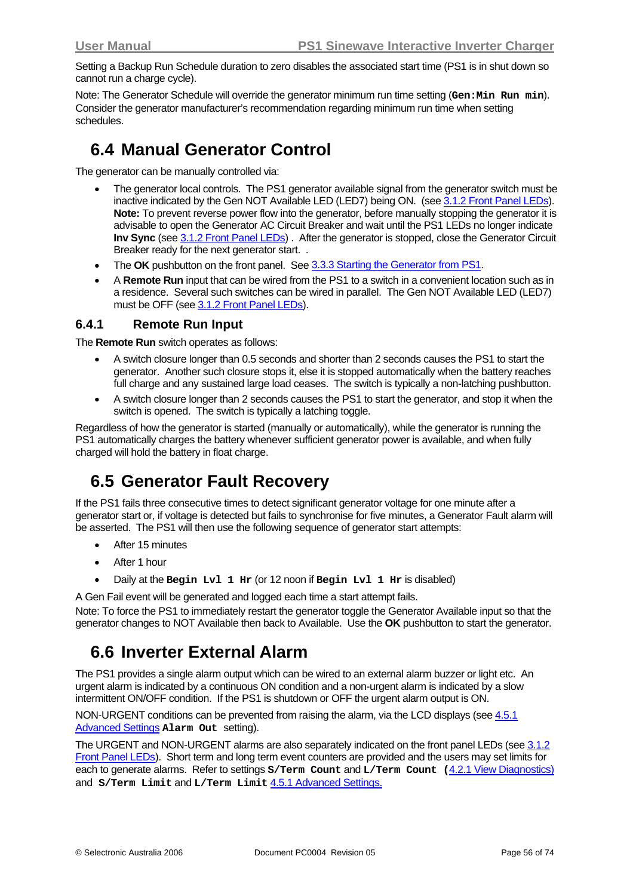Setting a Backup Run Schedule duration to zero disables the associated start time (PS1 is in shut down so cannot run a charge cycle).

Note: The Generator Schedule will override the generator minimum run time setting (**`Gen:Min Run min`**). Consider the generator manufacturer's recommendation regarding minimum run time when setting schedules.

## 6.4 Manual Generator Control

The generator can be manually controlled via:

- The generator local controls. The PS1 generator available signal from the generator switch must be inactive indicated by the Gen NOT Available LED (LED7) being ON. (see 3.1.2 Front Panel LEDs). **Note:** To prevent reverse power flow into the generator, before manually stopping the generator it is advisable to open the Generator AC Circuit Breaker and wait until the PS1 LEDs no longer indicate **Inv Sync** (see 3.1.2 Front Panel LEDs) . After the generator is stopped, close the Generator Circuit Breaker ready for the next generator start. .
- The **OK** pushbutton on the front panel. See 3.3.3 Starting the Generator from PS1.
- A **Remote Run** input that can be wired from the PS1 to a switch in a convenient location such as in a residence. Several such switches can be wired in parallel. The Gen NOT Available LED (LED7) must be OFF (see 3.1.2 Front Panel LEDs).

### 6.4.1 Remote Run Input

The **Remote Run** switch operates as follows:

- A switch closure longer than 0.5 seconds and shorter than 2 seconds causes the PS1 to start the generator. Another such closure stops it, else it is stopped automatically when the battery reaches full charge and any sustained large load ceases. The switch is typically a non-latching pushbutton.
- A switch closure longer than 2 seconds causes the PS1 to start the generator, and stop it when the switch is opened. The switch is typically a latching toggle.

Regardless of how the generator is started (manually or automatically), while the generator is running the PS1 automatically charges the battery whenever sufficient generator power is available, and when fully charged will hold the battery in float charge.

## 6.5 Generator Fault Recovery

If the PS1 fails three consecutive times to detect significant generator voltage for one minute after a generator start or, if voltage is detected but fails to synchronise for five minutes, a Generator Fault alarm will be asserted. The PS1 will then use the following sequence of generator start attempts:

- After 15 minutes
- After 1 hour
- Daily at the **`Begin Lvl 1 Hr`** (or 12 noon if **`Begin Lvl 1 Hr`** is disabled)

A Gen Fail event will be generated and logged each time a start attempt fails.

Note: To force the PS1 to immediately restart the generator toggle the Generator Available input so that the generator changes to NOT Available then back to Available. Use the **OK** pushbutton to start the generator.

## 6.6 Inverter External Alarm

The PS1 provides a single alarm output which can be wired to an external alarm buzzer or light etc. An urgent alarm is indicated by a continuous ON condition and a non-urgent alarm is indicated by a slow intermittent ON/OFF condition. If the PS1 is shutdown or OFF the urgent alarm output is ON.

NON-URGENT conditions can be prevented from raising the alarm, via the LCD displays (see 4.5.1 Advanced Settings **`Alarm Out`** setting).

The URGENT and NON-URGENT alarms are also separately indicated on the front panel LEDs (see 3.1.2 Front Panel LEDs). Short term and long term event counters are provided and the users may set limits for each to generate alarms. Refer to settings **`S/Term Count`** and **`L/Term Count`** **(**4.2.1 View Diagnostics) and **`S/Term Limit`** and **`L/Term Limit`** 4.5.1 Advanced Settings.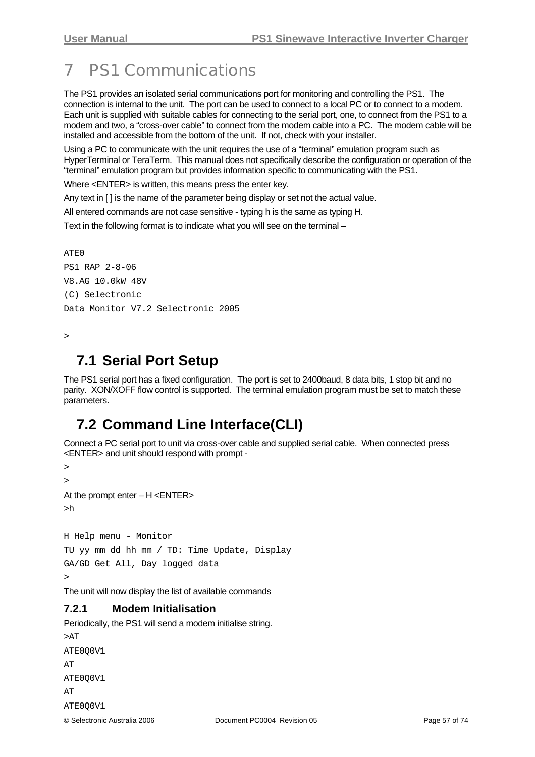# 7 PS1 Communications

The PS1 provides an isolated serial communications port for monitoring and controlling the PS1. The connection is internal to the unit. The port can be used to connect to a local PC or to connect to a modem. Each unit is supplied with suitable cables for connecting to the serial port, one, to connect from the PS1 to a modem and two, a "cross-over cable" to connect from the modem cable into a PC. The modem cable will be installed and accessible from the bottom of the unit. If not, check with your installer.

Using a PC to communicate with the unit requires the use of a "terminal" emulation program such as HyperTerminal or TeraTerm. This manual does not specifically describe the configuration or operation of the "terminal" emulation program but provides information specific to communicating with the PS1.

Where <ENTER> is written, this means press the enter key.

Any text in [ ] is the name of the parameter being display or set not the actual value.

All entered commands are not case sensitive - typing h is the same as typing H.

Text in the following format is to indicate what you will see on the terminal –

```
ATE0
PS1 RAP 2-8-06
V8.AG 10.0kW 48V
(C) Selectronic
Data Monitor V7.2 Selectronic 2005

>
```

## 7.1 Serial Port Setup

The PS1 serial port has a fixed configuration. The port is set to 2400baud, 8 data bits, 1 stop bit and no parity. XON/XOFF flow control is supported. The terminal emulation program must be set to match these parameters.

## 7.2 Command Line Interface(CLI)

Connect a PC serial port to unit via cross-over cable and supplied serial cable. When connected press <ENTER> and unit should respond with prompt -

```
>
>
```

At the prompt enter – H <ENTER>

```
>h

H Help menu - Monitor
TU yy mm dd hh mm / TD: Time Update, Display
GA/GD Get All, Day logged data
>
```

The unit will now display the list of available commands

### 7.2.1 Modem Initialisation

Periodically, the PS1 will send a modem initialise string.

```
>AT
ATE0Q0V1
AT
ATE0Q0V1
AT
ATE0Q0V1
```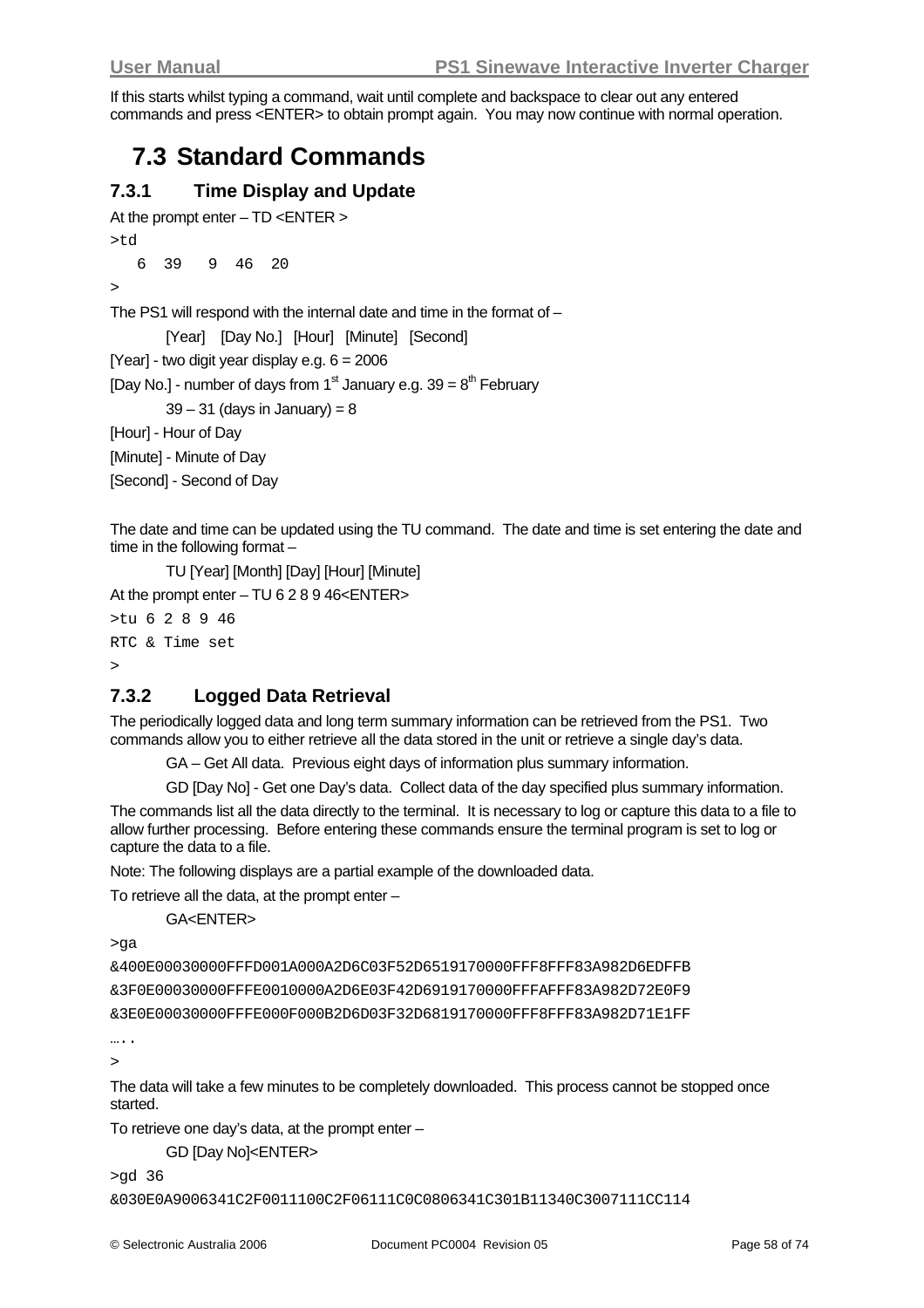If this starts whilst typing a command, wait until complete and backspace to clear out any entered commands and press <ENTER> to obtain prompt again. You may now continue with normal operation.

## 7.3 Standard Commands

### 7.3.1 Time Display and Update

At the prompt enter – TD <ENTER >

```
>td
   6  39   9  46  20
>
```

The PS1 will respond with the internal date and time in the format of –

[Year] [Day No.] [Hour] [Minute] [Second]

[Year] - two digit year display e.g. 6 = 2006

[Day No.] - number of days from 1st January e.g. 39 = 8th February

39 – 31 (days in January) = 8

[Hour] - Hour of Day

[Minute] - Minute of Day

[Second] - Second of Day

The date and time can be updated using the TU command. The date and time is set entering the date and time in the following format –

TU [Year] [Month] [Day] [Hour] [Minute]

At the prompt enter – TU 6 2 8 9 46<ENTER>

```
>tu 6 2 8 9 46
RTC & Time set
>
```

### 7.3.2 Logged Data Retrieval

The periodically logged data and long term summary information can be retrieved from the PS1. Two commands allow you to either retrieve all the data stored in the unit or retrieve a single day's data.

GA – Get All data. Previous eight days of information plus summary information.

GD [Day No] - Get one Day's data. Collect data of the day specified plus summary information.

The commands list all the data directly to the terminal. It is necessary to log or capture this data to a file to allow further processing. Before entering these commands ensure the terminal program is set to log or capture the data to a file.

Note: The following displays are a partial example of the downloaded data.

To retrieve all the data, at the prompt enter –

GA<ENTER>

```
>ga
&400E00030000FFFD001A000A2D6C03F52D6519170000FFF8FFF83A982D6EDFFB
&3F0E00030000FFFE0010000A2D6E03F42D6919170000FFFAFFF83A982D72E0F9
&3E0E00030000FFFE000F000B2D6D03F32D6819170000FFF8FFF83A982D71E1FF
…..
>
```

The data will take a few minutes to be completely downloaded. This process cannot be stopped once started.

To retrieve one day's data, at the prompt enter –

GD [Day No]<ENTER>

```
>gd 36
&030E0A9006341C2F0011100C2F06111C0C0806341C301B11340C3007111CC114
```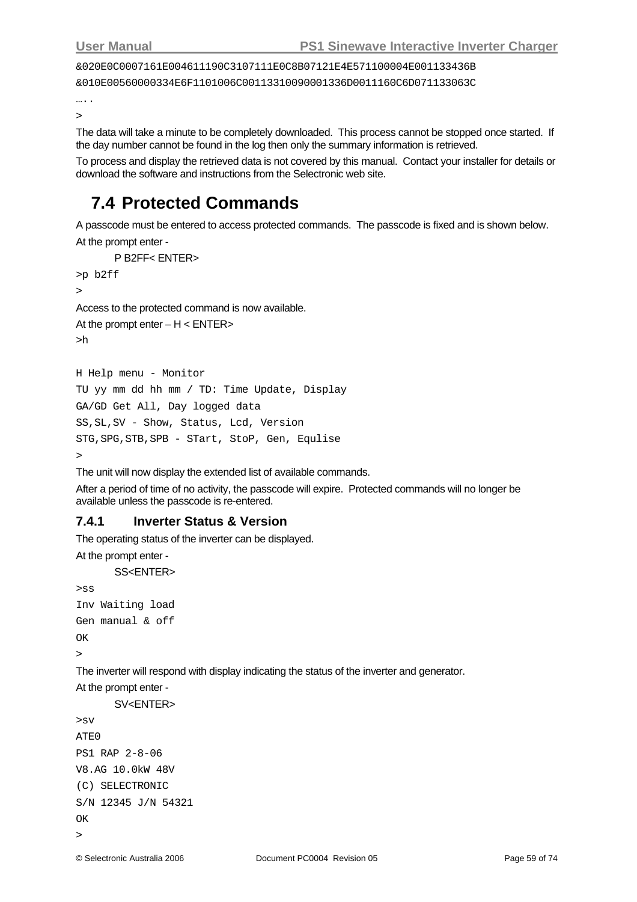```
&020E0C0007161E004611190C3107111E0C8B07121E4E571100004E001133436B
&010E00560000334E6F1101006C00113310090001336D0011160C6D071133063C
…..
>
```

The data will take a minute to be completely downloaded. This process cannot be stopped once started. If the day number cannot be found in the log then only the summary information is retrieved.

To process and display the retrieved data is not covered by this manual. Contact your installer for details or download the software and instructions from the Selectronic web site.

## 7.4 Protected Commands

A passcode must be entered to access protected commands. The passcode is fixed and is shown below.

At the prompt enter -

P B2FF< ENTER>

```
>p b2ff
>
```

Access to the protected command is now available.

At the prompt enter – H < ENTER>

```
>h

H Help menu - Monitor
TU yy mm dd hh mm / TD: Time Update, Display
GA/GD Get All, Day logged data
SS,SL,SV - Show, Status, Lcd, Version
STG,SPG,STB,SPB - STart, StoP, Gen, Equlise
>
```

The unit will now display the extended list of available commands.

After a period of time of no activity, the passcode will expire. Protected commands will no longer be available unless the passcode is re-entered.

### 7.4.1 Inverter Status & Version

The operating status of the inverter can be displayed.

At the prompt enter -

SS<ENTER>

```
>ss
Inv Waiting load
Gen manual & off
OK
>
```

The inverter will respond with display indicating the status of the inverter and generator.

At the prompt enter -

SV<ENTER>

```
>sv
ATE0
PS1 RAP 2-8-06
V8.AG 10.0kW 48V
(C) SELECTRONIC
S/N 12345 J/N 54321
OK
>
```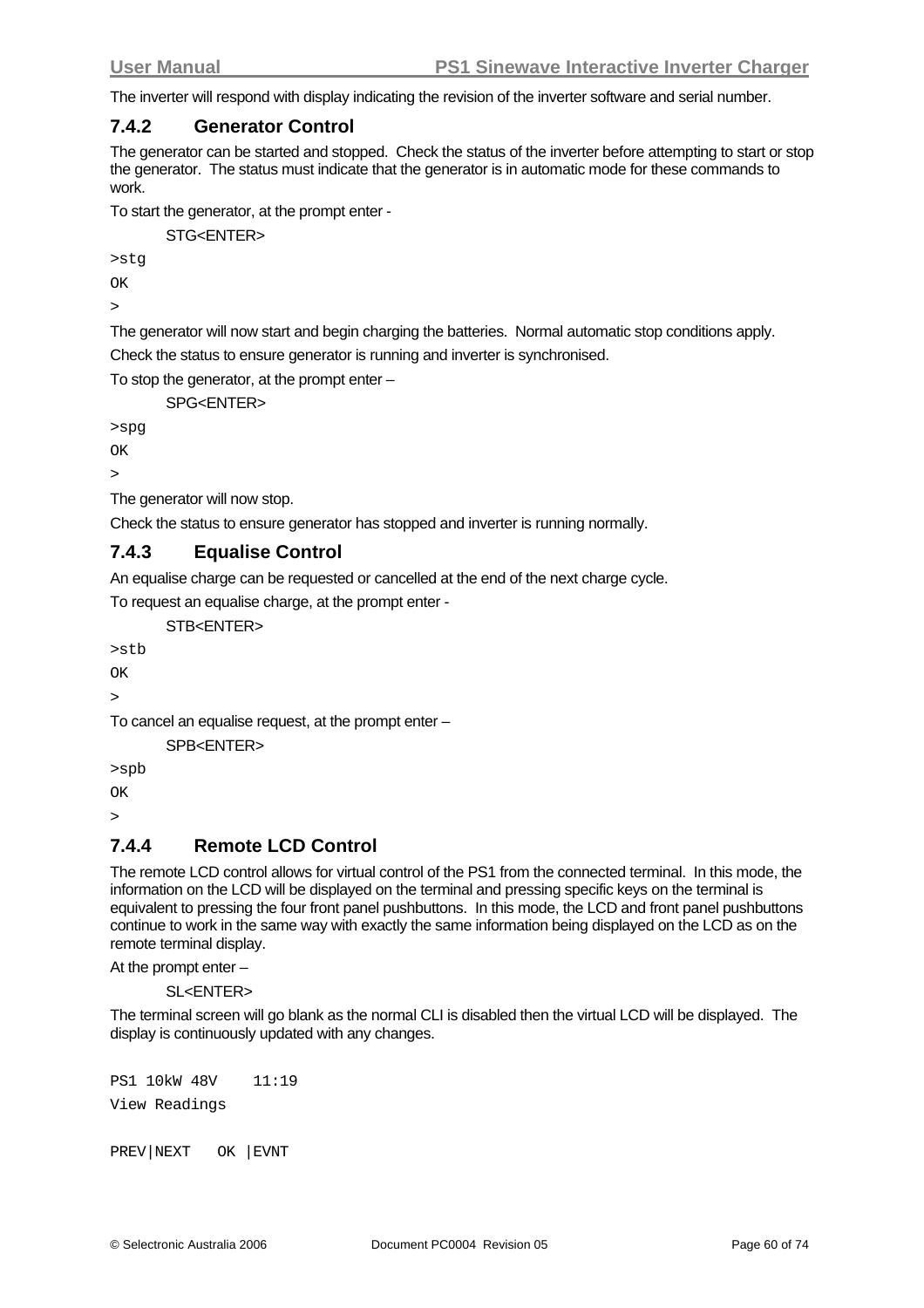The inverter will respond with display indicating the revision of the inverter software and serial number.

### 7.4.2 Generator Control

The generator can be started and stopped. Check the status of the inverter before attempting to start or stop the generator. The status must indicate that the generator is in automatic mode for these commands to work.

To start the generator, at the prompt enter -

STG<ENTER>

```
>stg
OK
>
```

The generator will now start and begin charging the batteries. Normal automatic stop conditions apply.

Check the status to ensure generator is running and inverter is synchronised.

To stop the generator, at the prompt enter –

SPG<ENTER>

```
>spg
OK
>
```

The generator will now stop.

Check the status to ensure generator has stopped and inverter is running normally.

### 7.4.3 Equalise Control

An equalise charge can be requested or cancelled at the end of the next charge cycle.

To request an equalise charge, at the prompt enter -

STB<ENTER>

```
>stb
OK
>
```

To cancel an equalise request, at the prompt enter –

SPB<ENTER>

```
>spb
OK
>
```

### 7.4.4 Remote LCD Control

The remote LCD control allows for virtual control of the PS1 from the connected terminal. In this mode, the information on the LCD will be displayed on the terminal and pressing specific keys on the terminal is equivalent to pressing the four front panel pushbuttons. In this mode, the LCD and front panel pushbuttons continue to work in the same way with exactly the same information being displayed on the LCD as on the remote terminal display.

At the prompt enter –

SL<ENTER>

The terminal screen will go blank as the normal CLI is disabled then the virtual LCD will be displayed. The display is continuously updated with any changes.

```
PS1 10kW 48V    11:19
View Readings

PREV|NEXT   OK |EVNT
```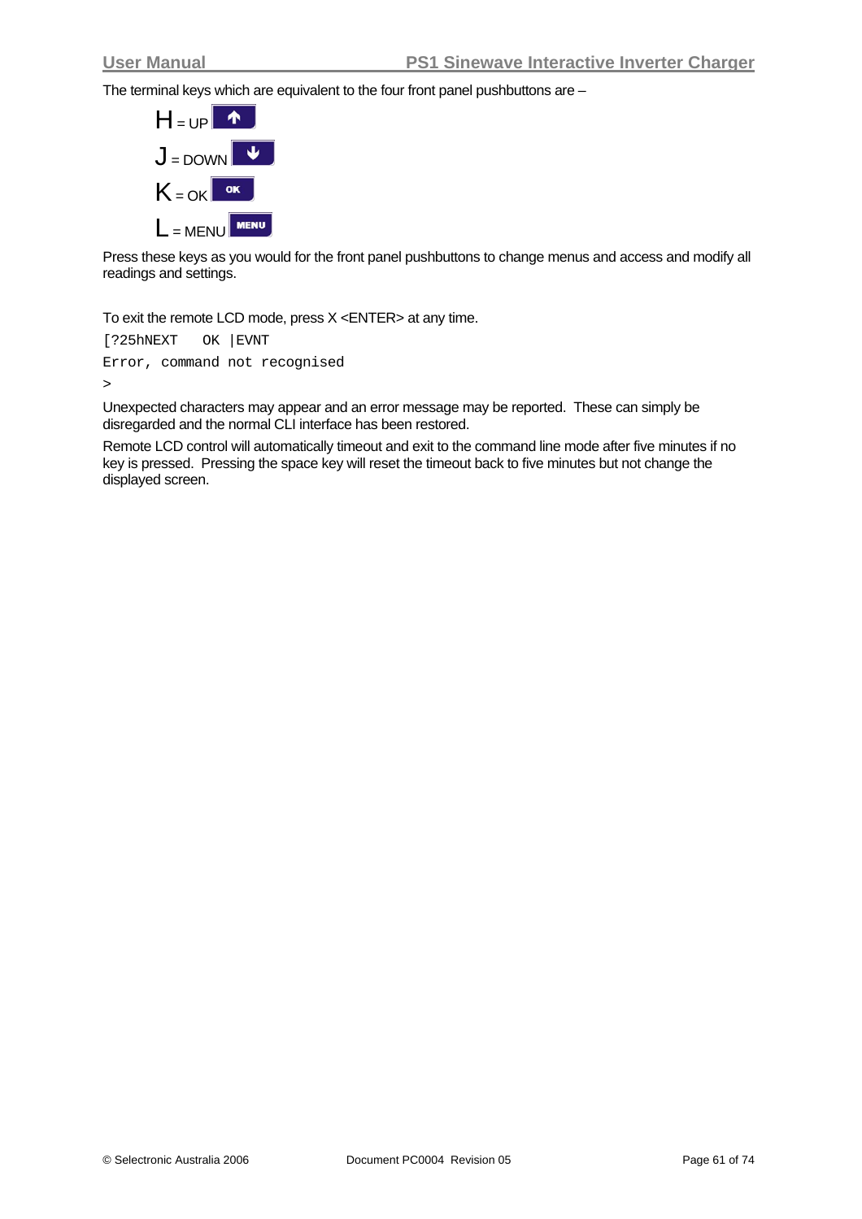The terminal keys which are equivalent to the four front panel pushbuttons are –

- H = UP
- J = DOWN
- K = OK
- L = MENU

Press these keys as you would for the front panel pushbuttons to change menus and access and modify all readings and settings.

To exit the remote LCD mode, press X <ENTER> at any time.

```
[?25hNEXT   OK |EVNT
Error, command not recognised
>
```

Unexpected characters may appear and an error message may be reported. These can simply be disregarded and the normal CLI interface has been restored.

Remote LCD control will automatically timeout and exit to the command line mode after five minutes if no key is pressed. Pressing the space key will reset the timeout back to five minutes but not change the displayed screen.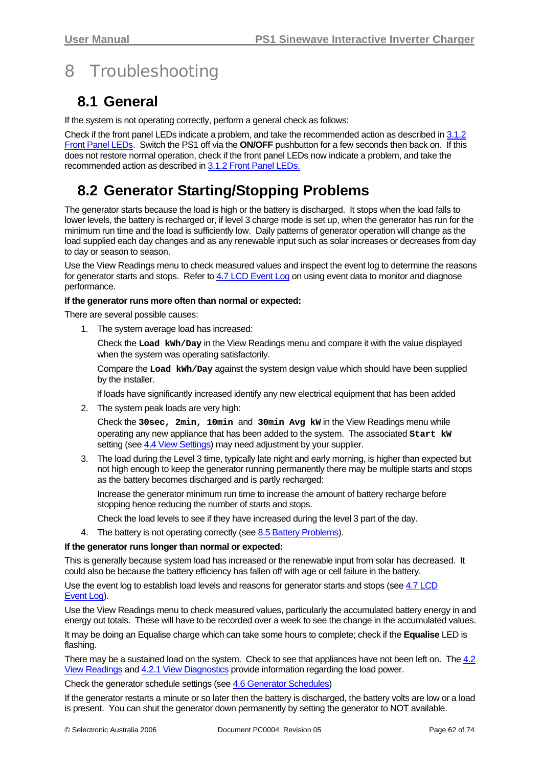# 8 Troubleshooting

## 8.1 General

If the system is not operating correctly, perform a general check as follows:

Check if the front panel LEDs indicate a problem, and take the recommended action as described in 3.1.2 Front Panel LEDs. Switch the PS1 off via the **ON/OFF** pushbutton for a few seconds then back on. If this does not restore normal operation, check if the front panel LEDs now indicate a problem, and take the recommended action as described in 3.1.2 Front Panel LEDs.

## 8.2 Generator Starting/Stopping Problems

The generator starts because the load is high or the battery is discharged. It stops when the load falls to lower levels, the battery is recharged or, if level 3 charge mode is set up, when the generator has run for the minimum run time and the load is sufficiently low. Daily patterns of generator operation will change as the load supplied each day changes and as any renewable input such as solar increases or decreases from day to day or season to season.

Use the View Readings menu to check measured values and inspect the event log to determine the reasons for generator starts and stops. Refer to 4.7 LCD Event Log on using event data to monitor and diagnose performance.

**If the generator runs more often than normal or expected:**

There are several possible causes:

1. The system average load has increased:

   Check the **`Load kWh/Day`** in the View Readings menu and compare it with the value displayed when the system was operating satisfactorily.

   Compare the **`Load kWh/Day`** against the system design value which should have been supplied by the installer.

   If loads have significantly increased identify any new electrical equipment that has been added

2. The system peak loads are very high:

   Check the **`30sec, 2min, 10min`** and **`30min Avg kW`** in the View Readings menu while operating any new appliance that has been added to the system. The associated **`Start kW`** setting (see 4.4 View Settings) may need adjustment by your supplier.

3. The load during the Level 3 time, typically late night and early morning, is higher than expected but not high enough to keep the generator running permanently there may be multiple starts and stops as the battery becomes discharged and is partly recharged:

   Increase the generator minimum run time to increase the amount of battery recharge before stopping hence reducing the number of starts and stops.

   Check the load levels to see if they have increased during the level 3 part of the day.

4. The battery is not operating correctly (see 8.5 Battery Problems).

**If the generator runs longer than normal or expected:**

This is generally because system load has increased or the renewable input from solar has decreased. It could also be because the battery efficiency has fallen off with age or cell failure in the battery.

Use the event log to establish load levels and reasons for generator starts and stops (see 4.7 LCD Event Log).

Use the View Readings menu to check measured values, particularly the accumulated battery energy in and energy out totals. These will have to be recorded over a week to see the change in the accumulated values.

It may be doing an Equalise charge which can take some hours to complete; check if the **Equalise** LED is flashing.

There may be a sustained load on the system. Check to see that appliances have not been left on. The 4.2 View Readings and 4.2.1 View Diagnostics provide information regarding the load power.

Check the generator schedule settings (see 4.6 Generator Schedules)

If the generator restarts a minute or so later then the battery is discharged, the battery volts are low or a load is present. You can shut the generator down permanently by setting the generator to NOT available.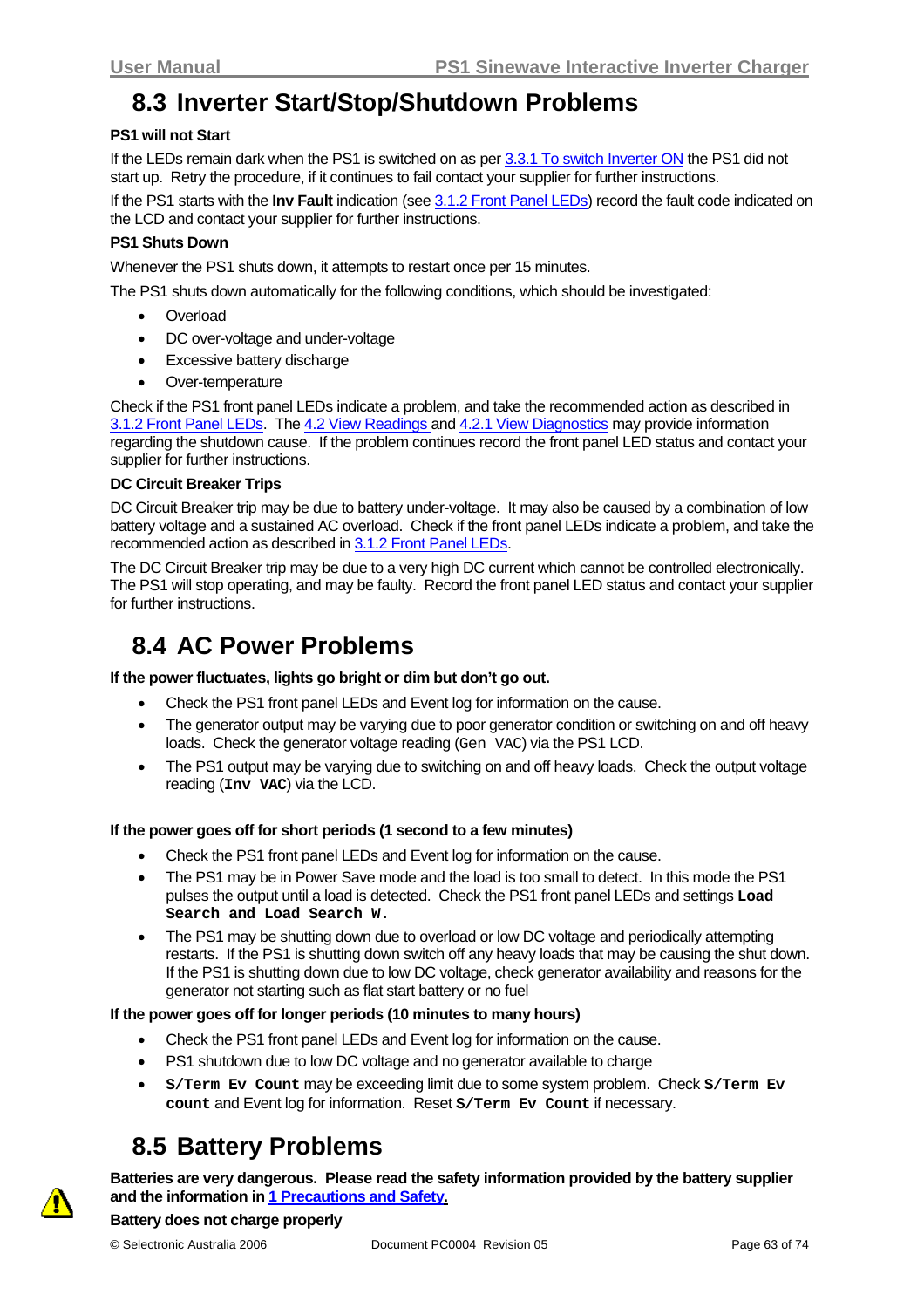## 8.3 Inverter Start/Stop/Shutdown Problems

**PS1 will not Start**

If the LEDs remain dark when the PS1 is switched on as per 3.3.1 To switch Inverter ON the PS1 did not start up. Retry the procedure, if it continues to fail contact your supplier for further instructions.

If the PS1 starts with the **Inv Fault** indication (see 3.1.2 Front Panel LEDs) record the fault code indicated on the LCD and contact your supplier for further instructions.

**PS1 Shuts Down**

Whenever the PS1 shuts down, it attempts to restart once per 15 minutes.

The PS1 shuts down automatically for the following conditions, which should be investigated:

- Overload
- DC over-voltage and under-voltage
- Excessive battery discharge
- Over-temperature

Check if the PS1 front panel LEDs indicate a problem, and take the recommended action as described in 3.1.2 Front Panel LEDs. The 4.2 View Readings and 4.2.1 View Diagnostics may provide information regarding the shutdown cause. If the problem continues record the front panel LED status and contact your supplier for further instructions.

**DC Circuit Breaker Trips**

DC Circuit Breaker trip may be due to battery under-voltage. It may also be caused by a combination of low battery voltage and a sustained AC overload. Check if the front panel LEDs indicate a problem, and take the recommended action as described in 3.1.2 Front Panel LEDs.

The DC Circuit Breaker trip may be due to a very high DC current which cannot be controlled electronically. The PS1 will stop operating, and may be faulty. Record the front panel LED status and contact your supplier for further instructions.

## 8.4 AC Power Problems

**If the power fluctuates, lights go bright or dim but don't go out.**

- Check the PS1 front panel LEDs and Event log for information on the cause.
- The generator output may be varying due to poor generator condition or switching on and off heavy loads. Check the generator voltage reading (`Gen VAC`) via the PS1 LCD.
- The PS1 output may be varying due to switching on and off heavy loads. Check the output voltage reading (**`Inv VAC`**) via the LCD.

**If the power goes off for short periods (1 second to a few minutes)**

- Check the PS1 front panel LEDs and Event log for information on the cause.
- The PS1 may be in Power Save mode and the load is too small to detect. In this mode the PS1 pulses the output until a load is detected. Check the PS1 front panel LEDs and settings **`Load Search and Load Search W.`**
- The PS1 may be shutting down due to overload or low DC voltage and periodically attempting restarts. If the PS1 is shutting down switch off any heavy loads that may be causing the shut down. If the PS1 is shutting down due to low DC voltage, check generator availability and reasons for the generator not starting such as flat start battery or no fuel

**If the power goes off for longer periods (10 minutes to many hours)**

- Check the PS1 front panel LEDs and Event log for information on the cause.
- PS1 shutdown due to low DC voltage and no generator available to charge
- **`S/Term Ev Count`** may be exceeding limit due to some system problem. Check **`S/Term Ev count`** and Event log for information. Reset **`S/Term Ev Count`** if necessary.

## 8.5 Battery Problems

**Batteries are very dangerous. Please read the safety information provided by the battery supplier and the information in 1 Precautions and Safety.**

**Battery does not charge properly**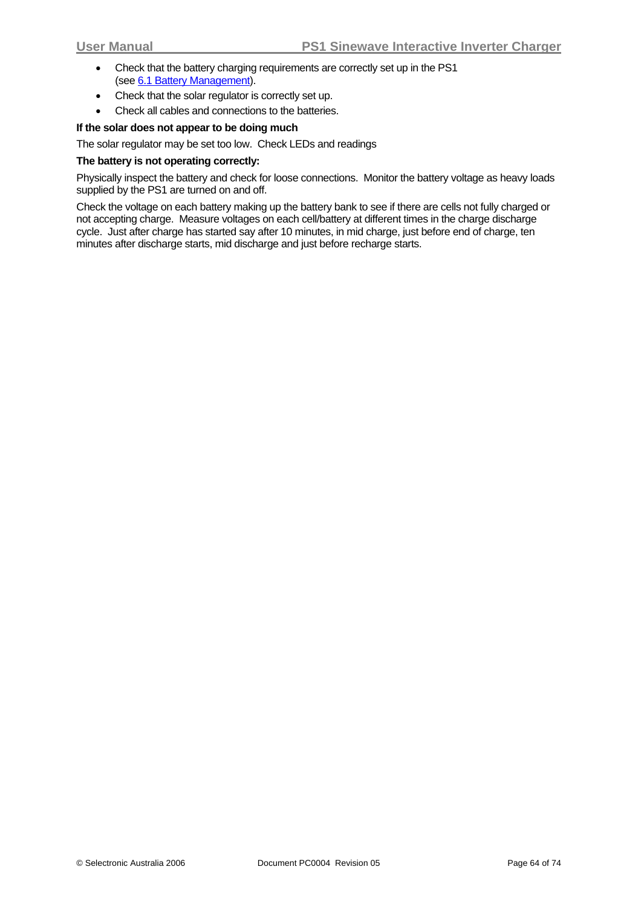- Check that the battery charging requirements are correctly set up in the PS1 (see 6.1 Battery Management).
- Check that the solar regulator is correctly set up.
- Check all cables and connections to the batteries.

**If the solar does not appear to be doing much**

The solar regulator may be set too low. Check LEDs and readings

**The battery is not operating correctly:**

Physically inspect the battery and check for loose connections. Monitor the battery voltage as heavy loads supplied by the PS1 are turned on and off.

Check the voltage on each battery making up the battery bank to see if there are cells not fully charged or not accepting charge. Measure voltages on each cell/battery at different times in the charge discharge cycle. Just after charge has started say after 10 minutes, in mid charge, just before end of charge, ten minutes after discharge starts, mid discharge and just before recharge starts.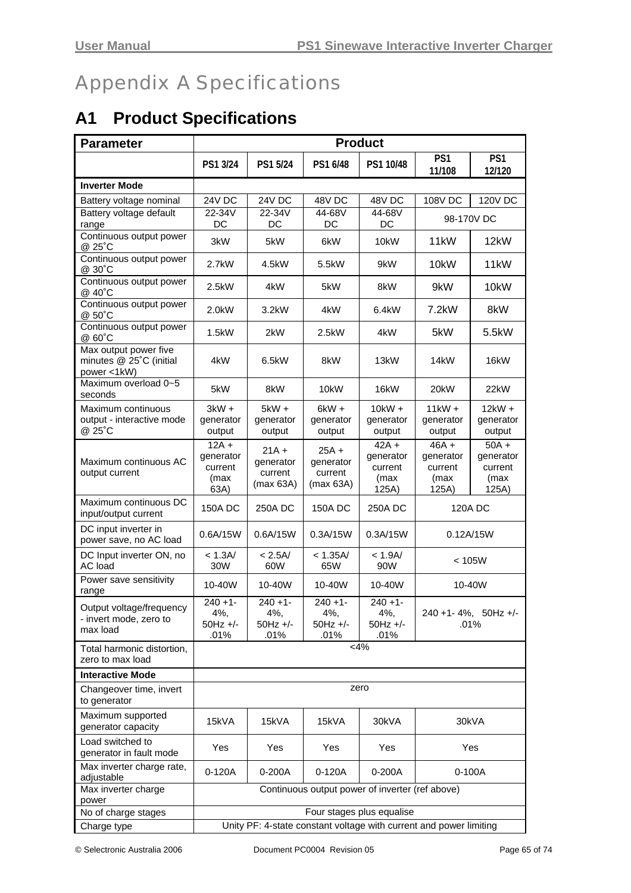# Appendix A Specifications

## A1 Product Specifications

| Parameter | Product | | | | | |
|---|---|---|---|---|---|---|
| | PS1 3/24 | PS1 5/24 | PS1 6/48 | PS1 10/48 | PS1 11/108 | PS1 12/120 |
| **Inverter Mode** | | | | | | |
| Battery voltage nominal | 24V DC | 24V DC | 48V DC | 48V DC | 108V DC | 120V DC |
| Battery voltage default range | 22-34V DC | 22-34V DC | 44-68V DC | 44-68V DC | 98-170V DC | |
| Continuous output power @ 25˚C | 3kW | 5kW | 6kW | 10kW | 11kW | 12kW |
| Continuous output power @ 30˚C | 2.7kW | 4.5kW | 5.5kW | 9kW | 10kW | 11kW |
| Continuous output power @ 40˚C | 2.5kW | 4kW | 5kW | 8kW | 9kW | 10kW |
| Continuous output power @ 50˚C | 2.0kW | 3.2kW | 4kW | 6.4kW | 7.2kW | 8kW |
| Continuous output power @ 60˚C | 1.5kW | 2kW | 2.5kW | 4kW | 5kW | 5.5kW |
| Max output power five minutes @ 25˚C (initial power <1kW) | 4kW | 6.5kW | 8kW | 13kW | 14kW | 16kW |
| Maximum overload 0~5 seconds | 5kW | 8kW | 10kW | 16kW | 20kW | 22kW |
| Maximum continuous output - interactive mode @ 25˚C | 3kW + generator output | 5kW + generator output | 6kW + generator output | 10kW + generator output | 11kW + generator output | 12kW + generator output |
| Maximum continuous AC output current | 12A + generator current (max 63A) | 21A + generator current (max 63A) | 25A + generator current (max 63A) | 42A + generator current (max 125A) | 46A + generator current (max 125A) | 50A + generator current (max 125A) |
| Maximum continuous DC input/output current | 150A DC | 250A DC | 150A DC | 250A DC | 120A DC | |
| DC input inverter in power save, no AC load | 0.6A/15W | 0.6A/15W | 0.3A/15W | 0.3A/15W | 0.12A/15W | |
| DC Input inverter ON, no AC load | < 1.3A/ 30W | < 2.5A/ 60W | < 1.35A/ 65W | < 1.9A/ 90W | < 105W | |
| Power save sensitivity range | 10-40W | 10-40W | 10-40W | 10-40W | 10-40W | |
| Output voltage/frequency - invert mode, zero to max load | 240 +1- 4%, 50Hz +/- .01% | 240 +1- 4%, 50Hz +/- .01% | 240 +1- 4%, 50Hz +/- .01% | 240 +1- 4%, 50Hz +/- .01% | 240 +1- 4%, 50Hz +/- .01% | |
| Total harmonic distortion, zero to max load | <4% | | | | | |
| **Interactive Mode** | | | | | | |
| Changeover time, invert to generator | zero | | | | | |
| Maximum supported generator capacity | 15kVA | 15kVA | 15kVA | 30kVA | 30kVA | |
| Load switched to generator in fault mode | Yes | Yes | Yes | Yes | Yes | |
| Max inverter charge rate, adjustable | 0-120A | 0-200A | 0-120A | 0-200A | 0-100A | |
| Max inverter charge power | Continuous output power of inverter (ref above) | | | | | |
| No of charge stages | Four stages plus equalise | | | | | |
| Charge type | Unity PF: 4-state constant voltage with current and power limiting | | | | | |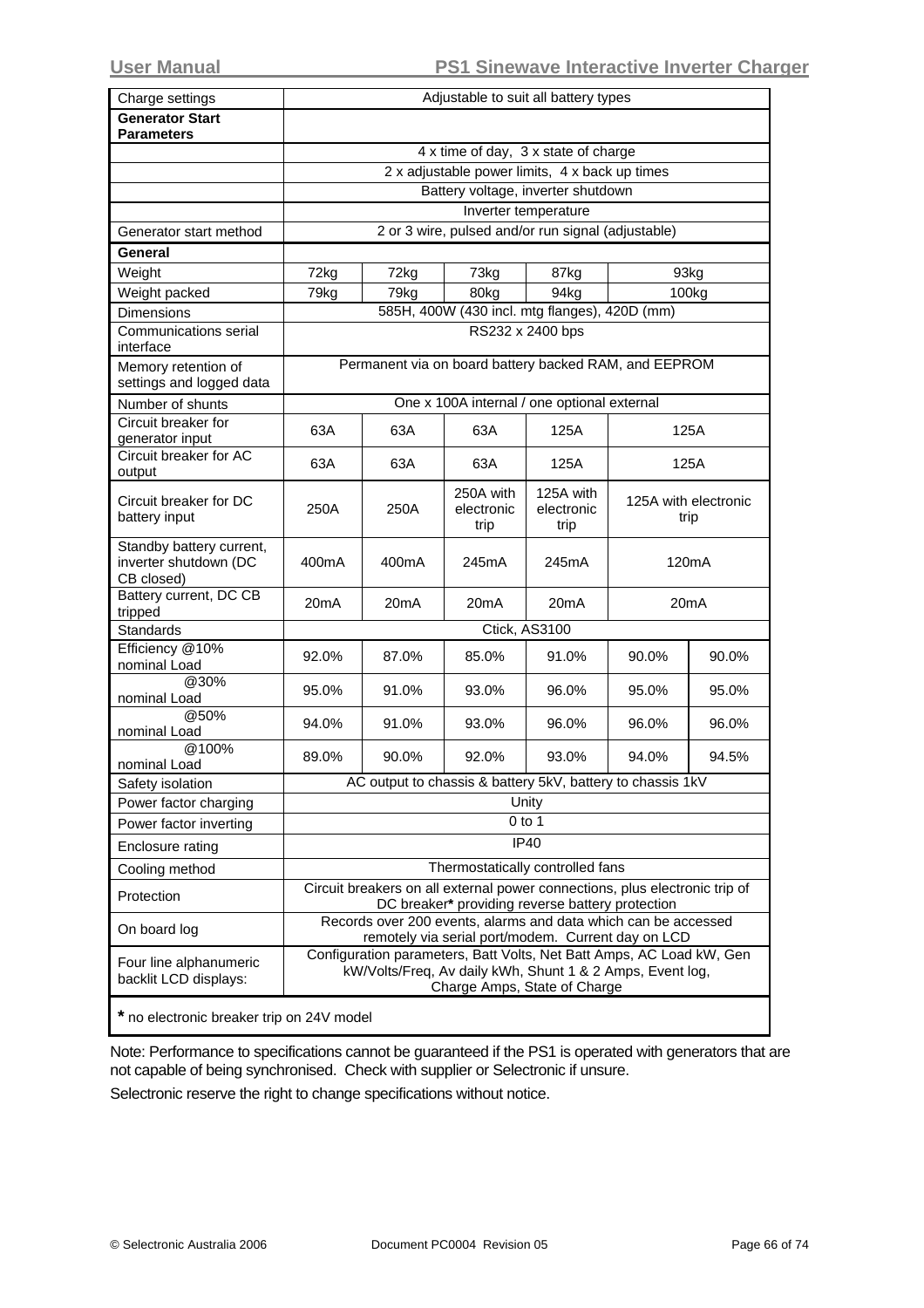| Charge settings | Adjustable to suit all battery types | | | | | |
|---|---|---|---|---|---|---|
| **Generator Start Parameters** | | | | | | |
| | 4 x time of day, 3 x state of charge | | | | | |
| | 2 x adjustable power limits, 4 x back up times | | | | | |
| | Battery voltage, inverter shutdown | | | | | |
| | Inverter temperature | | | | | |
| Generator start method | 2 or 3 wire, pulsed and/or run signal (adjustable) | | | | | |
| **General** | | | | | | |
| Weight | 72kg | 72kg | 73kg | 87kg | 93kg | |
| Weight packed | 79kg | 79kg | 80kg | 94kg | 100kg | |
| Dimensions | 585H, 400W (430 incl. mtg flanges), 420D (mm) | | | | | |
| Communications serial interface | RS232 x 2400 bps | | | | | |
| Memory retention of settings and logged data | Permanent via on board battery backed RAM, and EEPROM | | | | | |
| Number of shunts | One x 100A internal / one optional external | | | | | |
| Circuit breaker for generator input | 63A | 63A | 63A | 125A | 125A | |
| Circuit breaker for AC output | 63A | 63A | 63A | 125A | 125A | |
| Circuit breaker for DC battery input | 250A | 250A | 250A with electronic trip | 125A with electronic trip | 125A with electronic trip | |
| Standby battery current, inverter shutdown (DC CB closed) | 400mA | 400mA | 245mA | 245mA | 120mA | |
| Battery current, DC CB tripped | 20mA | 20mA | 20mA | 20mA | 20mA | |
| Standards | Ctick, AS3100 | | | | | |
| Efficiency @10% nominal Load | 92.0% | 87.0% | 85.0% | 91.0% | 90.0% | 90.0% |
| @30% nominal Load | 95.0% | 91.0% | 93.0% | 96.0% | 95.0% | 95.0% |
| @50% nominal Load | 94.0% | 91.0% | 93.0% | 96.0% | 96.0% | 96.0% |
| @100% nominal Load | 89.0% | 90.0% | 92.0% | 93.0% | 94.0% | 94.5% |
| Safety isolation | AC output to chassis & battery 5kV, battery to chassis 1kV | | | | | |
| Power factor charging | Unity | | | | | |
| Power factor inverting | 0 to 1 | | | | | |
| Enclosure rating | IP40 | | | | | |
| Cooling method | Thermostatically controlled fans | | | | | |
| Protection | Circuit breakers on all external power connections, plus electronic trip of DC breaker* providing reverse battery protection | | | | | |
| On board log | Records over 200 events, alarms and data which can be accessed remotely via serial port/modem. Current day on LCD | | | | | |
| Four line alphanumeric backlit LCD displays: | Configuration parameters, Batt Volts, Net Batt Amps, AC Load kW, Gen kW/Volts/Freq, Av daily kWh, Shunt 1 & 2 Amps, Event log, Charge Amps, State of Charge | | | | | |

**\*** no electronic breaker trip on 24V model

Note: Performance to specifications cannot be guaranteed if the PS1 is operated with generators that are not capable of being synchronised. Check with supplier or Selectronic if unsure.

Selectronic reserve the right to change specifications without notice.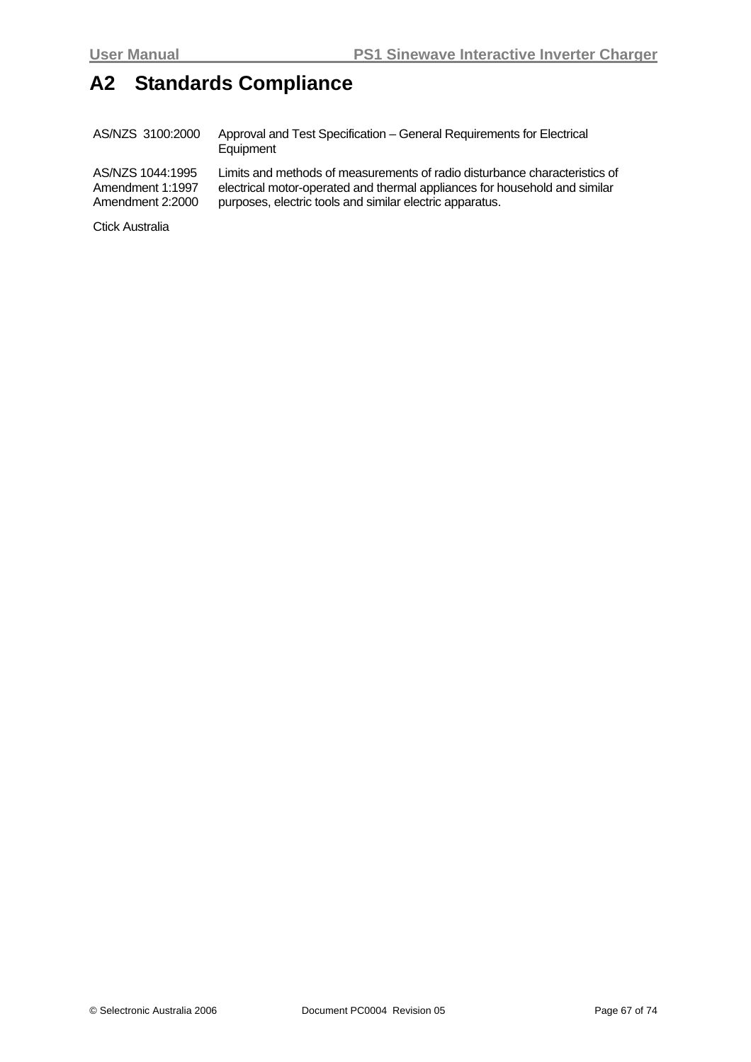# A2 Standards Compliance

| | |
|---|---|
| AS/NZS 3100:2000 | Approval and Test Specification – General Requirements for Electrical Equipment |
| AS/NZS 1044:1995<br>Amendment 1:1997<br>Amendment 2:2000 | Limits and methods of measurements of radio disturbance characteristics of electrical motor-operated and thermal appliances for household and similar purposes, electric tools and similar electric apparatus. |

Ctick Australia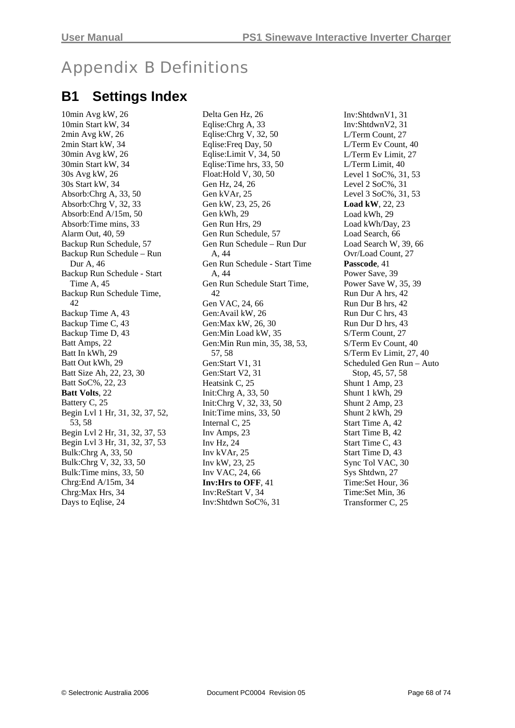# Appendix B Definitions

## B1 Settings Index

10min Avg kW, 26
10min Start kW, 34
2min Avg kW, 26
2min Start kW, 34
30min Avg kW, 26
30min Start kW, 34
30s Avg kW, 26
30s Start kW, 34
Absorb:Chrg A, 33, 50
Absorb:Chrg V, 32, 33
Absorb:End A/15m, 50
Absorb:Time mins, 33
Alarm Out, 40, 59
Backup Run Schedule, 57
Backup Run Schedule – Run Dur A, 46
Backup Run Schedule - Start Time A, 45
Backup Run Schedule Time, 42
Backup Time A, 43
Backup Time C, 43
Backup Time D, 43
Batt Amps, 22
Batt In kWh, 29
Batt Out kWh, 29
Batt Size Ah, 22, 23, 30
Batt SoC%, 22, 23
**Batt Volts**, 22
Battery C, 25
Begin Lvl 1 Hr, 31, 32, 37, 52, 53, 58
Begin Lvl 2 Hr, 31, 32, 37, 53
Begin Lvl 3 Hr, 31, 32, 37, 53
Bulk:Chrg A, 33, 50
Bulk:Chrg V, 32, 33, 50
Bulk:Time mins, 33, 50
Chrg:End A/15m, 34
Chrg:Max Hrs, 34
Days to Eqlise, 24
Delta Gen Hz, 26
Eqlise:Chrg A, 33
Eqlise:Chrg V, 32, 50
Eqlise:Freq Day, 50
Eqlise:Limit V, 34, 50
Eqlise:Time hrs, 33, 50
Float:Hold V, 30, 50
Gen Hz, 24, 26
Gen kVAr, 25
Gen kW, 23, 25, 26
Gen kWh, 29
Gen Run Hrs, 29
Gen Run Schedule, 57
Gen Run Schedule – Run Dur A, 44
Gen Run Schedule - Start Time A, 44
Gen Run Schedule Start Time, 42
Gen VAC, 24, 66
Gen:Avail kW, 26
Gen:Max kW, 26, 30
Gen:Min Load kW, 35
Gen:Min Run min, 35, 38, 53, 57, 58
Gen:Start V1, 31
Gen:Start V2, 31
Heatsink C, 25
Init:Chrg A, 33, 50
Init:Chrg V, 32, 33, 50
Init:Time mins, 33, 50
Internal C, 25
Inv Amps, 23
Inv Hz, 24
Inv kVAr, 25
Inv kW, 23, 25
Inv VAC, 24, 66
**Inv:Hrs to OFF**, 41
Inv:ReStart V, 34
Inv:Shtdwn SoC%, 31
Inv:ShtdwnV1, 31
Inv:ShtdwnV2, 31
L/Term Count, 27
L/Term Ev Count, 40
L/Term Ev Limit, 27
L/Term Limit, 40
Level 1 SoC%, 31, 53
Level 2 SoC%, 31
Level 3 SoC%, 31, 53
**Load kW**, 22, 23
Load kWh, 29
Load kWh/Day, 23
Load Search, 66
Load Search W, 39, 66
Ovr/Load Count, 27
**Passcode**, 41
Power Save, 39
Power Save W, 35, 39
Run Dur A hrs, 42
Run Dur B hrs, 42
Run Dur C hrs, 43
Run Dur D hrs, 43
S/Term Count, 27
S/Term Ev Count, 40
S/Term Ev Limit, 27, 40
Scheduled Gen Run – Auto Stop, 45, 57, 58
Shunt 1 Amp, 23
Shunt 1 kWh, 29
Shunt 2 Amp, 23
Shunt 2 kWh, 29
Start Time A, 42
Start Time B, 42
Start Time C, 43
Start Time D, 43
Sync Tol VAC, 30
Sys Shtdwn, 27
Time:Set Hour, 36
Time:Set Min, 36
Transformer C, 25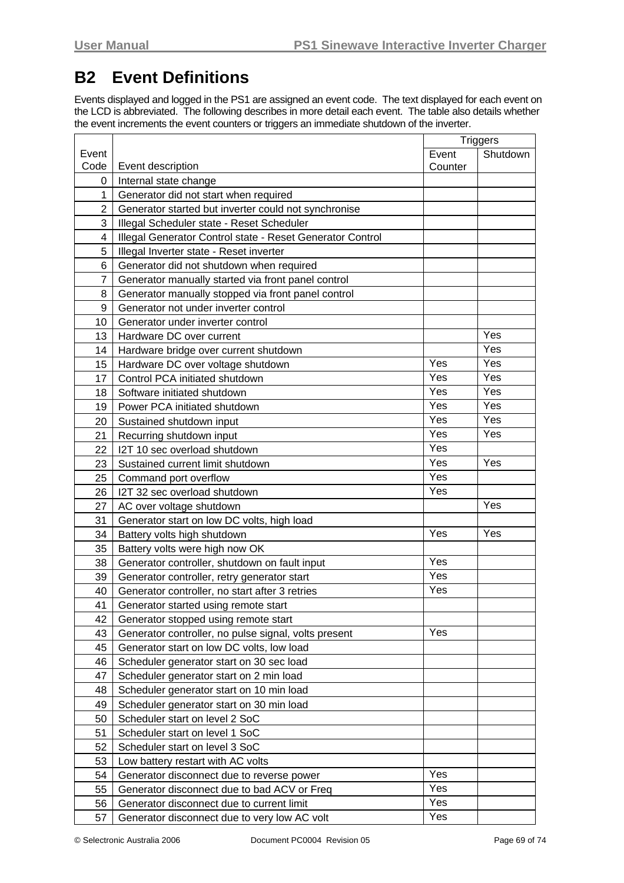## B2 Event Definitions

Events displayed and logged in the PS1 are assigned an event code. The text displayed for each event on the LCD is abbreviated. The following describes in more detail each event. The table also details whether the event increments the event counters or triggers an immediate shutdown of the inverter.

| Event Code | Event description | Triggers | |
|---|---|---|---|
| | | Event Counter | Shutdown |
| 0 | Internal state change | | |
| 1 | Generator did not start when required | | |
| 2 | Generator started but inverter could not synchronise | | |
| 3 | Illegal Scheduler state - Reset Scheduler | | |
| 4 | Illegal Generator Control state - Reset Generator Control | | |
| 5 | Illegal Inverter state - Reset inverter | | |
| 6 | Generator did not shutdown when required | | |
| 7 | Generator manually started via front panel control | | |
| 8 | Generator manually stopped via front panel control | | |
| 9 | Generator not under inverter control | | |
| 10 | Generator under inverter control | | |
| 13 | Hardware DC over current | | Yes |
| 14 | Hardware bridge over current shutdown | | Yes |
| 15 | Hardware DC over voltage shutdown | Yes | Yes |
| 17 | Control PCA initiated shutdown | Yes | Yes |
| 18 | Software initiated shutdown | Yes | Yes |
| 19 | Power PCA initiated shutdown | Yes | Yes |
| 20 | Sustained shutdown input | Yes | Yes |
| 21 | Recurring shutdown input | Yes | Yes |
| 22 | I2T 10 sec overload shutdown | Yes | |
| 23 | Sustained current limit shutdown | Yes | Yes |
| 25 | Command port overflow | Yes | |
| 26 | I2T 32 sec overload shutdown | Yes | |
| 27 | AC over voltage shutdown | | Yes |
| 31 | Generator start on low DC volts, high load | | |
| 34 | Battery volts high shutdown | Yes | Yes |
| 35 | Battery volts were high now OK | | |
| 38 | Generator controller, shutdown on fault input | Yes | |
| 39 | Generator controller, retry generator start | Yes | |
| 40 | Generator controller, no start after 3 retries | Yes | |
| 41 | Generator started using remote start | | |
| 42 | Generator stopped using remote start | | |
| 43 | Generator controller, no pulse signal, volts present | Yes | |
| 45 | Generator start on low DC volts, low load | | |
| 46 | Scheduler generator start on 30 sec load | | |
| 47 | Scheduler generator start on 2 min load | | |
| 48 | Scheduler generator start on 10 min load | | |
| 49 | Scheduler generator start on 30 min load | | |
| 50 | Scheduler start on level 2 SoC | | |
| 51 | Scheduler start on level 1 SoC | | |
| 52 | Scheduler start on level 3 SoC | | |
| 53 | Low battery restart with AC volts | | |
| 54 | Generator disconnect due to reverse power | Yes | |
| 55 | Generator disconnect due to bad ACV or Freq | Yes | |
| 56 | Generator disconnect due to current limit | Yes | |
| 57 | Generator disconnect due to very low AC volt | Yes | |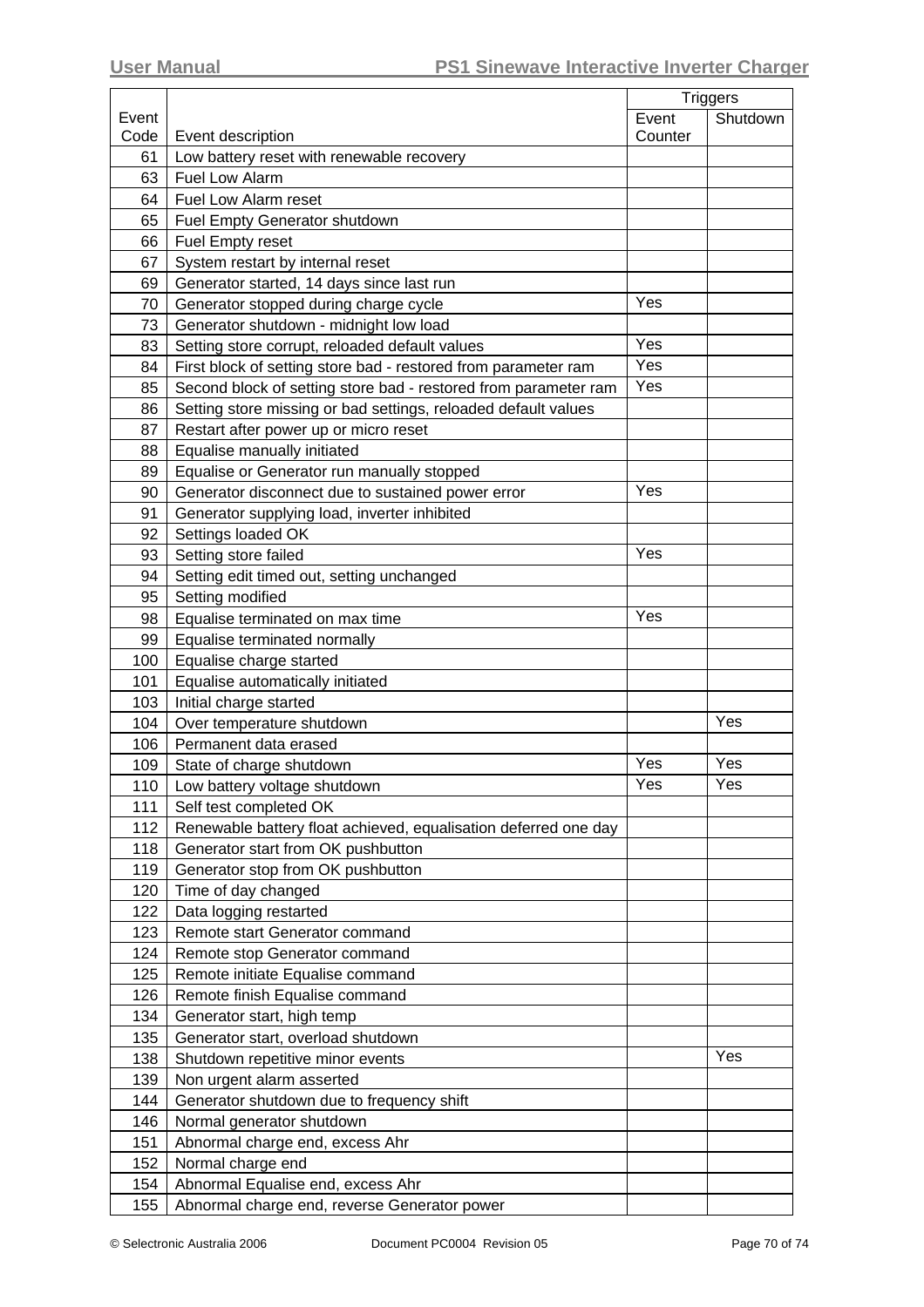| Event Code | Event description | Triggers | |
|---|---|---|---|
| | | Event Counter | Shutdown |
| 61 | Low battery reset with renewable recovery | | |
| 63 | Fuel Low Alarm | | |
| 64 | Fuel Low Alarm reset | | |
| 65 | Fuel Empty Generator shutdown | | |
| 66 | Fuel Empty reset | | |
| 67 | System restart by internal reset | | |
| 69 | Generator started, 14 days since last run | | |
| 70 | Generator stopped during charge cycle | Yes | |
| 73 | Generator shutdown - midnight low load | | |
| 83 | Setting store corrupt, reloaded default values | Yes | |
| 84 | First block of setting store bad - restored from parameter ram | Yes | |
| 85 | Second block of setting store bad - restored from parameter ram | Yes | |
| 86 | Setting store missing or bad settings, reloaded default values | | |
| 87 | Restart after power up or micro reset | | |
| 88 | Equalise manually initiated | | |
| 89 | Equalise or Generator run manually stopped | | |
| 90 | Generator disconnect due to sustained power error | Yes | |
| 91 | Generator supplying load, inverter inhibited | | |
| 92 | Settings loaded OK | | |
| 93 | Setting store failed | Yes | |
| 94 | Setting edit timed out, setting unchanged | | |
| 95 | Setting modified | | |
| 98 | Equalise terminated on max time | Yes | |
| 99 | Equalise terminated normally | | |
| 100 | Equalise charge started | | |
| 101 | Equalise automatically initiated | | |
| 103 | Initial charge started | | |
| 104 | Over temperature shutdown | | Yes |
| 106 | Permanent data erased | | |
| 109 | State of charge shutdown | Yes | Yes |
| 110 | Low battery voltage shutdown | Yes | Yes |
| 111 | Self test completed OK | | |
| 112 | Renewable battery float achieved, equalisation deferred one day | | |
| 118 | Generator start from OK pushbutton | | |
| 119 | Generator stop from OK pushbutton | | |
| 120 | Time of day changed | | |
| 122 | Data logging restarted | | |
| 123 | Remote start Generator command | | |
| 124 | Remote stop Generator command | | |
| 125 | Remote initiate Equalise command | | |
| 126 | Remote finish Equalise command | | |
| 134 | Generator start, high temp | | |
| 135 | Generator start, overload shutdown | | |
| 138 | Shutdown repetitive minor events | | Yes |
| 139 | Non urgent alarm asserted | | |
| 144 | Generator shutdown due to frequency shift | | |
| 146 | Normal generator shutdown | | |
| 151 | Abnormal charge end, excess Ahr | | |
| 152 | Normal charge end | | |
| 154 | Abnormal Equalise end, excess Ahr | | |
| 155 | Abnormal charge end, reverse Generator power | | |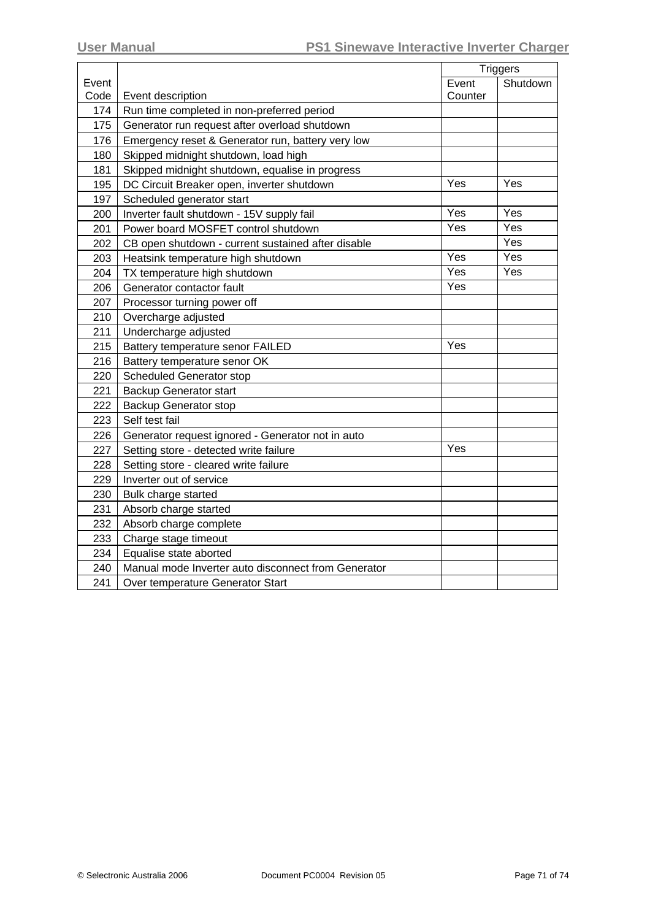| Event Code | Event description | Triggers | |
|---|---|---|---|
| | | Event Counter | Shutdown |
| 174 | Run time completed in non-preferred period | | |
| 175 | Generator run request after overload shutdown | | |
| 176 | Emergency reset & Generator run, battery very low | | |
| 180 | Skipped midnight shutdown, load high | | |
| 181 | Skipped midnight shutdown, equalise in progress | | |
| 195 | DC Circuit Breaker open, inverter shutdown | Yes | Yes |
| 197 | Scheduled generator start | | |
| 200 | Inverter fault shutdown - 15V supply fail | Yes | Yes |
| 201 | Power board MOSFET control shutdown | Yes | Yes |
| 202 | CB open shutdown - current sustained after disable | | Yes |
| 203 | Heatsink temperature high shutdown | Yes | Yes |
| 204 | TX temperature high shutdown | Yes | Yes |
| 206 | Generator contactor fault | Yes | |
| 207 | Processor turning power off | | |
| 210 | Overcharge adjusted | | |
| 211 | Undercharge adjusted | | |
| 215 | Battery temperature senor FAILED | Yes | |
| 216 | Battery temperature senor OK | | |
| 220 | Scheduled Generator stop | | |
| 221 | Backup Generator start | | |
| 222 | Backup Generator stop | | |
| 223 | Self test fail | | |
| 226 | Generator request ignored - Generator not in auto | | |
| 227 | Setting store - detected write failure | Yes | |
| 228 | Setting store - cleared write failure | | |
| 229 | Inverter out of service | | |
| 230 | Bulk charge started | | |
| 231 | Absorb charge started | | |
| 232 | Absorb charge complete | | |
| 233 | Charge stage timeout | | |
| 234 | Equalise state aborted | | |
| 240 | Manual mode Inverter auto disconnect from Generator | | |
| 241 | Over temperature Generator Start | | |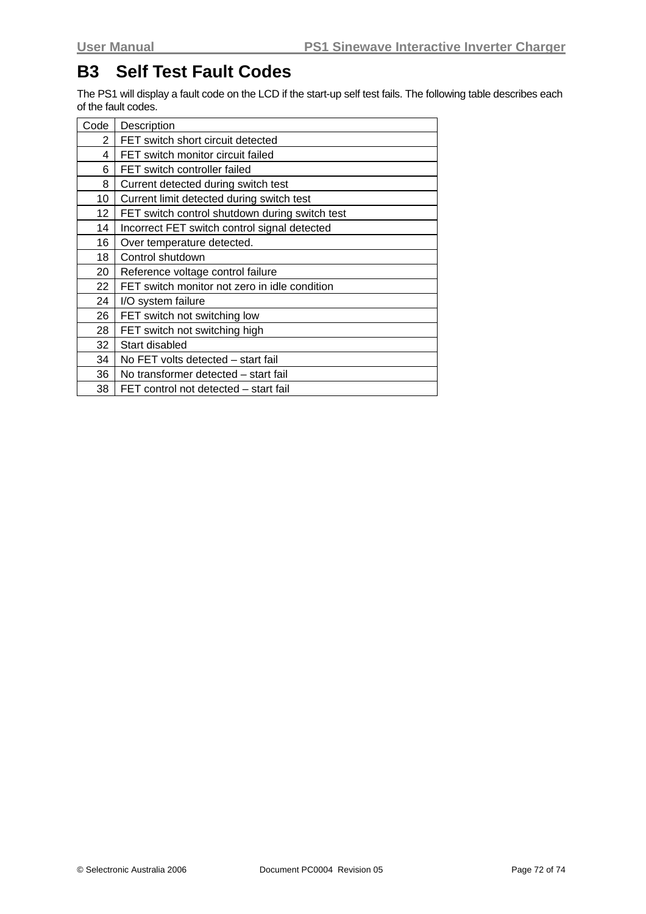# B3 Self Test Fault Codes

The PS1 will display a fault code on the LCD if the start-up self test fails. The following table describes each of the fault codes.

| Code | Description |
|---|---|
| 2 | FET switch short circuit detected |
| 4 | FET switch monitor circuit failed |
| 6 | FET switch controller failed |
| 8 | Current detected during switch test |
| 10 | Current limit detected during switch test |
| 12 | FET switch control shutdown during switch test |
| 14 | Incorrect FET switch control signal detected |
| 16 | Over temperature detected. |
| 18 | Control shutdown |
| 20 | Reference voltage control failure |
| 22 | FET switch monitor not zero in idle condition |
| 24 | I/O system failure |
| 26 | FET switch not switching low |
| 28 | FET switch not switching high |
| 32 | Start disabled |
| 34 | No FET volts detected – start fail |
| 36 | No transformer detected – start fail |
| 38 | FET control not detected – start fail |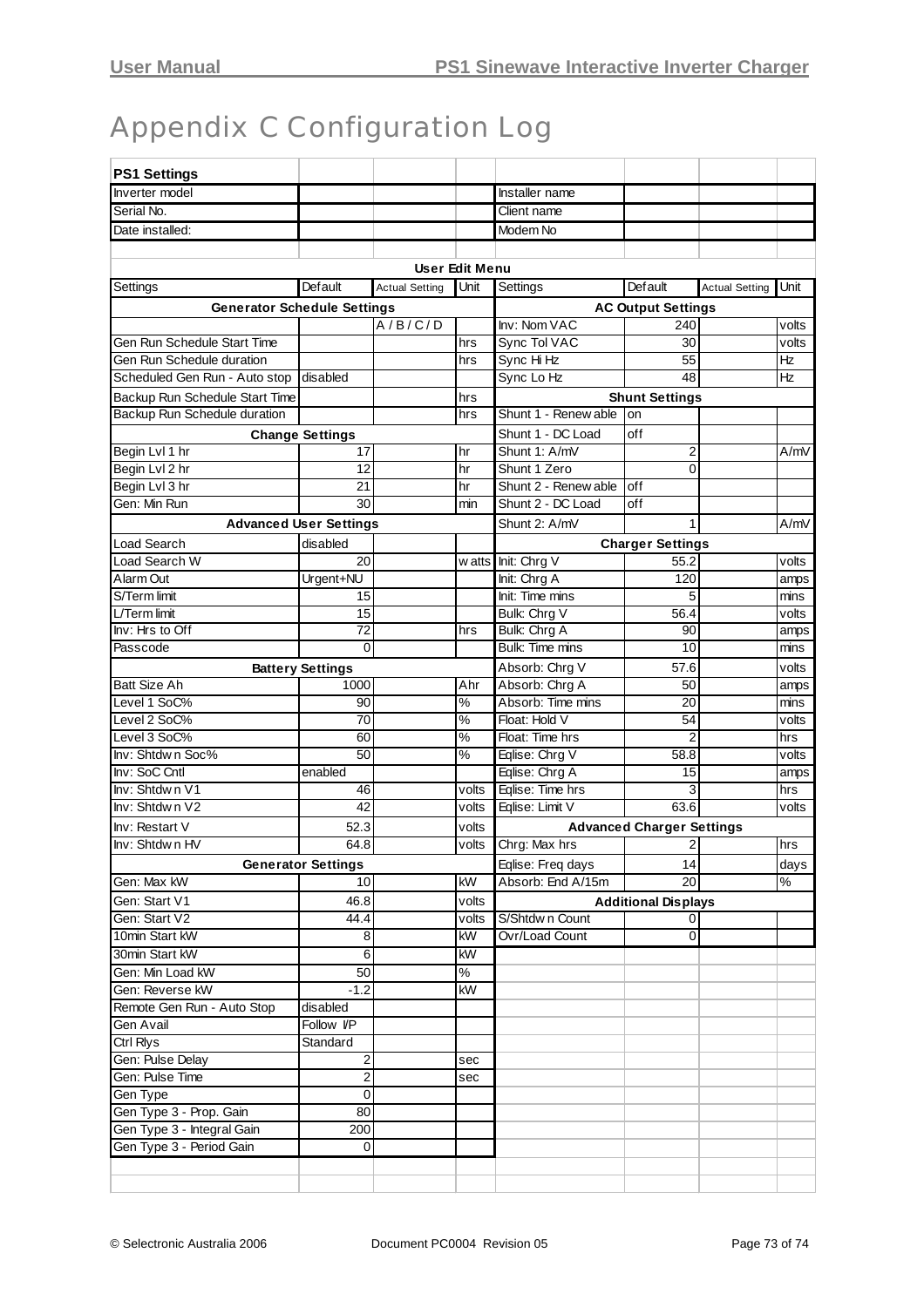# Appendix C Configuration Log

| PS1 Settings | | | | | | | |
|---|---|---|---|---|---|---|---|
| Inverter model | | | | Installer name | | | |
| Serial No. | | | | Client name | | | |
| Date installed: | | | | Modem No | | | |
| | | | | | | | |
| User Edit Menu | | | | | | | |
| Settings | Default | Actual Setting | Unit | Settings | Default | Actual Setting | Unit |
| Generator Schedule Settings | | | | AC Output Settings | | | |
| | | A / B / C / D | | Inv: Nom VAC | 240 | | volts |
| Gen Run Schedule Start Time | | | hrs | Sync Tol VAC | 30 | | volts |
| Gen Run Schedule duration | | | hrs | Sync Hi Hz | 55 | | Hz |
| Scheduled Gen Run - Auto stop | disabled | | | Sync Lo Hz | 48 | | Hz |
| Backup Run Schedule Start Time | | | hrs | Shunt Settings | | | |
| Backup Run Schedule duration | | | hrs | Shunt 1 - Renewable | on | | |
| Change Settings | | | | Shunt 1 - DC Load | off | | |
| Begin Lvl 1 hr | 17 | | hr | Shunt 1: A/mV | 2 | | A/mV |
| Begin Lvl 2 hr | 12 | | hr | Shunt 1 Zero | 0 | | |
| Begin Lvl 3 hr | 21 | | hr | Shunt 2 - Renewable | off | | |
| Gen: Min Run | 30 | | min | Shunt 2 - DC Load | off | | |
| Advanced User Settings | | | | Shunt 2: A/mV | 1 | | A/mV |
| Load Search | disabled | | | Charger Settings | | | |
| Load Search W | 20 | | watts | Init: Chrg V | 55.2 | | volts |
| Alarm Out | Urgent+NU | | | Init: Chrg A | 120 | | amps |
| S/Term limit | 15 | | | Init: Time mins | 5 | | mins |
| L/Term limit | 15 | | | Bulk: Chrg V | 56.4 | | volts |
| Inv: Hrs to Off | 72 | | hrs | Bulk: Chrg A | 90 | | amps |
| Passcode | 0 | | | Bulk: Time mins | 10 | | mins |
| Battery Settings | | | | Absorb: Chrg V | 57.6 | | volts |
| Batt Size Ah | 1000 | | Ahr | Absorb: Chrg A | 50 | | amps |
| Level 1 SoC% | 90 | | % | Absorb: Time mins | 20 | | mins |
| Level 2 SoC% | 70 | | % | Float: Hold V | 54 | | volts |
| Level 3 SoC% | 60 | | % | Float: Time hrs | 2 | | hrs |
| Inv: Shtdwn Soc% | 50 | | % | Eqlise: Chrg V | 58.8 | | volts |
| Inv: SoC Cntl | enabled | | | Eqlise: Chrg A | 15 | | amps |
| Inv: Shtdwn V1 | 46 | | volts | Eqlise: Time hrs | 3 | | hrs |
| Inv: Shtdwn V2 | 42 | | volts | Eqlise: Limit V | 63.6 | | volts |
| Inv: Restart V | 52.3 | | volts | Advanced Charger Settings | | | |
| Inv: Shtdwn HV | 64.8 | | volts | Chrg: Max hrs | 2 | | hrs |
| Generator Settings | | | | Eqlise: Freq days | 14 | | days |
| Gen: Max kW | 10 | | kW | Absorb: End A/15m | 20 | | % |
| Gen: Start V1 | 46.8 | | volts | Additional Displays | | | |
| Gen: Start V2 | 44.4 | | volts | S/Shtdwn Count | 0 | | |
| 10min Start kW | 8 | | kW | Ovr/Load Count | 0 | | |
| 30min Start kW | 6 | | kW | | | | |
| Gen: Min Load kW | 50 | | % | | | | |
| Gen: Reverse kW | -1.2 | | kW | | | | |
| Remote Gen Run - Auto Stop | disabled | | | | | | |
| Gen Avail | Follow I/P | | | | | | |
| Ctrl Rlys | Standard | | | | | | |
| Gen: Pulse Delay | 2 | | sec | | | | |
| Gen: Pulse Time | 2 | | sec | | | | |
| Gen Type | 0 | | | | | | |
| Gen Type 3 - Prop. Gain | 80 | | | | | | |
| Gen Type 3 - Integral Gain | 200 | | | | | | |
| Gen Type 3 - Period Gain | 0 | | | | | | |
| | | | | | | | |
| | | | | | | | |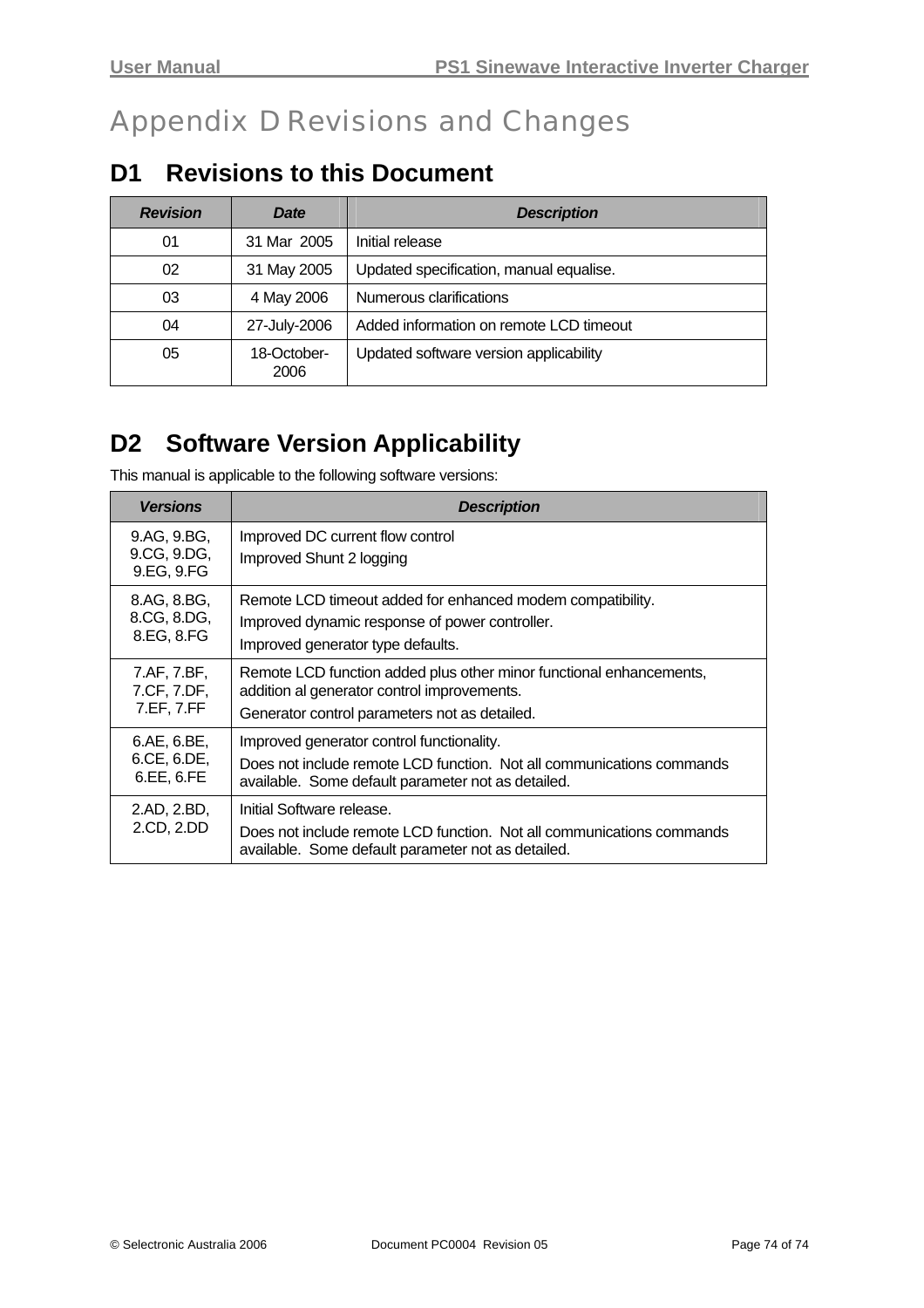# Appendix D Revisions and Changes

## D1 Revisions to this Document

| Revision | Date | Description |
|---|---|---|
| 01 | 31 Mar 2005 | Initial release |
| 02 | 31 May 2005 | Updated specification, manual equalise. |
| 03 | 4 May 2006 | Numerous clarifications |
| 04 | 27-July-2006 | Added information on remote LCD timeout |
| 05 | 18-October-2006 | Updated software version applicability |

## D2 Software Version Applicability

This manual is applicable to the following software versions:

| Versions | Description |
|---|---|
| 9.AG, 9.BG, 9.CG, 9.DG, 9.EG, 9.FG | Improved DC current flow control<br>Improved Shunt 2 logging |
| 8.AG, 8.BG, 8.CG, 8.DG, 8.EG, 8.FG | Remote LCD timeout added for enhanced modem compatibility.<br>Improved dynamic response of power controller.<br>Improved generator type defaults. |
| 7.AF, 7.BF, 7.CF, 7.DF, 7.EF, 7.FF | Remote LCD function added plus other minor functional enhancements, addition al generator control improvements.<br>Generator control parameters not as detailed. |
| 6.AE, 6.BE, 6.CE, 6.DE, 6.EE, 6.FE | Improved generator control functionality.<br>Does not include remote LCD function. Not all communications commands available. Some default parameter not as detailed. |
| 2.AD, 2.BD, 2.CD, 2.DD | Initial Software release.<br>Does not include remote LCD function. Not all communications commands available. Some default parameter not as detailed. |